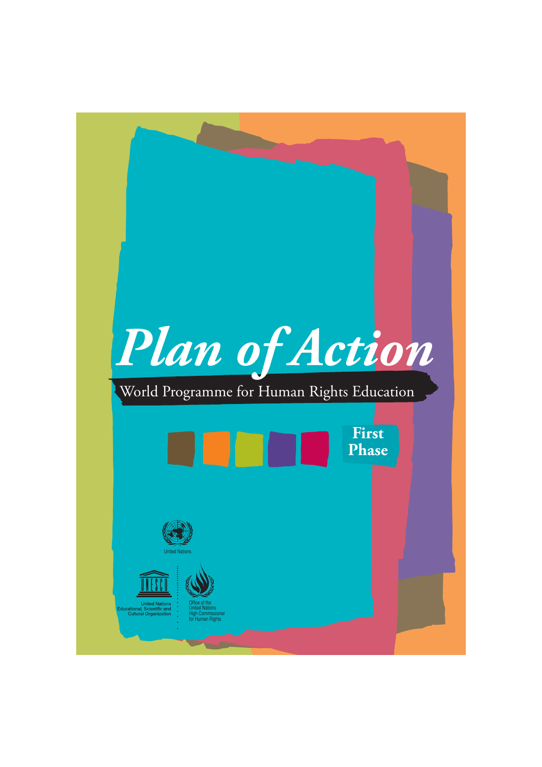# *Plan of Action*

## World Programme for Human Rights Education

**First Phase**

United Nations

United Nations Educational, Scientific and Cultural Organization

Office of the United Nations High Commissioner for Human Rights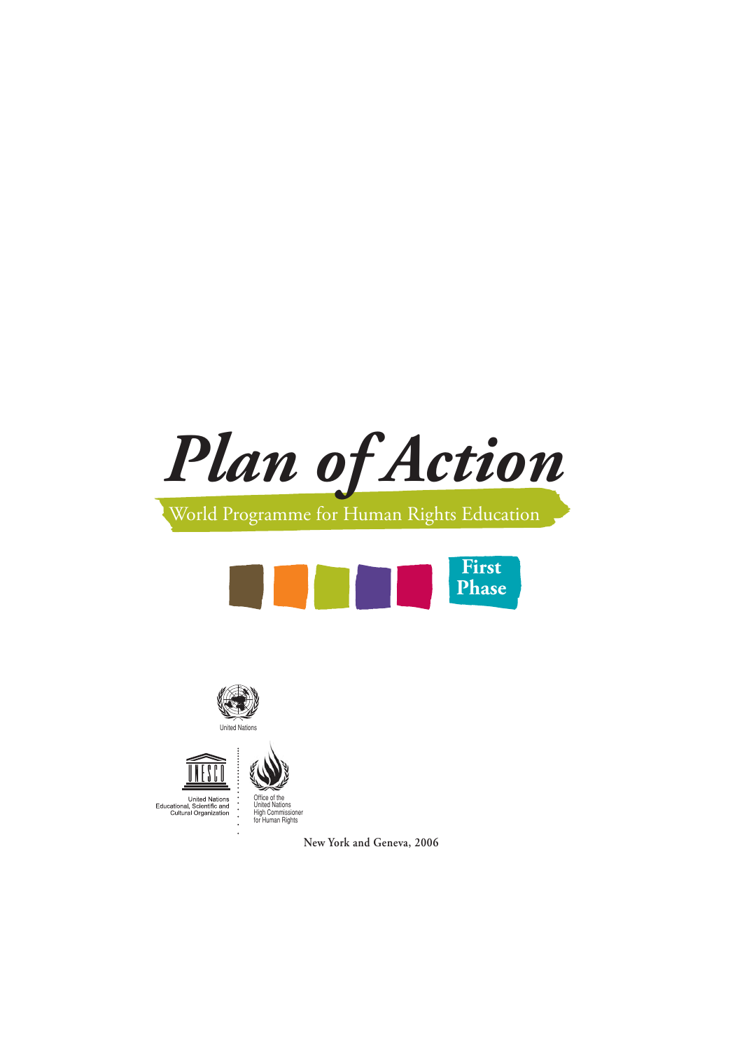# *Plan of Action*

## World Programme for Human Rights Education

**First Phase**

United Nations

United Nations Educational, Scientific and Cultural Organization

Office of the United Nations High Commissioner for Human Rights

**New York and Geneva, 2006**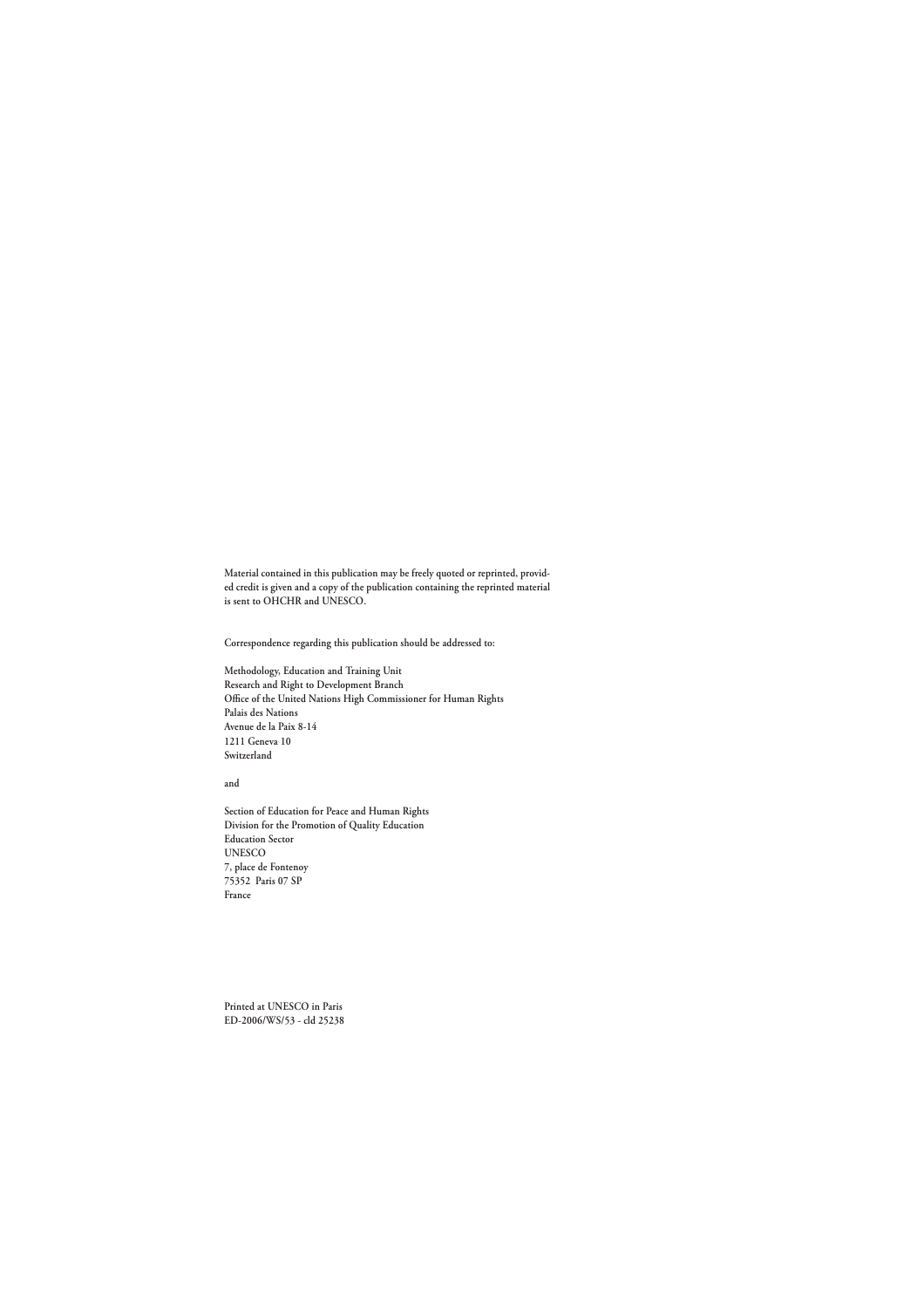Material contained in this publication may be freely quoted or reprinted, provided credit is given and a copy of the publication containing the reprinted material is sent to OHCHR and UNESCO.

Correspondence regarding this publication should be addressed to:

Methodology, Education and Training Unit
Research and Right to Development Branch
Office of the United Nations High Commissioner for Human Rights
Palais des Nations
Avenue de la Paix 8-14
1211 Geneva 10
Switzerland

and

Section of Education for Peace and Human Rights
Division for the Promotion of Quality Education
Education Sector
UNESCO
7, place de Fontenoy
75352 Paris 07 SP
France

Printed at UNESCO in Paris
ED-2006/WS/53 - cld 25238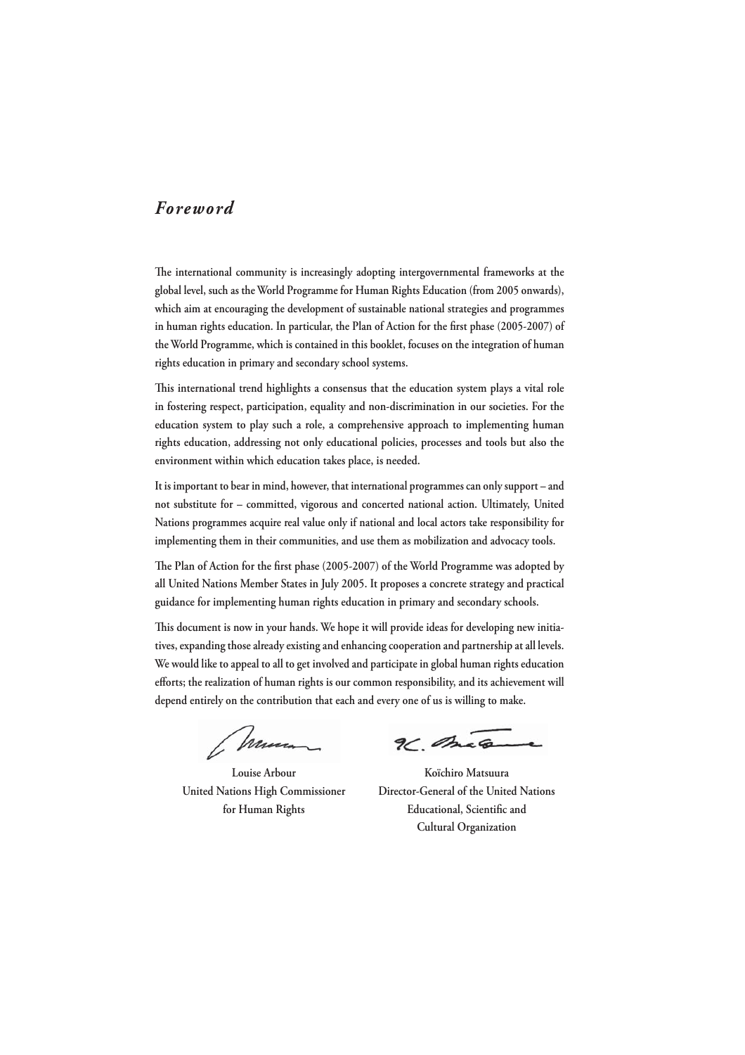# *Foreword*

The international community is increasingly adopting intergovernmental frameworks at the global level, such as the World Programme for Human Rights Education (from 2005 onwards), which aim at encouraging the development of sustainable national strategies and programmes in human rights education. In particular, the Plan of Action for the first phase (2005-2007) of the World Programme, which is contained in this booklet, focuses on the integration of human rights education in primary and secondary school systems.

This international trend highlights a consensus that the education system plays a vital role in fostering respect, participation, equality and non-discrimination in our societies. For the education system to play such a role, a comprehensive approach to implementing human rights education, addressing not only educational policies, processes and tools but also the environment within which education takes place, is needed.

It is important to bear in mind, however, that international programmes can only support – and not substitute for – committed, vigorous and concerted national action. Ultimately, United Nations programmes acquire real value only if national and local actors take responsibility for implementing them in their communities, and use them as mobilization and advocacy tools.

The Plan of Action for the first phase (2005-2007) of the World Programme was adopted by all United Nations Member States in July 2005. It proposes a concrete strategy and practical guidance for implementing human rights education in primary and secondary schools.

This document is now in your hands. We hope it will provide ideas for developing new initiatives, expanding those already existing and enhancing cooperation and partnership at all levels. We would like to appeal to all to get involved and participate in global human rights education efforts; the realization of human rights is our common responsibility, and its achievement will depend entirely on the contribution that each and every one of us is willing to make.

Louise Arbour
United Nations High Commissioner
for Human Rights

Koïchiro Matsuura
Director-General of the United Nations
Educational, Scientific and
Cultural Organization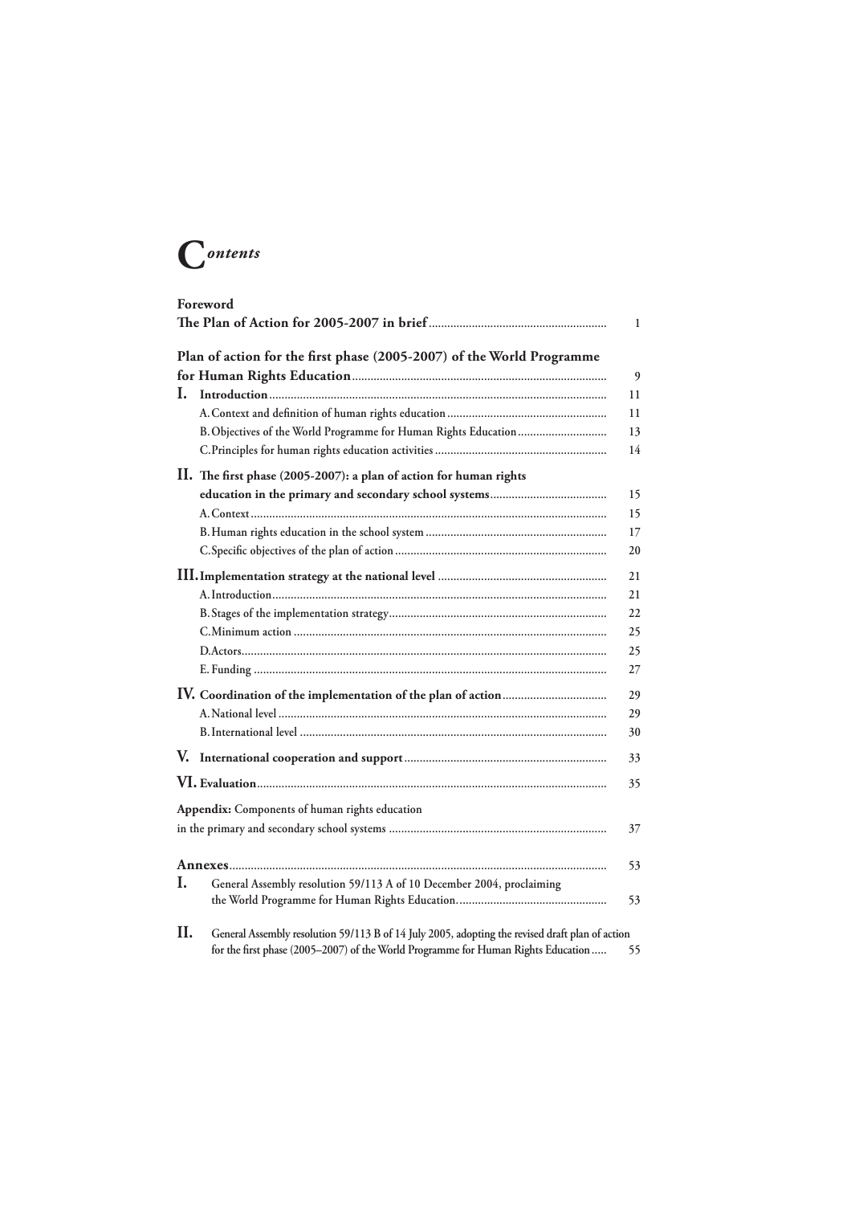# *Contents*

**Foreword**

**The Plan of Action for 2005-2007 in brief** ........................................................ 1

**Plan of action for the first phase (2005-2007) of the World Programme for Human Rights Education** ........................................................ 9

**I. Introduction** ........................................................ 11

A. Context and definition of human rights education ........................................................ 11

B. Objectives of the World Programme for Human Rights Education ........................................................ 13

C. Principles for human rights education activities ........................................................ 14

**II. The first phase (2005-2007): a plan of action for human rights education in the primary and secondary school systems** ........................................................ 15

A. Context ........................................................ 15

B. Human rights education in the school system ........................................................ 17

C. Specific objectives of the plan of action ........................................................ 20

**III. Implementation strategy at the national level** ........................................................ 21

A. Introduction ........................................................ 21

B. Stages of the implementation strategy ........................................................ 22

C. Minimum action ........................................................ 25

D. Actors ........................................................ 25

E. Funding ........................................................ 27

**IV. Coordination of the implementation of the plan of action** ........................................................ 29

A. National level ........................................................ 29

B. International level ........................................................ 30

**V. International cooperation and support** ........................................................ 33

**VI. Evaluation** ........................................................ 35

**Appendix:** Components of human rights education in the primary and secondary school systems ........................................................ 37

**Annexes** ........................................................ 53

**I.** General Assembly resolution 59/113 A of 10 December 2004, proclaiming the World Programme for Human Rights Education. ........................................................ 53

**II.** General Assembly resolution 59/113 B of 14 July 2005, adopting the revised draft plan of action for the first phase (2005–2007) of the World Programme for Human Rights Education ..... 55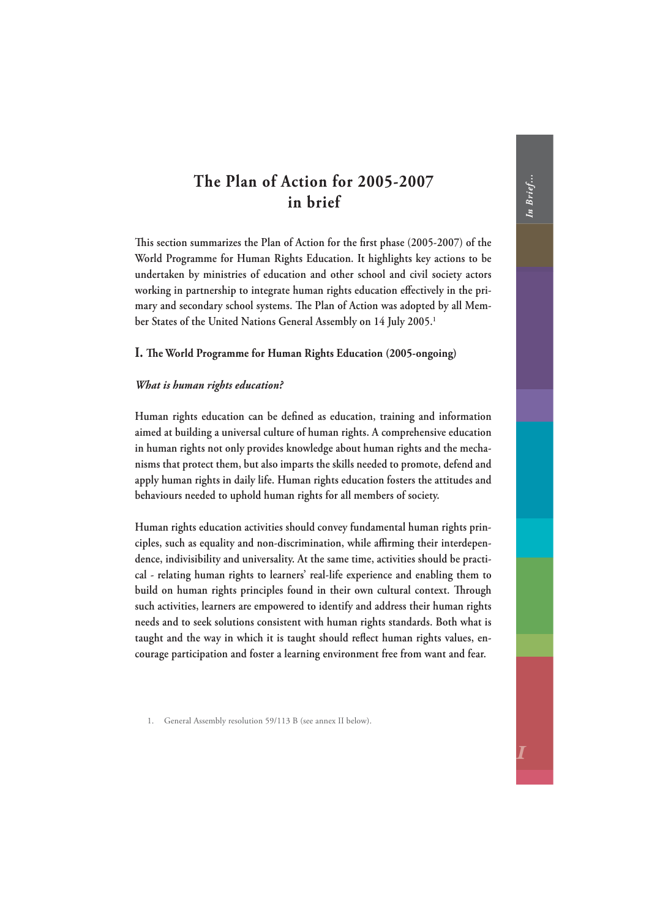# The Plan of Action for 2005-2007 in brief

This section summarizes the Plan of Action for the first phase (2005-2007) of the World Programme for Human Rights Education. It highlights key actions to be undertaken by ministries of education and other school and civil society actors working in partnership to integrate human rights education effectively in the primary and secondary school systems. The Plan of Action was adopted by all Member States of the United Nations General Assembly on 14 July 2005.[1]

## I. The World Programme for Human Rights Education (2005-ongoing)

### *What is human rights education?*

Human rights education can be defined as education, training and information aimed at building a universal culture of human rights. A comprehensive education in human rights not only provides knowledge about human rights and the mechanisms that protect them, but also imparts the skills needed to promote, defend and apply human rights in daily life. Human rights education fosters the attitudes and behaviours needed to uphold human rights for all members of society.

Human rights education activities should convey fundamental human rights principles, such as equality and non-discrimination, while affirming their interdependence, indivisibility and universality. At the same time, activities should be practical - relating human rights to learners' real-life experience and enabling them to build on human rights principles found in their own cultural context. Through such activities, learners are empowered to identify and address their human rights needs and to seek solutions consistent with human rights standards. Both what is taught and the way in which it is taught should reflect human rights values, encourage participation and foster a learning environment free from want and fear.

1. General Assembly resolution 59/113 B (see annex II below).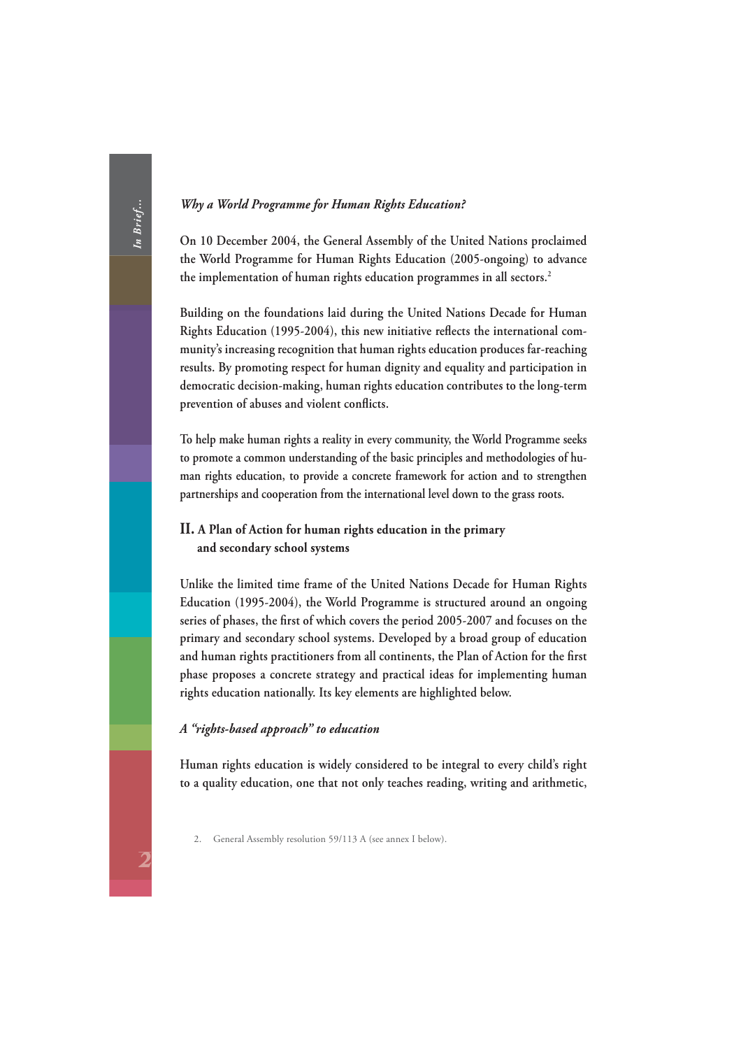*Why a World Programme for Human Rights Education?*

On 10 December 2004, the General Assembly of the United Nations proclaimed the World Programme for Human Rights Education (2005-ongoing) to advance the implementation of human rights education programmes in all sectors.[2]

Building on the foundations laid during the United Nations Decade for Human Rights Education (1995-2004), this new initiative reflects the international community's increasing recognition that human rights education produces far-reaching results. By promoting respect for human dignity and equality and participation in democratic decision-making, human rights education contributes to the long-term prevention of abuses and violent conflicts.

To help make human rights a reality in every community, the World Programme seeks to promote a common understanding of the basic principles and methodologies of human rights education, to provide a concrete framework for action and to strengthen partnerships and cooperation from the international level down to the grass roots.

## II. A Plan of Action for human rights education in the primary and secondary school systems

Unlike the limited time frame of the United Nations Decade for Human Rights Education (1995-2004), the World Programme is structured around an ongoing series of phases, the first of which covers the period 2005-2007 and focuses on the primary and secondary school systems. Developed by a broad group of education and human rights practitioners from all continents, the Plan of Action for the first phase proposes a concrete strategy and practical ideas for implementing human rights education nationally. Its key elements are highlighted below.

### *A "rights-based approach" to education*

Human rights education is widely considered to be integral to every child's right to a quality education, one that not only teaches reading, writing and arithmetic,

2. General Assembly resolution 59/113 A (see annex I below).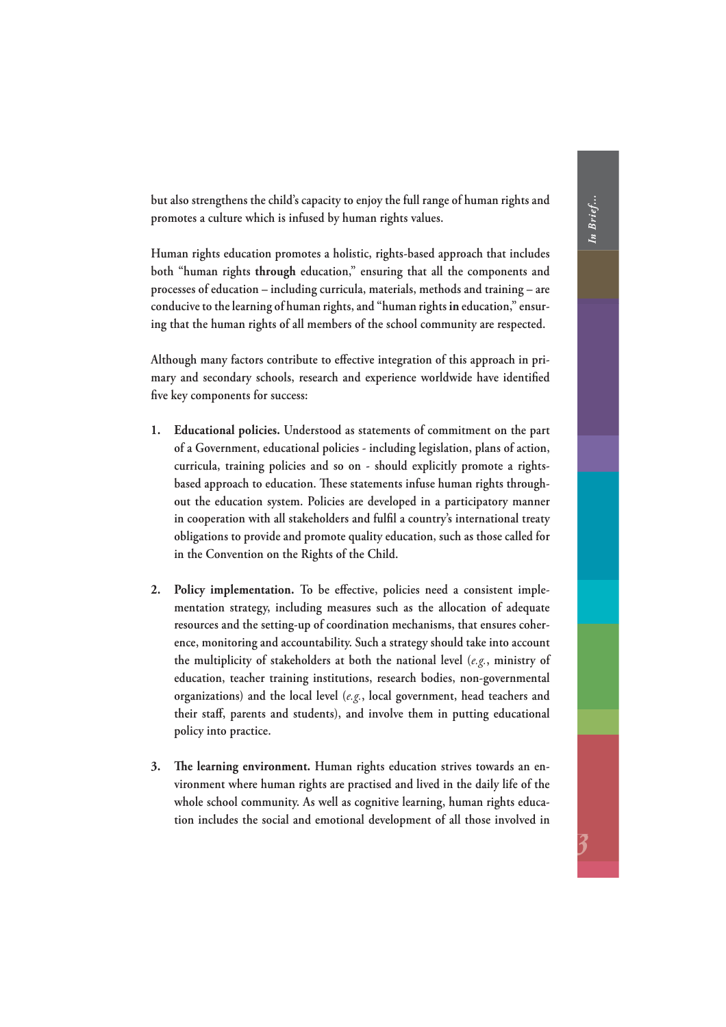but also strengthens the child's capacity to enjoy the full range of human rights and promotes a culture which is infused by human rights values.

Human rights education promotes a holistic, rights-based approach that includes both "human rights **through** education," ensuring that all the components and processes of education – including curricula, materials, methods and training – are conducive to the learning of human rights, and "human rights **in** education," ensuring that the human rights of all members of the school community are respected.

Although many factors contribute to effective integration of this approach in primary and secondary schools, research and experience worldwide have identified five key components for success:

1. **Educational policies.** Understood as statements of commitment on the part of a Government, educational policies - including legislation, plans of action, curricula, training policies and so on - should explicitly promote a rights-based approach to education. These statements infuse human rights throughout the education system. Policies are developed in a participatory manner in cooperation with all stakeholders and fulfil a country's international treaty obligations to provide and promote quality education, such as those called for in the Convention on the Rights of the Child.

2. **Policy implementation.** To be effective, policies need a consistent implementation strategy, including measures such as the allocation of adequate resources and the setting-up of coordination mechanisms, that ensures coherence, monitoring and accountability. Such a strategy should take into account the multiplicity of stakeholders at both the national level (*e.g.*, ministry of education, teacher training institutions, research bodies, non-governmental organizations) and the local level (*e.g.*, local government, head teachers and their staff, parents and students), and involve them in putting educational policy into practice.

3. **The learning environment.** Human rights education strives towards an environment where human rights are practised and lived in the daily life of the whole school community. As well as cognitive learning, human rights education includes the social and emotional development of all those involved in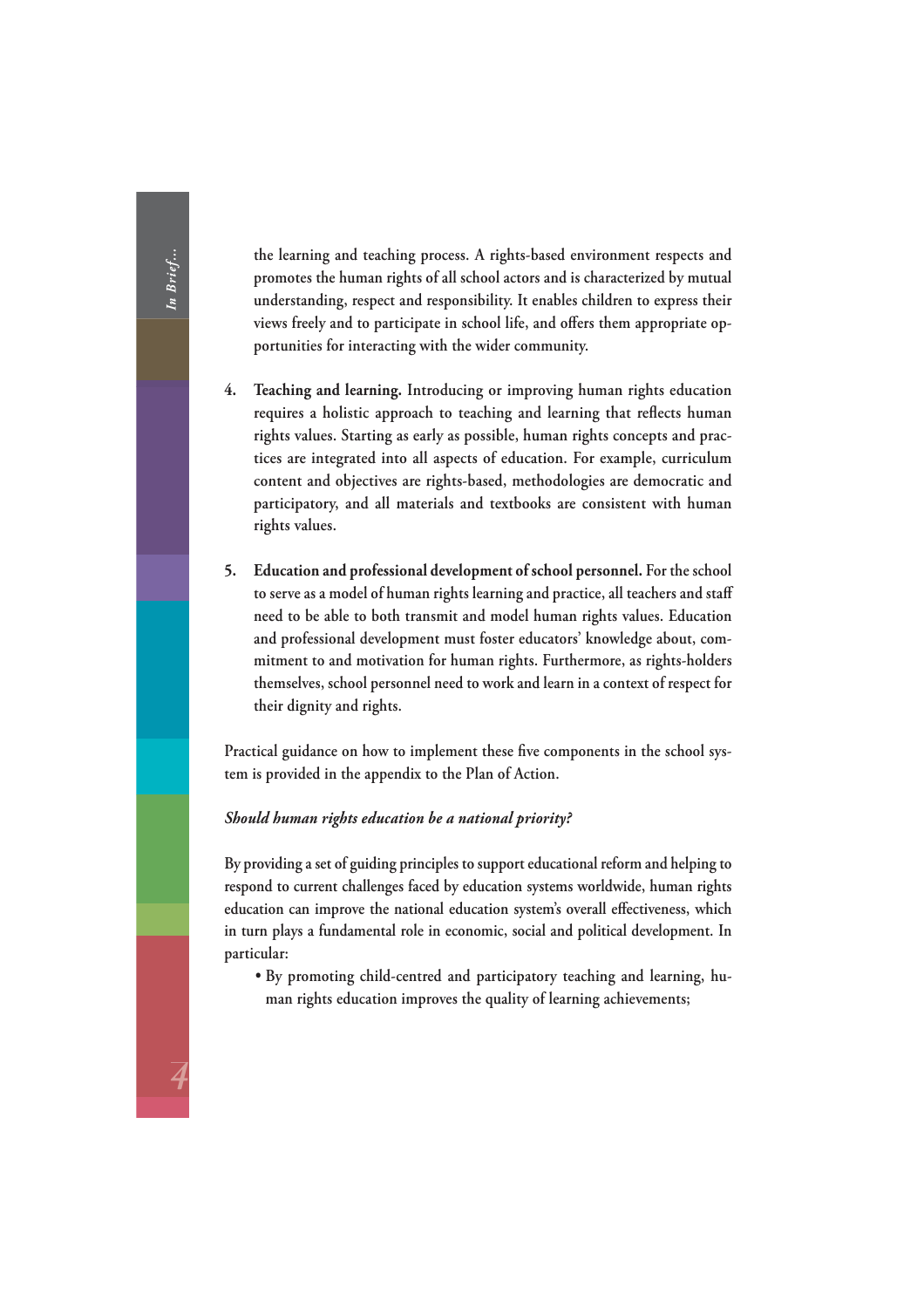the learning and teaching process. A rights-based environment respects and promotes the human rights of all school actors and is characterized by mutual understanding, respect and responsibility. It enables children to express their views freely and to participate in school life, and offers them appropriate opportunities for interacting with the wider community.

4. **Teaching and learning.** Introducing or improving human rights education requires a holistic approach to teaching and learning that reflects human rights values. Starting as early as possible, human rights concepts and practices are integrated into all aspects of education. For example, curriculum content and objectives are rights-based, methodologies are democratic and participatory, and all materials and textbooks are consistent with human rights values.

5. **Education and professional development of school personnel.** For the school to serve as a model of human rights learning and practice, all teachers and staff need to be able to both transmit and model human rights values. Education and professional development must foster educators' knowledge about, commitment to and motivation for human rights. Furthermore, as rights-holders themselves, school personnel need to work and learn in a context of respect for their dignity and rights.

Practical guidance on how to implement these five components in the school system is provided in the appendix to the Plan of Action.

***Should human rights education be a national priority?***

By providing a set of guiding principles to support educational reform and helping to respond to current challenges faced by education systems worldwide, human rights education can improve the national education system's overall effectiveness, which in turn plays a fundamental role in economic, social and political development. In particular:

- By promoting child-centred and participatory teaching and learning, human rights education improves the quality of learning achievements;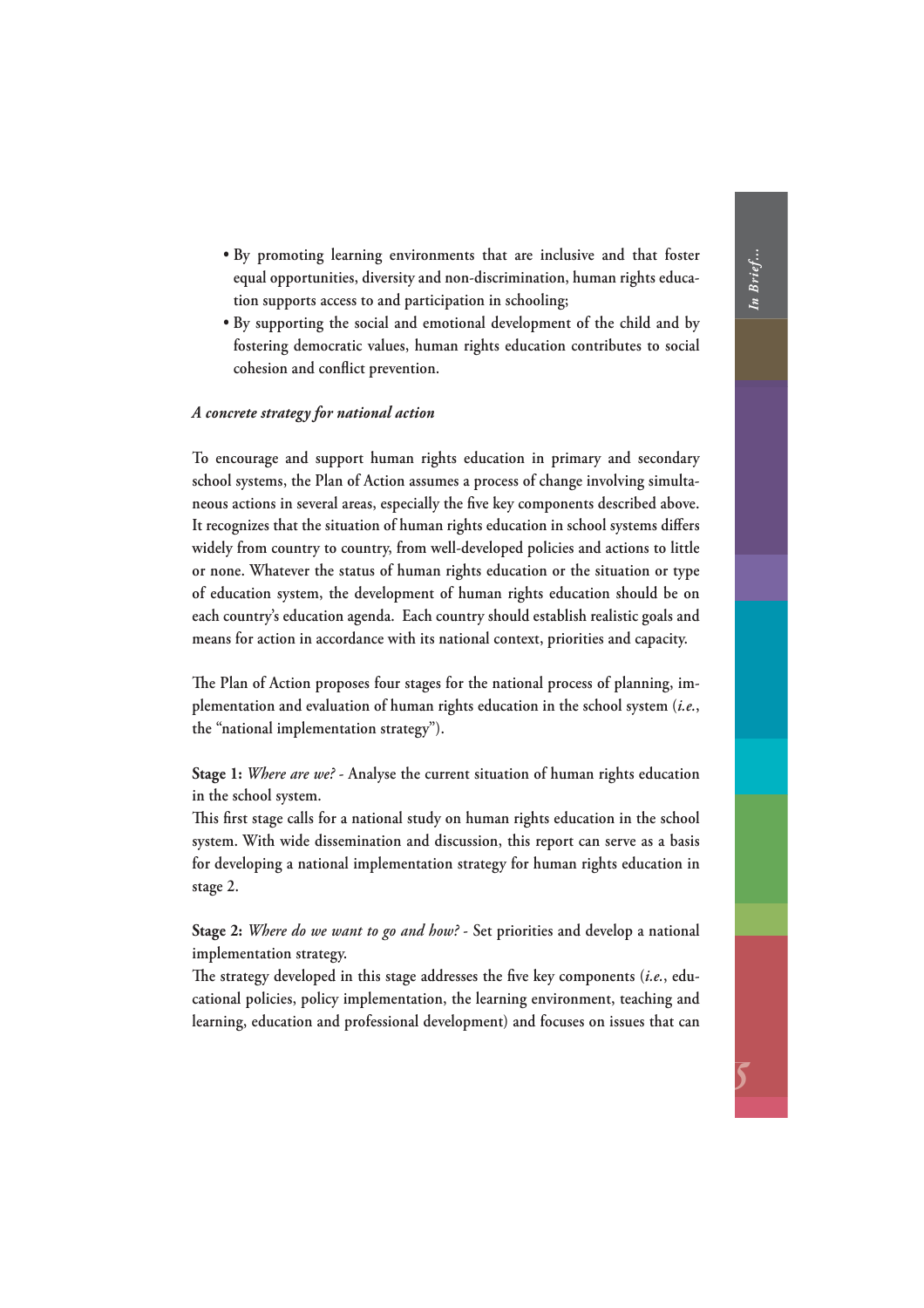- By promoting learning environments that are inclusive and that foster equal opportunities, diversity and non-discrimination, human rights education supports access to and participation in schooling;
- By supporting the social and emotional development of the child and by fostering democratic values, human rights education contributes to social cohesion and conflict prevention.

***A concrete strategy for national action***

To encourage and support human rights education in primary and secondary school systems, the Plan of Action assumes a process of change involving simultaneous actions in several areas, especially the five key components described above. It recognizes that the situation of human rights education in school systems differs widely from country to country, from well-developed policies and actions to little or none. Whatever the status of human rights education or the situation or type of education system, the development of human rights education should be on each country's education agenda. Each country should establish realistic goals and means for action in accordance with its national context, priorities and capacity.

The Plan of Action proposes four stages for the national process of planning, implementation and evaluation of human rights education in the school system (*i.e.*, the "national implementation strategy").

**Stage 1:** *Where are we?* - Analyse the current situation of human rights education in the school system.
This first stage calls for a national study on human rights education in the school system. With wide dissemination and discussion, this report can serve as a basis for developing a national implementation strategy for human rights education in stage 2.

**Stage 2:** *Where do we want to go and how?* - Set priorities and develop a national implementation strategy.
The strategy developed in this stage addresses the five key components (*i.e.*, educational policies, policy implementation, the learning environment, teaching and learning, education and professional development) and focuses on issues that can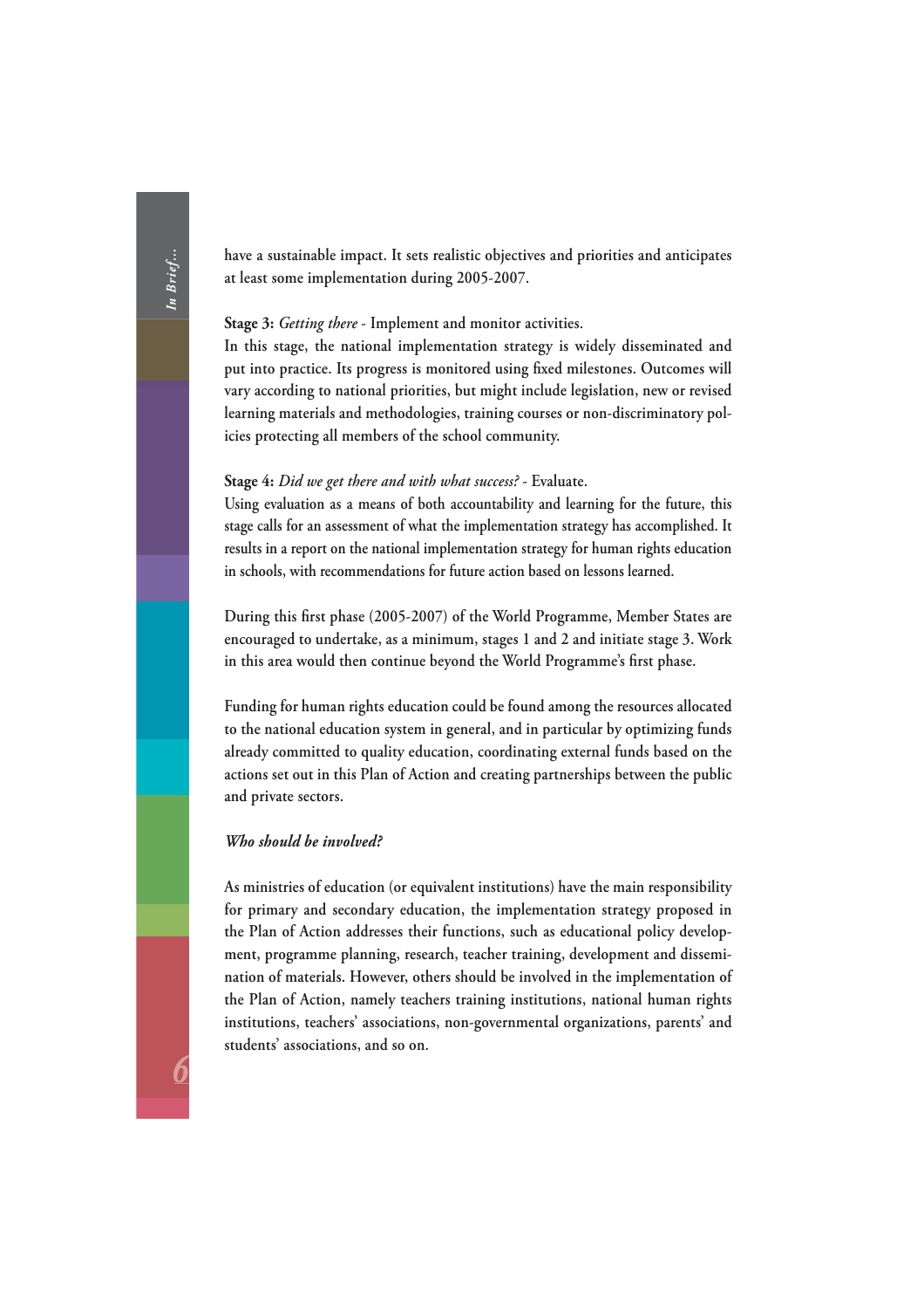have a sustainable impact. It sets realistic objectives and priorities and anticipates at least some implementation during 2005-2007.

**Stage 3:** *Getting there* - Implement and monitor activities.
In this stage, the national implementation strategy is widely disseminated and put into practice. Its progress is monitored using fixed milestones. Outcomes will vary according to national priorities, but might include legislation, new or revised learning materials and methodologies, training courses or non-discriminatory policies protecting all members of the school community.

**Stage 4:** *Did we get there and with what success?* - Evaluate.
Using evaluation as a means of both accountability and learning for the future, this stage calls for an assessment of what the implementation strategy has accomplished. It results in a report on the national implementation strategy for human rights education in schools, with recommendations for future action based on lessons learned.

During this first phase (2005-2007) of the World Programme, Member States are encouraged to undertake, as a minimum, stages 1 and 2 and initiate stage 3. Work in this area would then continue beyond the World Programme's first phase.

Funding for human rights education could be found among the resources allocated to the national education system in general, and in particular by optimizing funds already committed to quality education, coordinating external funds based on the actions set out in this Plan of Action and creating partnerships between the public and private sectors.

***Who should be involved?***

As ministries of education (or equivalent institutions) have the main responsibility for primary and secondary education, the implementation strategy proposed in the Plan of Action addresses their functions, such as educational policy development, programme planning, research, teacher training, development and dissemination of materials. However, others should be involved in the implementation of the Plan of Action, namely teachers training institutions, national human rights institutions, teachers' associations, non-governmental organizations, parents' and students' associations, and so on.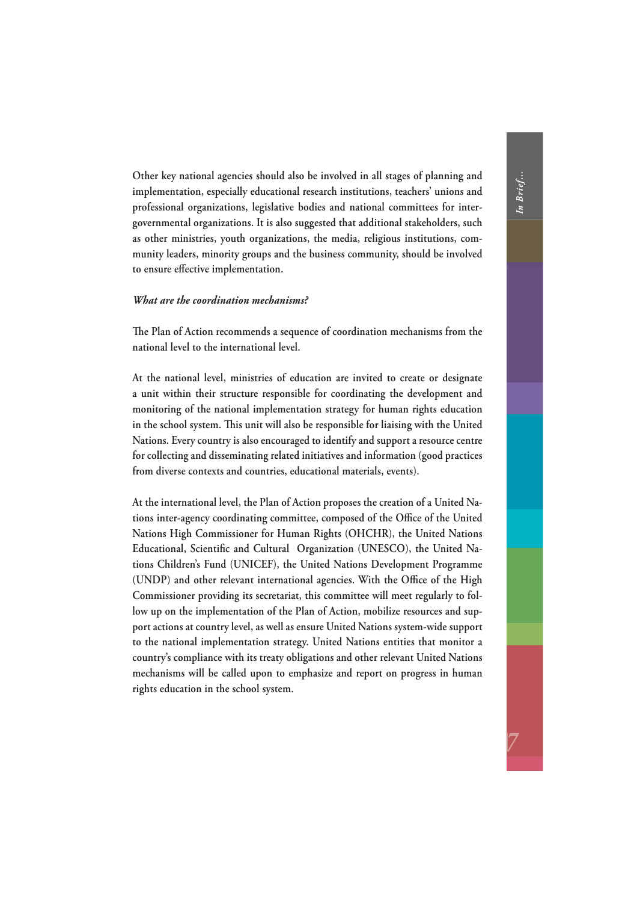Other key national agencies should also be involved in all stages of planning and implementation, especially educational research institutions, teachers' unions and professional organizations, legislative bodies and national committees for intergovernmental organizations. It is also suggested that additional stakeholders, such as other ministries, youth organizations, the media, religious institutions, community leaders, minority groups and the business community, should be involved to ensure effective implementation.

***What are the coordination mechanisms?***

The Plan of Action recommends a sequence of coordination mechanisms from the national level to the international level.

At the national level, ministries of education are invited to create or designate a unit within their structure responsible for coordinating the development and monitoring of the national implementation strategy for human rights education in the school system. This unit will also be responsible for liaising with the United Nations. Every country is also encouraged to identify and support a resource centre for collecting and disseminating related initiatives and information (good practices from diverse contexts and countries, educational materials, events).

At the international level, the Plan of Action proposes the creation of a United Nations inter-agency coordinating committee, composed of the Office of the United Nations High Commissioner for Human Rights (OHCHR), the United Nations Educational, Scientific and Cultural Organization (UNESCO), the United Nations Children's Fund (UNICEF), the United Nations Development Programme (UNDP) and other relevant international agencies. With the Office of the High Commissioner providing its secretariat, this committee will meet regularly to follow up on the implementation of the Plan of Action, mobilize resources and support actions at country level, as well as ensure United Nations system-wide support to the national implementation strategy. United Nations entities that monitor a country's compliance with its treaty obligations and other relevant United Nations mechanisms will be called upon to emphasize and report on progress in human rights education in the school system.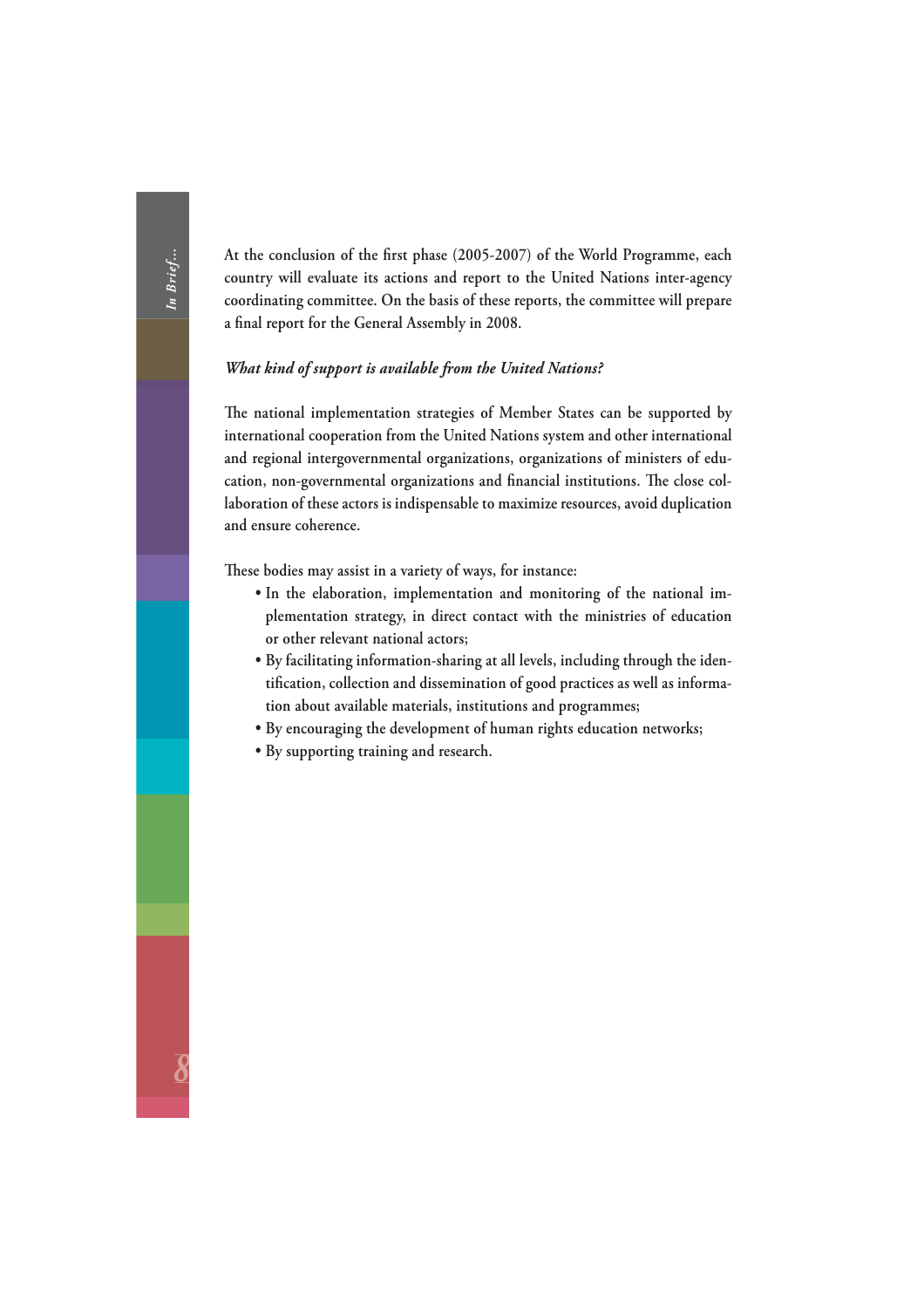At the conclusion of the first phase (2005-2007) of the World Programme, each country will evaluate its actions and report to the United Nations inter-agency coordinating committee. On the basis of these reports, the committee will prepare a final report for the General Assembly in 2008.

***What kind of support is available from the United Nations?***

The national implementation strategies of Member States can be supported by international cooperation from the United Nations system and other international and regional intergovernmental organizations, organizations of ministers of education, non-governmental organizations and financial institutions. The close collaboration of these actors is indispensable to maximize resources, avoid duplication and ensure coherence.

These bodies may assist in a variety of ways, for instance:

- In the elaboration, implementation and monitoring of the national implementation strategy, in direct contact with the ministries of education or other relevant national actors;
- By facilitating information-sharing at all levels, including through the identification, collection and dissemination of good practices as well as information about available materials, institutions and programmes;
- By encouraging the development of human rights education networks;
- By supporting training and research.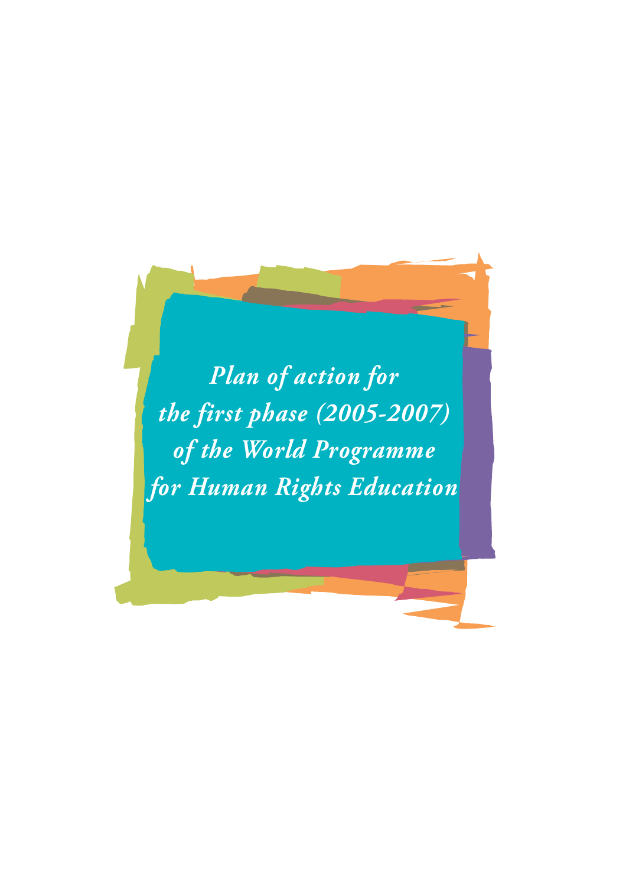# *Plan of action for the first phase (2005-2007) of the World Programme for Human Rights Education*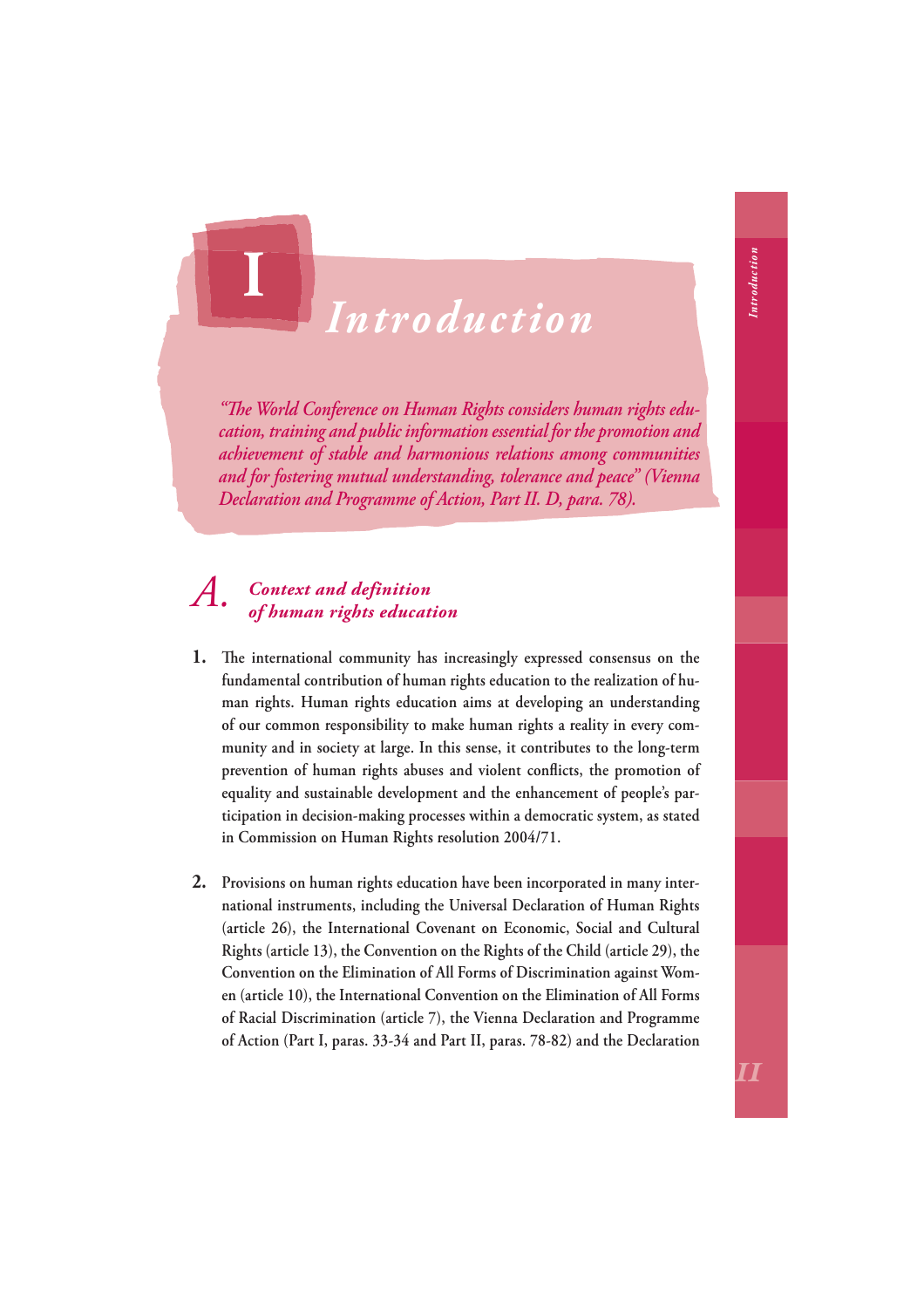# I Introduction

*"The World Conference on Human Rights considers human rights education, training and public information essential for the promotion and achievement of stable and harmonious relations among communities and for fostering mutual understanding, tolerance and peace" (Vienna Declaration and Programme of Action, Part II. D, para. 78).*

## A. Context and definition of human rights education

**1.** The international community has increasingly expressed consensus on the fundamental contribution of human rights education to the realization of human rights. Human rights education aims at developing an understanding of our common responsibility to make human rights a reality in every community and in society at large. In this sense, it contributes to the long-term prevention of human rights abuses and violent conflicts, the promotion of equality and sustainable development and the enhancement of people's participation in decision-making processes within a democratic system, as stated in Commission on Human Rights resolution 2004/71.

**2.** Provisions on human rights education have been incorporated in many international instruments, including the Universal Declaration of Human Rights (article 26), the International Covenant on Economic, Social and Cultural Rights (article 13), the Convention on the Rights of the Child (article 29), the Convention on the Elimination of All Forms of Discrimination against Women (article 10), the International Convention on the Elimination of All Forms of Racial Discrimination (article 7), the Vienna Declaration and Programme of Action (Part I, paras. 33-34 and Part II, paras. 78-82) and the Declaration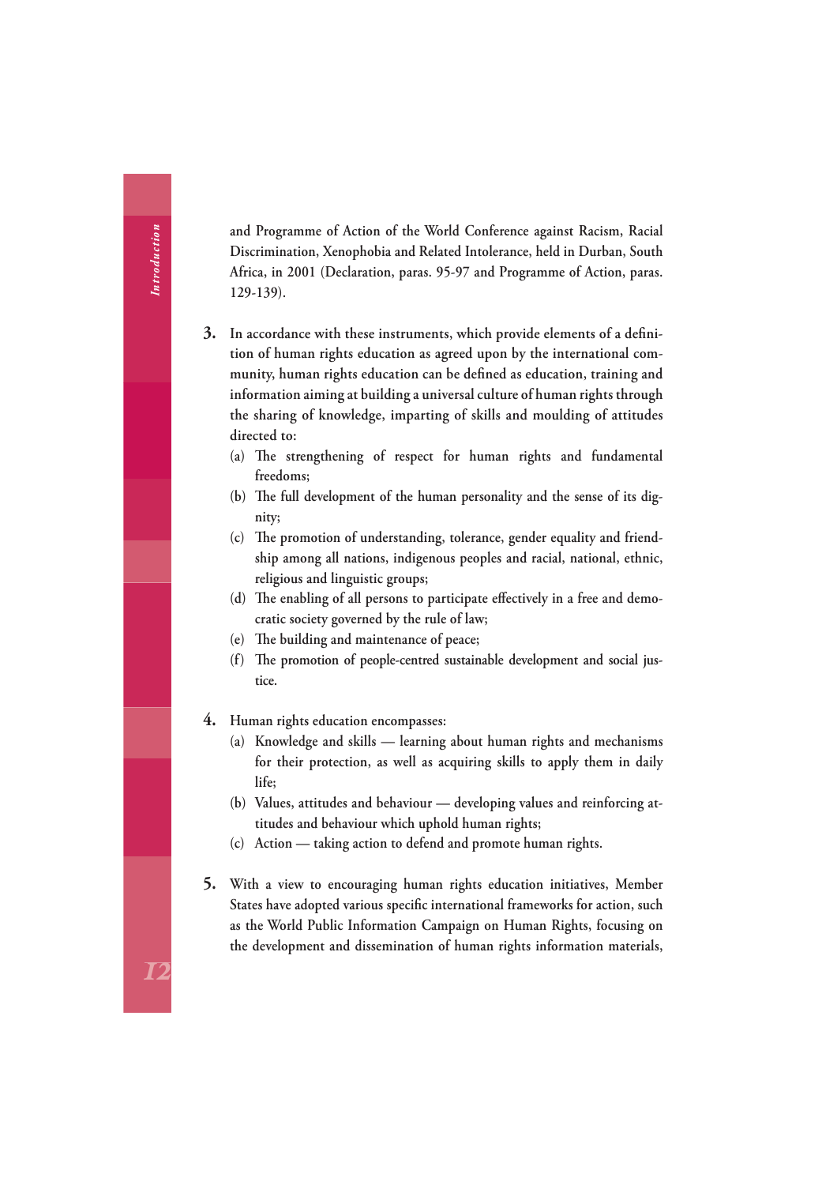and Programme of Action of the World Conference against Racism, Racial Discrimination, Xenophobia and Related Intolerance, held in Durban, South Africa, in 2001 (Declaration, paras. 95-97 and Programme of Action, paras. 129-139).

**3.** In accordance with these instruments, which provide elements of a definition of human rights education as agreed upon by the international community, human rights education can be defined as education, training and information aiming at building a universal culture of human rights through the sharing of knowledge, imparting of skills and moulding of attitudes directed to:

(a) The strengthening of respect for human rights and fundamental freedoms;

(b) The full development of the human personality and the sense of its dignity;

(c) The promotion of understanding, tolerance, gender equality and friendship among all nations, indigenous peoples and racial, national, ethnic, religious and linguistic groups;

(d) The enabling of all persons to participate effectively in a free and democratic society governed by the rule of law;

(e) The building and maintenance of peace;

(f) The promotion of people-centred sustainable development and social justice.

**4.** Human rights education encompasses:

(a) Knowledge and skills — learning about human rights and mechanisms for their protection, as well as acquiring skills to apply them in daily life;

(b) Values, attitudes and behaviour — developing values and reinforcing attitudes and behaviour which uphold human rights;

(c) Action — taking action to defend and promote human rights.

**5.** With a view to encouraging human rights education initiatives, Member States have adopted various specific international frameworks for action, such as the World Public Information Campaign on Human Rights, focusing on the development and dissemination of human rights information materials,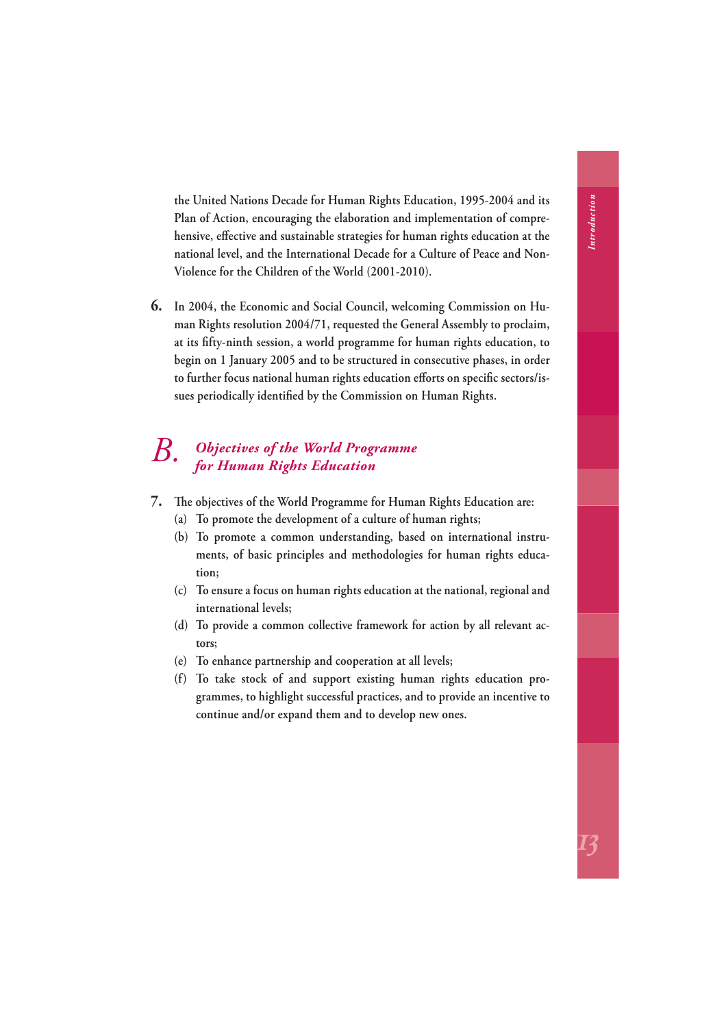the United Nations Decade for Human Rights Education, 1995-2004 and its Plan of Action, encouraging the elaboration and implementation of comprehensive, effective and sustainable strategies for human rights education at the national level, and the International Decade for a Culture of Peace and Non-Violence for the Children of the World (2001-2010).

**6.** In 2004, the Economic and Social Council, welcoming Commission on Human Rights resolution 2004/71, requested the General Assembly to proclaim, at its fifty-ninth session, a world programme for human rights education, to begin on 1 January 2005 and to be structured in consecutive phases, in order to further focus national human rights education efforts on specific sectors/issues periodically identified by the Commission on Human Rights.

## *B. Objectives of the World Programme for Human Rights Education*

**7.** The objectives of the World Programme for Human Rights Education are:

(a) To promote the development of a culture of human rights;

(b) To promote a common understanding, based on international instruments, of basic principles and methodologies for human rights education;

(c) To ensure a focus on human rights education at the national, regional and international levels;

(d) To provide a common collective framework for action by all relevant actors;

(e) To enhance partnership and cooperation at all levels;

(f) To take stock of and support existing human rights education programmes, to highlight successful practices, and to provide an incentive to continue and/or expand them and to develop new ones.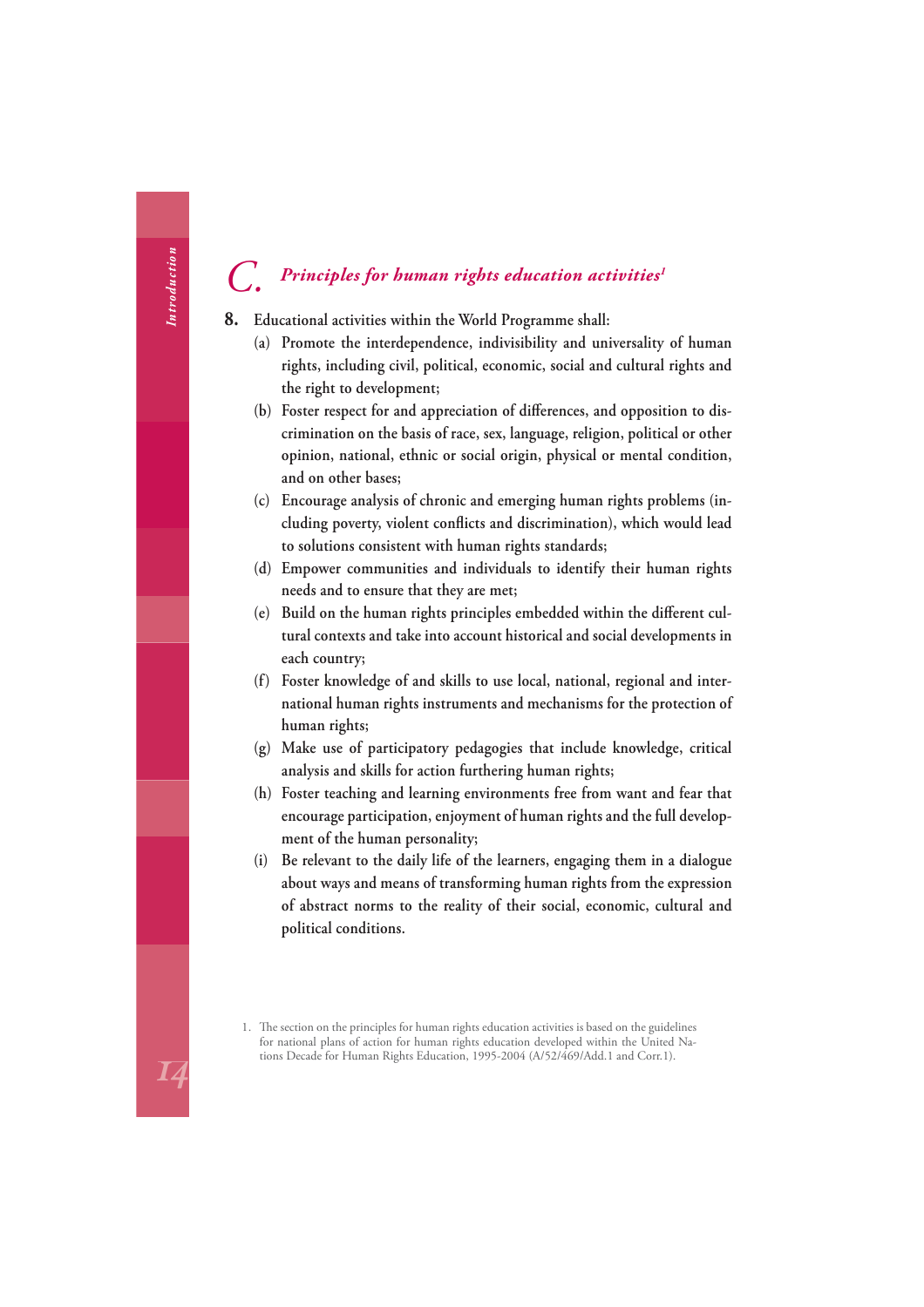## C. *Principles for human rights education activities*[1]

**8.** Educational activities within the World Programme shall:

(a) Promote the interdependence, indivisibility and universality of human rights, including civil, political, economic, social and cultural rights and the right to development;

(b) Foster respect for and appreciation of differences, and opposition to discrimination on the basis of race, sex, language, religion, political or other opinion, national, ethnic or social origin, physical or mental condition, and on other bases;

(c) Encourage analysis of chronic and emerging human rights problems (including poverty, violent conflicts and discrimination), which would lead to solutions consistent with human rights standards;

(d) Empower communities and individuals to identify their human rights needs and to ensure that they are met;

(e) Build on the human rights principles embedded within the different cultural contexts and take into account historical and social developments in each country;

(f) Foster knowledge of and skills to use local, national, regional and international human rights instruments and mechanisms for the protection of human rights;

(g) Make use of participatory pedagogies that include knowledge, critical analysis and skills for action furthering human rights;

(h) Foster teaching and learning environments free from want and fear that encourage participation, enjoyment of human rights and the full development of the human personality;

(i) Be relevant to the daily life of the learners, engaging them in a dialogue about ways and means of transforming human rights from the expression of abstract norms to the reality of their social, economic, cultural and political conditions.

1. The section on the principles for human rights education activities is based on the guidelines for national plans of action for human rights education developed within the United Nations Decade for Human Rights Education, 1995-2004 (A/52/469/Add.1 and Corr.1).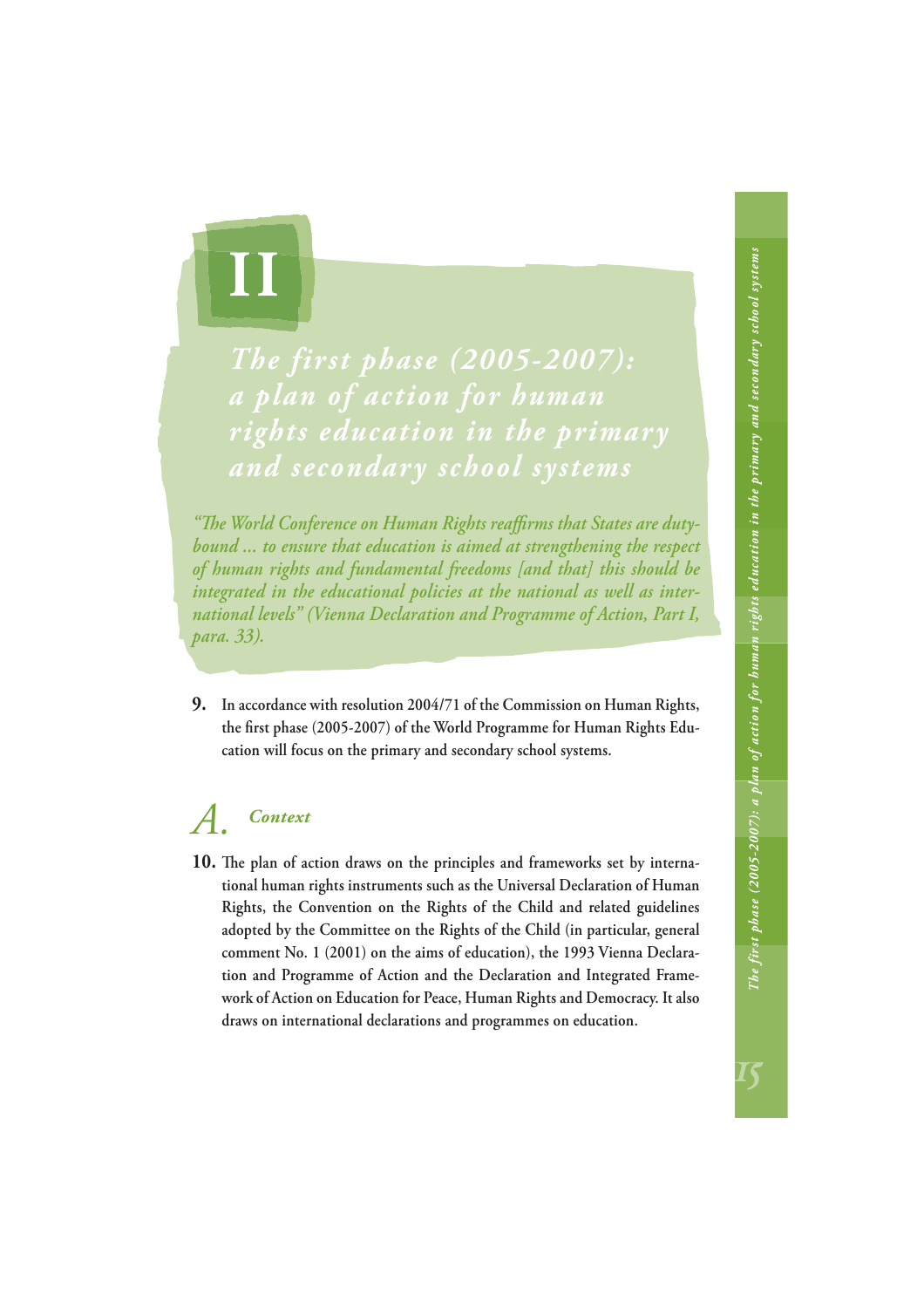# II

# *The first phase (2005-2007): a plan of action for human rights education in the primary and secondary school systems*

*"The World Conference on Human Rights reaffirms that States are duty-bound ... to ensure that education is aimed at strengthening the respect of human rights and fundamental freedoms [and that] this should be integrated in the educational policies at the national as well as international levels" (Vienna Declaration and Programme of Action, Part I, para. 33).*

**9.** In accordance with resolution 2004/71 of the Commission on Human Rights, the first phase (2005-2007) of the World Programme for Human Rights Education will focus on the primary and secondary school systems.

## *A. Context*

**10.** The plan of action draws on the principles and frameworks set by international human rights instruments such as the Universal Declaration of Human Rights, the Convention on the Rights of the Child and related guidelines adopted by the Committee on the Rights of the Child (in particular, general comment No. 1 (2001) on the aims of education), the 1993 Vienna Declaration and Programme of Action and the Declaration and Integrated Framework of Action on Education for Peace, Human Rights and Democracy. It also draws on international declarations and programmes on education.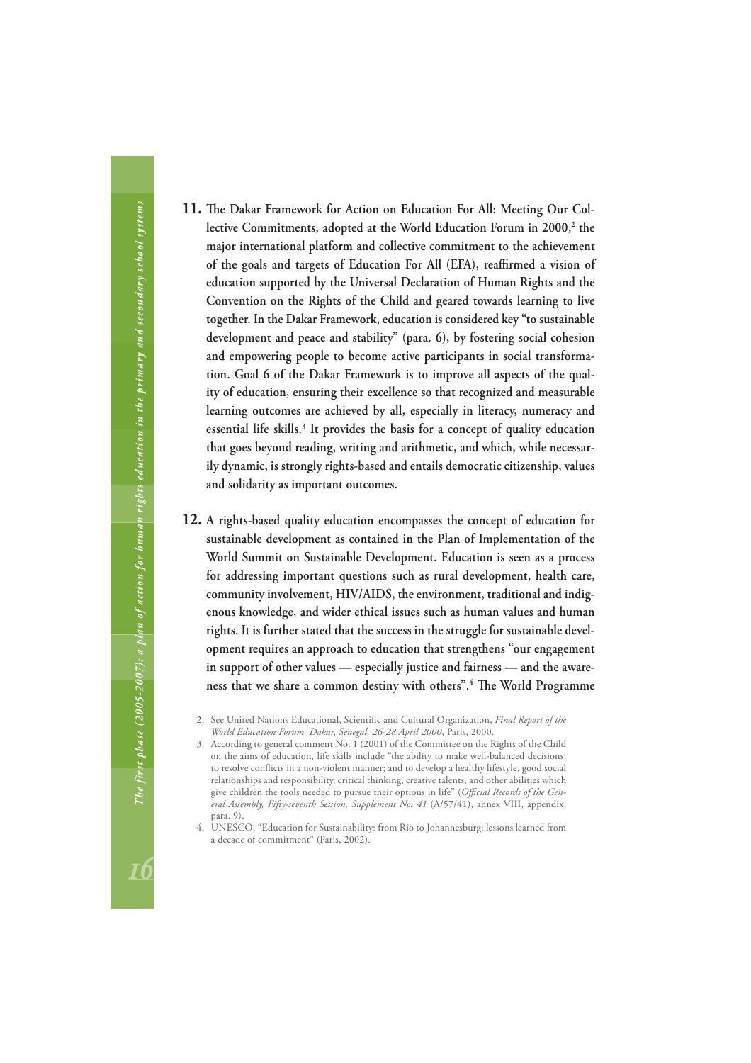**11.** The Dakar Framework for Action on Education For All: Meeting Our Collective Commitments, adopted at the World Education Forum in 2000,[2] the major international platform and collective commitment to the achievement of the goals and targets of Education For All (EFA), reaffirmed a vision of education supported by the Universal Declaration of Human Rights and the Convention on the Rights of the Child and geared towards learning to live together. In the Dakar Framework, education is considered key "to sustainable development and peace and stability" (para. 6), by fostering social cohesion and empowering people to become active participants in social transformation. Goal 6 of the Dakar Framework is to improve all aspects of the quality of education, ensuring their excellence so that recognized and measurable learning outcomes are achieved by all, especially in literacy, numeracy and essential life skills.[3] It provides the basis for a concept of quality education that goes beyond reading, writing and arithmetic, and which, while necessarily dynamic, is strongly rights-based and entails democratic citizenship, values and solidarity as important outcomes.

**12.** A rights-based quality education encompasses the concept of education for sustainable development as contained in the Plan of Implementation of the World Summit on Sustainable Development. Education is seen as a process for addressing important questions such as rural development, health care, community involvement, HIV/AIDS, the environment, traditional and indigenous knowledge, and wider ethical issues such as human values and human rights. It is further stated that the success in the struggle for sustainable development requires an approach to education that strengthens "our engagement in support of other values — especially justice and fairness — and the awareness that we share a common destiny with others".[4] The World Programme

2. See United Nations Educational, Scientific and Cultural Organization, *Final Report of the World Education Forum, Dakar, Senegal, 26-28 April 2000*, Paris, 2000.

3. According to general comment No. 1 (2001) of the Committee on the Rights of the Child on the aims of education, life skills include "the ability to make well-balanced decisions; to resolve conflicts in a non-violent manner; and to develop a healthy lifestyle, good social relationships and responsibility, critical thinking, creative talents, and other abilities which give children the tools needed to pursue their options in life" (*Official Records of the General Assembly, Fifty-seventh Session, Supplement No. 41* (A/57/41), annex VIII, appendix, para. 9).

4. UNESCO, "Education for Sustainability: from Rio to Johannesburg: lessons learned from a decade of commitment" (Paris, 2002).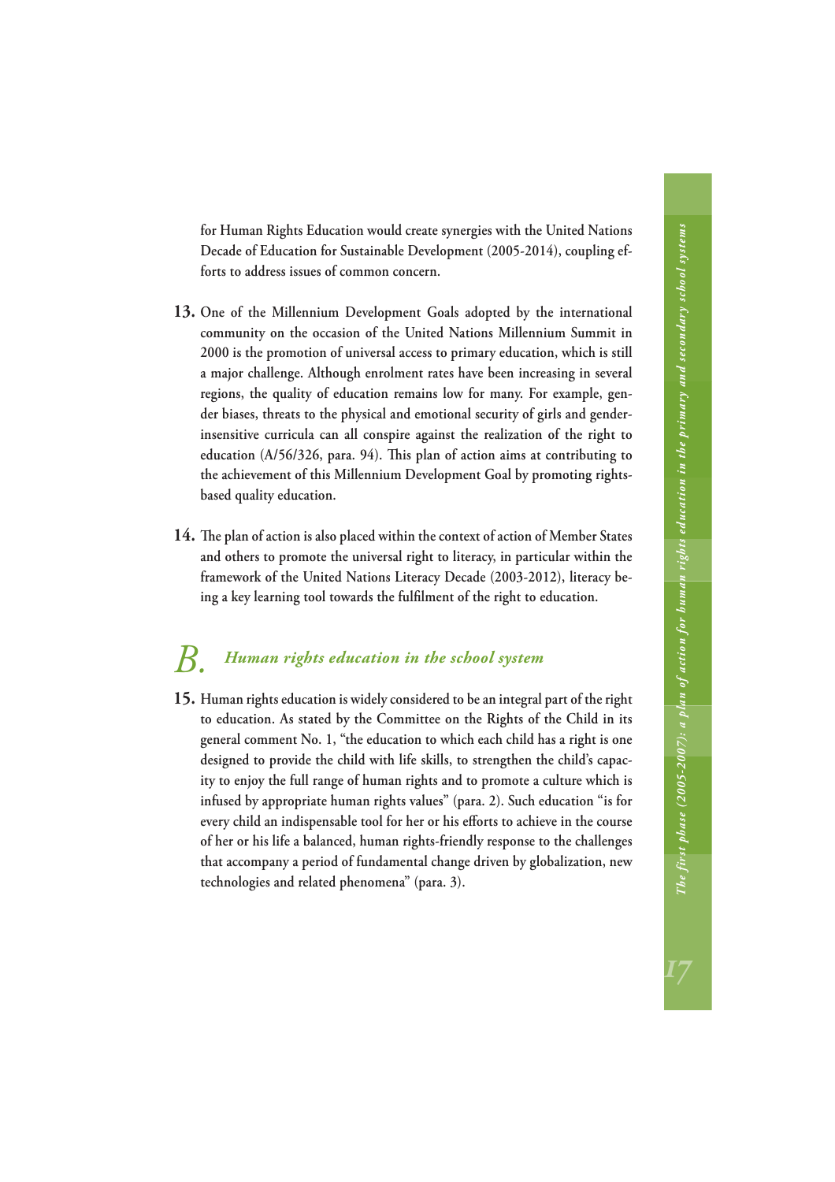for Human Rights Education would create synergies with the United Nations Decade of Education for Sustainable Development (2005-2014), coupling efforts to address issues of common concern.

**13.** One of the Millennium Development Goals adopted by the international community on the occasion of the United Nations Millennium Summit in 2000 is the promotion of universal access to primary education, which is still a major challenge. Although enrolment rates have been increasing in several regions, the quality of education remains low for many. For example, gender biases, threats to the physical and emotional security of girls and gender-insensitive curricula can all conspire against the realization of the right to education (A/56/326, para. 94). This plan of action aims at contributing to the achievement of this Millennium Development Goal by promoting rights-based quality education.

**14.** The plan of action is also placed within the context of action of Member States and others to promote the universal right to literacy, in particular within the framework of the United Nations Literacy Decade (2003-2012), literacy being a key learning tool towards the fulfilment of the right to education.

## *B. Human rights education in the school system*

**15.** Human rights education is widely considered to be an integral part of the right to education. As stated by the Committee on the Rights of the Child in its general comment No. 1, "the education to which each child has a right is one designed to provide the child with life skills, to strengthen the child's capacity to enjoy the full range of human rights and to promote a culture which is infused by appropriate human rights values" (para. 2). Such education "is for every child an indispensable tool for her or his efforts to achieve in the course of her or his life a balanced, human rights-friendly response to the challenges that accompany a period of fundamental change driven by globalization, new technologies and related phenomena" (para. 3).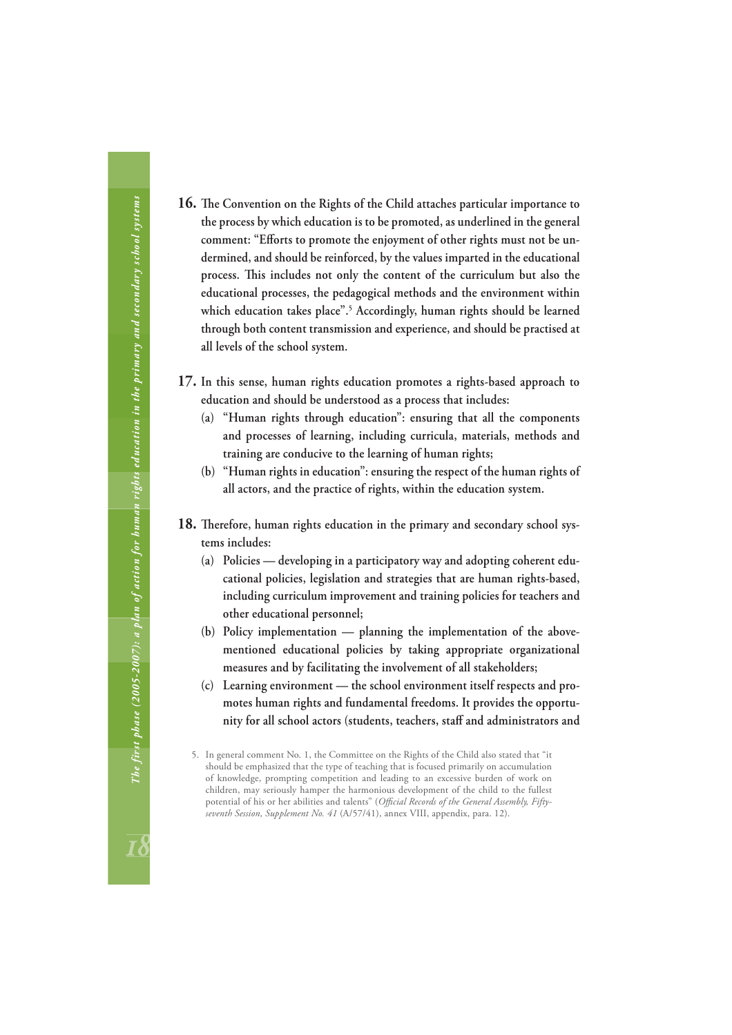**16.** The Convention on the Rights of the Child attaches particular importance to the process by which education is to be promoted, as underlined in the general comment: "Efforts to promote the enjoyment of other rights must not be undermined, and should be reinforced, by the values imparted in the educational process. This includes not only the content of the curriculum but also the educational processes, the pedagogical methods and the environment within which education takes place".[5] Accordingly, human rights should be learned through both content transmission and experience, and should be practised at all levels of the school system.

**17.** In this sense, human rights education promotes a rights-based approach to education and should be understood as a process that includes:

(a) "Human rights through education": ensuring that all the components and processes of learning, including curricula, materials, methods and training are conducive to the learning of human rights;

(b) "Human rights in education": ensuring the respect of the human rights of all actors, and the practice of rights, within the education system.

**18.** Therefore, human rights education in the primary and secondary school systems includes:

(a) Policies — developing in a participatory way and adopting coherent educational policies, legislation and strategies that are human rights-based, including curriculum improvement and training policies for teachers and other educational personnel;

(b) Policy implementation — planning the implementation of the above-mentioned educational policies by taking appropriate organizational measures and by facilitating the involvement of all stakeholders;

(c) Learning environment — the school environment itself respects and promotes human rights and fundamental freedoms. It provides the opportunity for all school actors (students, teachers, staff and administrators and

5. In general comment No. 1, the Committee on the Rights of the Child also stated that "it should be emphasized that the type of teaching that is focused primarily on accumulation of knowledge, prompting competition and leading to an excessive burden of work on children, may seriously hamper the harmonious development of the child to the fullest potential of his or her abilities and talents" (*Official Records of the General Assembly, Fifty-seventh Session, Supplement No. 41* (A/57/41), annex VIII, appendix, para. 12).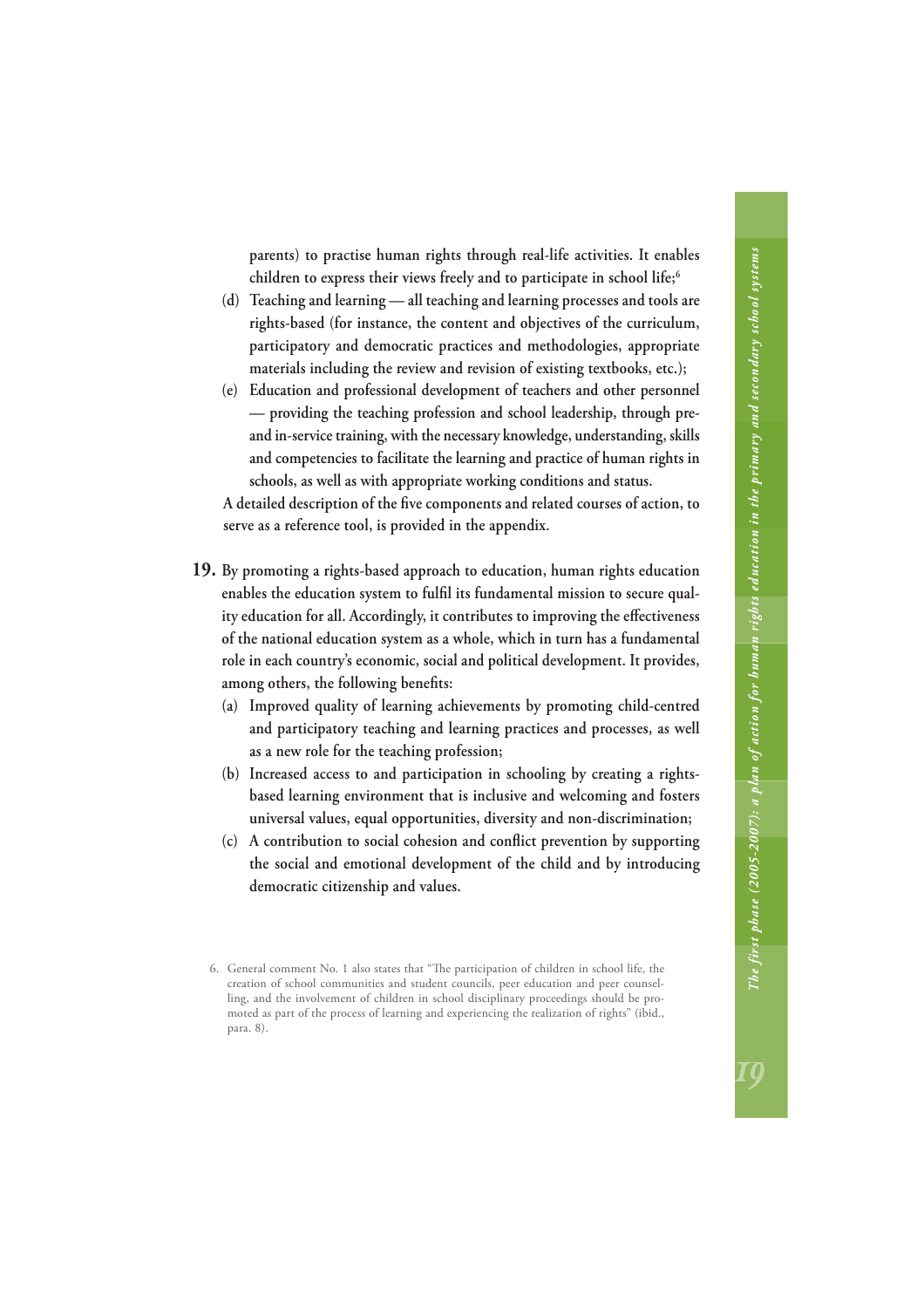parents) to practise human rights through real-life activities. It enables children to express their views freely and to participate in school life;[6]

(d) Teaching and learning — all teaching and learning processes and tools are rights-based (for instance, the content and objectives of the curriculum, participatory and democratic practices and methodologies, appropriate materials including the review and revision of existing textbooks, etc.);

(e) Education and professional development of teachers and other personnel — providing the teaching profession and school leadership, through pre- and in-service training, with the necessary knowledge, understanding, skills and competencies to facilitate the learning and practice of human rights in schools, as well as with appropriate working conditions and status.

A detailed description of the five components and related courses of action, to serve as a reference tool, is provided in the appendix.

**19.** By promoting a rights-based approach to education, human rights education enables the education system to fulfil its fundamental mission to secure quality education for all. Accordingly, it contributes to improving the effectiveness of the national education system as a whole, which in turn has a fundamental role in each country's economic, social and political development. It provides, among others, the following benefits:

(a) Improved quality of learning achievements by promoting child-centred and participatory teaching and learning practices and processes, as well as a new role for the teaching profession;

(b) Increased access to and participation in schooling by creating a rights-based learning environment that is inclusive and welcoming and fosters universal values, equal opportunities, diversity and non-discrimination;

(c) A contribution to social cohesion and conflict prevention by supporting the social and emotional development of the child and by introducing democratic citizenship and values.

6. General comment No. 1 also states that "The participation of children in school life, the creation of school communities and student councils, peer education and peer counselling, and the involvement of children in school disciplinary proceedings should be promoted as part of the process of learning and experiencing the realization of rights" (ibid., para. 8).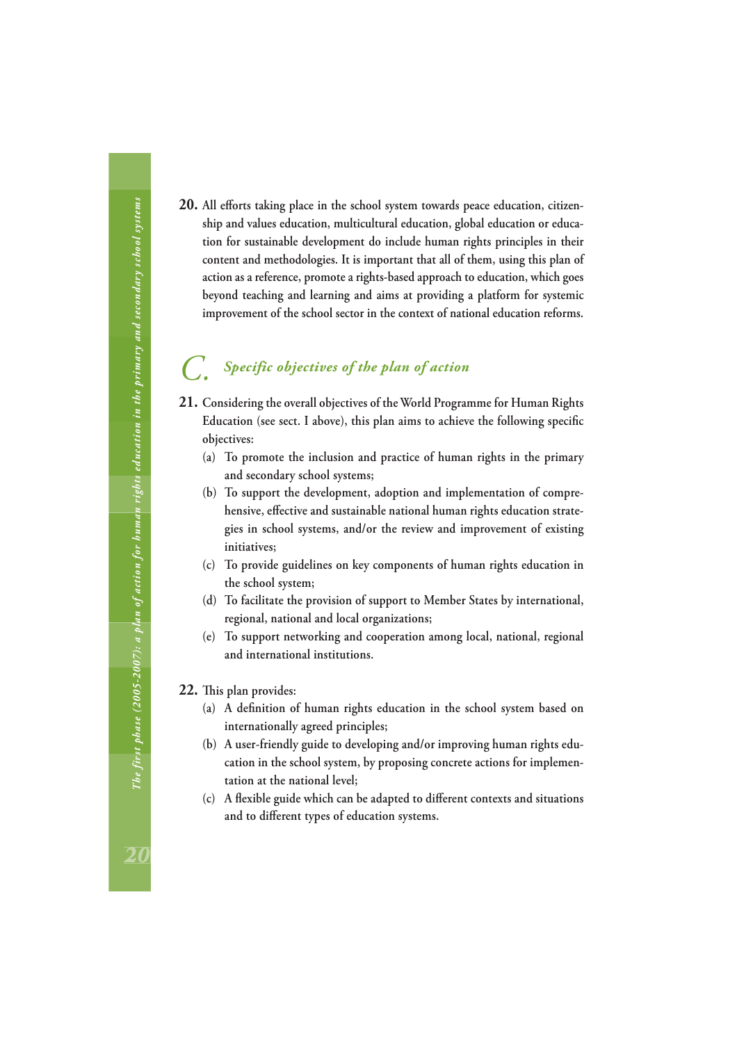**20.** All efforts taking place in the school system towards peace education, citizenship and values education, multicultural education, global education or education for sustainable development do include human rights principles in their content and methodologies. It is important that all of them, using this plan of action as a reference, promote a rights-based approach to education, which goes beyond teaching and learning and aims at providing a platform for systemic improvement of the school sector in the context of national education reforms.

## C. *Specific objectives of the plan of action*

**21.** Considering the overall objectives of the World Programme for Human Rights Education (see sect. I above), this plan aims to achieve the following specific objectives:

(a) To promote the inclusion and practice of human rights in the primary and secondary school systems;

(b) To support the development, adoption and implementation of comprehensive, effective and sustainable national human rights education strategies in school systems, and/or the review and improvement of existing initiatives;

(c) To provide guidelines on key components of human rights education in the school system;

(d) To facilitate the provision of support to Member States by international, regional, national and local organizations;

(e) To support networking and cooperation among local, national, regional and international institutions.

**22.** This plan provides:

(a) A definition of human rights education in the school system based on internationally agreed principles;

(b) A user-friendly guide to developing and/or improving human rights education in the school system, by proposing concrete actions for implementation at the national level;

(c) A flexible guide which can be adapted to different contexts and situations and to different types of education systems.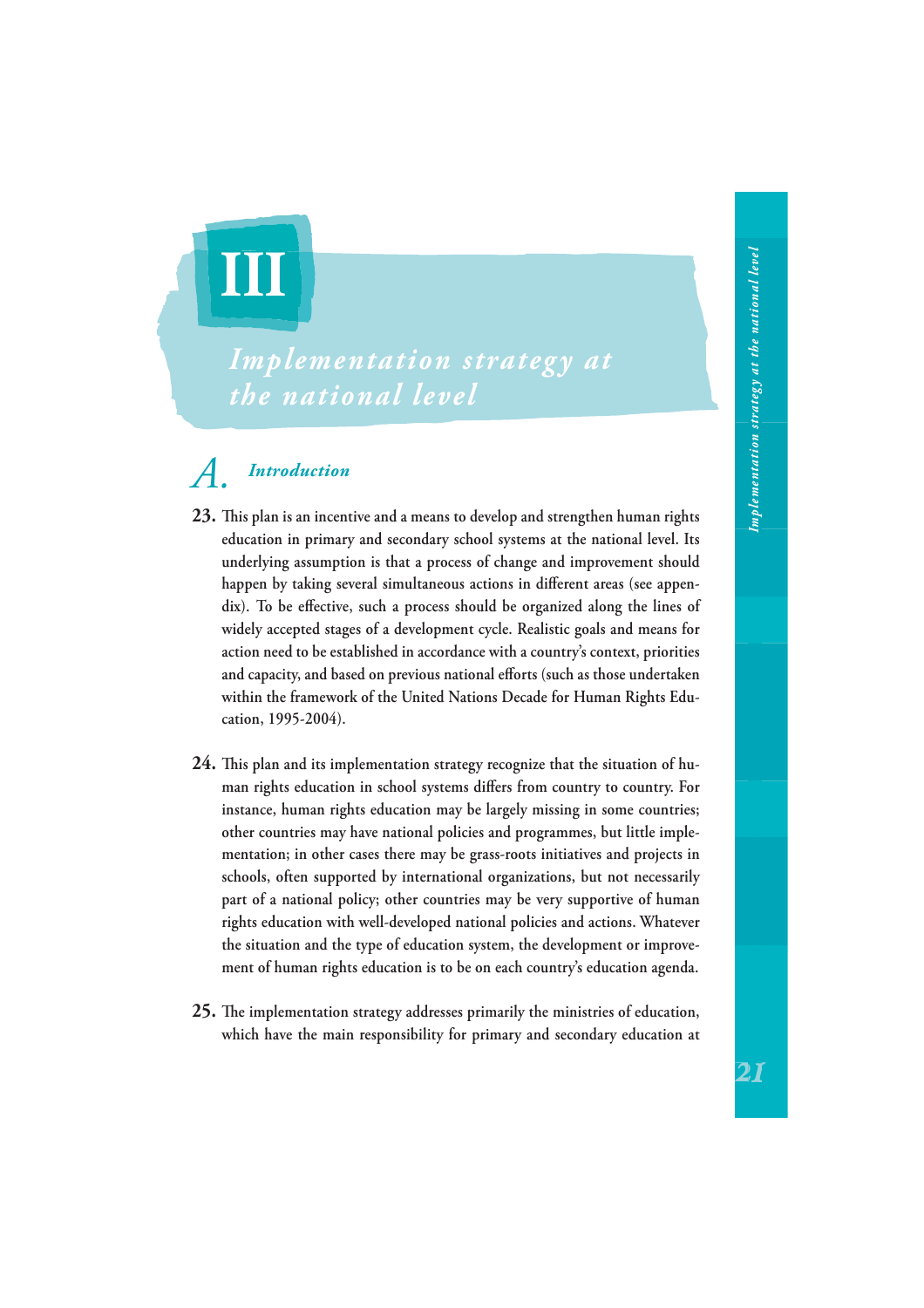# III

# Implementation strategy at the national level

## A. Introduction

**23.** This plan is an incentive and a means to develop and strengthen human rights education in primary and secondary school systems at the national level. Its underlying assumption is that a process of change and improvement should happen by taking several simultaneous actions in different areas (see appendix). To be effective, such a process should be organized along the lines of widely accepted stages of a development cycle. Realistic goals and means for action need to be established in accordance with a country's context, priorities and capacity, and based on previous national efforts (such as those undertaken within the framework of the United Nations Decade for Human Rights Education, 1995-2004).

**24.** This plan and its implementation strategy recognize that the situation of human rights education in school systems differs from country to country. For instance, human rights education may be largely missing in some countries; other countries may have national policies and programmes, but little implementation; in other cases there may be grass-roots initiatives and projects in schools, often supported by international organizations, but not necessarily part of a national policy; other countries may be very supportive of human rights education with well-developed national policies and actions. Whatever the situation and the type of education system, the development or improvement of human rights education is to be on each country's education agenda.

**25.** The implementation strategy addresses primarily the ministries of education, which have the main responsibility for primary and secondary education at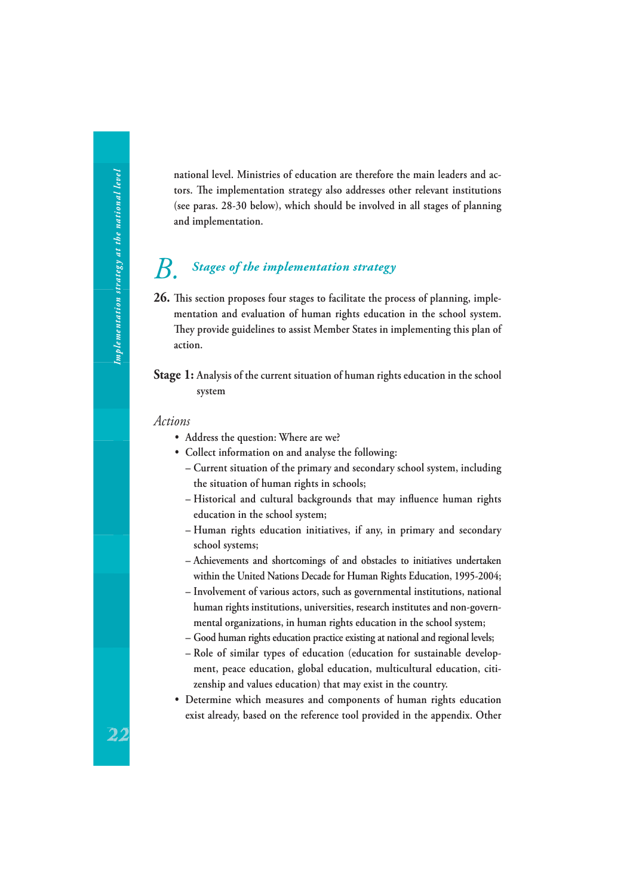national level. Ministries of education are therefore the main leaders and actors. The implementation strategy also addresses other relevant institutions (see paras. 28-30 below), which should be involved in all stages of planning and implementation.

## B. *Stages of the implementation strategy*

**26.** This section proposes four stages to facilitate the process of planning, implementation and evaluation of human rights education in the school system. They provide guidelines to assist Member States in implementing this plan of action.

**Stage 1:** Analysis of the current situation of human rights education in the school system

*Actions*

- Address the question: Where are we?
- Collect information on and analyse the following:
  - Current situation of the primary and secondary school system, including the situation of human rights in schools;
  - Historical and cultural backgrounds that may influence human rights education in the school system;
  - Human rights education initiatives, if any, in primary and secondary school systems;
  - Achievements and shortcomings of and obstacles to initiatives undertaken within the United Nations Decade for Human Rights Education, 1995-2004;
  - Involvement of various actors, such as governmental institutions, national human rights institutions, universities, research institutes and non-governmental organizations, in human rights education in the school system;
  - Good human rights education practice existing at national and regional levels;
  - Role of similar types of education (education for sustainable development, peace education, global education, multicultural education, citizenship and values education) that may exist in the country.
- Determine which measures and components of human rights education exist already, based on the reference tool provided in the appendix. Other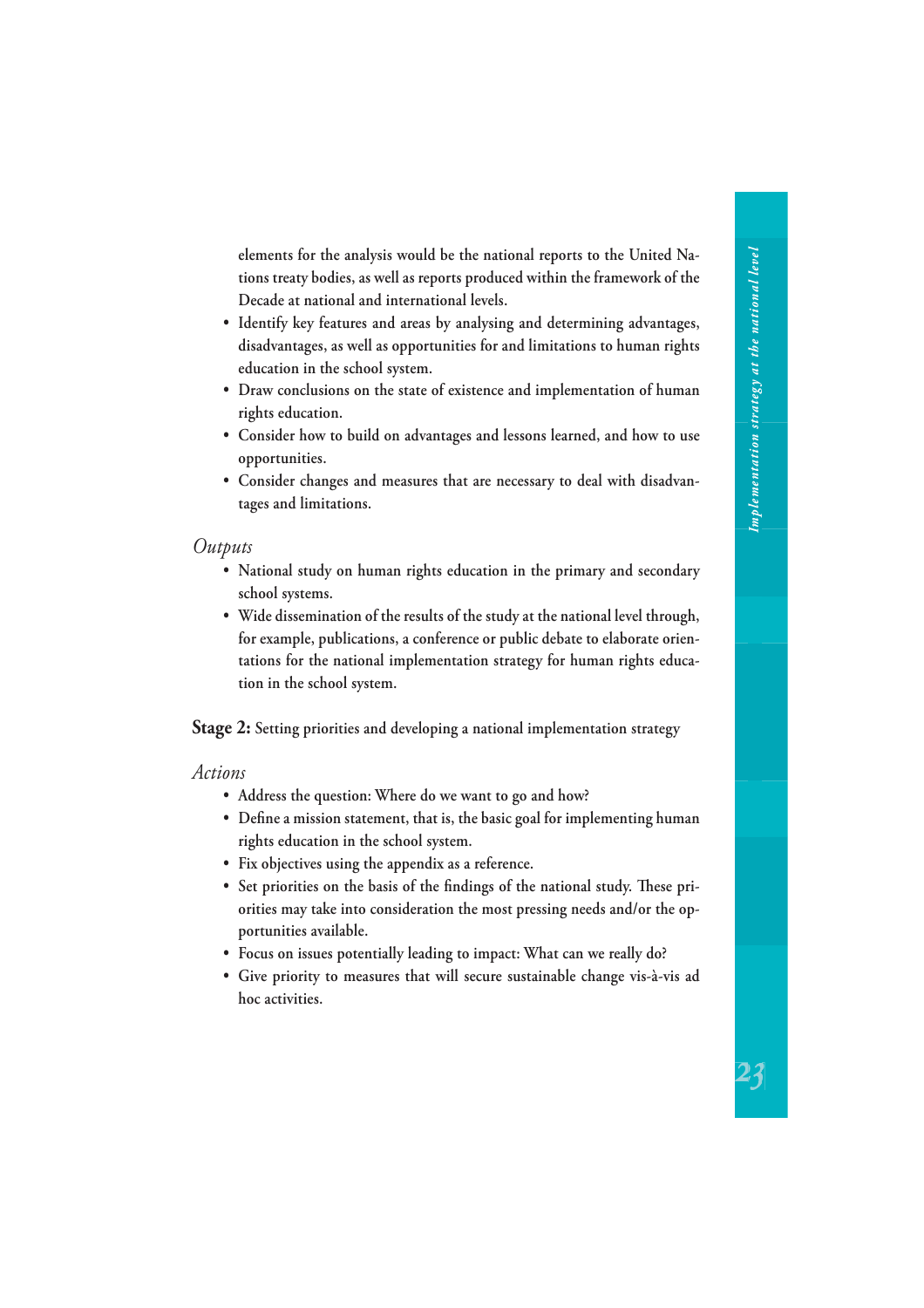elements for the analysis would be the national reports to the United Nations treaty bodies, as well as reports produced within the framework of the Decade at national and international levels.

- Identify key features and areas by analysing and determining advantages, disadvantages, as well as opportunities for and limitations to human rights education in the school system.
- Draw conclusions on the state of existence and implementation of human rights education.
- Consider how to build on advantages and lessons learned, and how to use opportunities.
- Consider changes and measures that are necessary to deal with disadvantages and limitations.

### *Outputs*

- National study on human rights education in the primary and secondary school systems.
- Wide dissemination of the results of the study at the national level through, for example, publications, a conference or public debate to elaborate orientations for the national implementation strategy for human rights education in the school system.

## **Stage 2:** Setting priorities and developing a national implementation strategy

### *Actions*

- Address the question: Where do we want to go and how?
- Define a mission statement, that is, the basic goal for implementing human rights education in the school system.
- Fix objectives using the appendix as a reference.
- Set priorities on the basis of the findings of the national study. These priorities may take into consideration the most pressing needs and/or the opportunities available.
- Focus on issues potentially leading to impact: What can we really do?
- Give priority to measures that will secure sustainable change vis-à-vis ad hoc activities.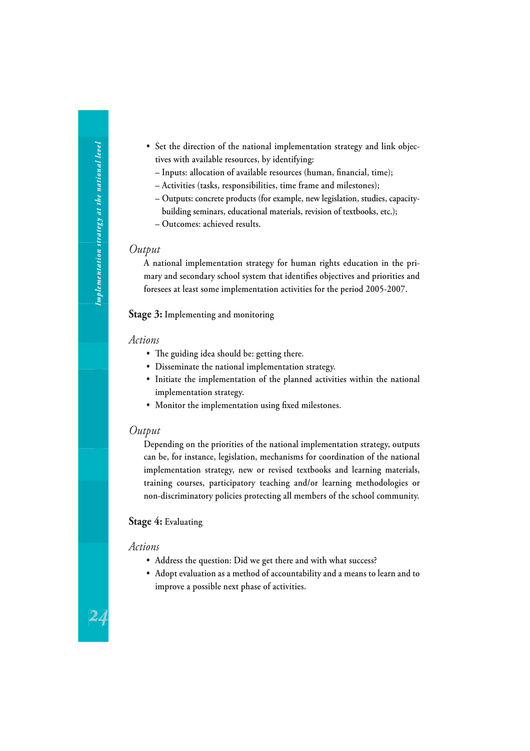- Set the direction of the national implementation strategy and link objectives with available resources, by identifying:
  - Inputs: allocation of available resources (human, financial, time);
  - Activities (tasks, responsibilities, time frame and milestones);
  - Outputs: concrete products (for example, new legislation, studies, capacity-building seminars, educational materials, revision of textbooks, etc.);
  - Outcomes: achieved results.

*Output*

A national implementation strategy for human rights education in the primary and secondary school system that identifies objectives and priorities and foresees at least some implementation activities for the period 2005-2007.

**Stage 3:** Implementing and monitoring

*Actions*

- The guiding idea should be: getting there.
- Disseminate the national implementation strategy.
- Initiate the implementation of the planned activities within the national implementation strategy.
- Monitor the implementation using fixed milestones.

*Output*

Depending on the priorities of the national implementation strategy, outputs can be, for instance, legislation, mechanisms for coordination of the national implementation strategy, new or revised textbooks and learning materials, training courses, participatory teaching and/or learning methodologies or non-discriminatory policies protecting all members of the school community.

**Stage 4:** Evaluating

*Actions*

- Address the question: Did we get there and with what success?
- Adopt evaluation as a method of accountability and a means to learn and to improve a possible next phase of activities.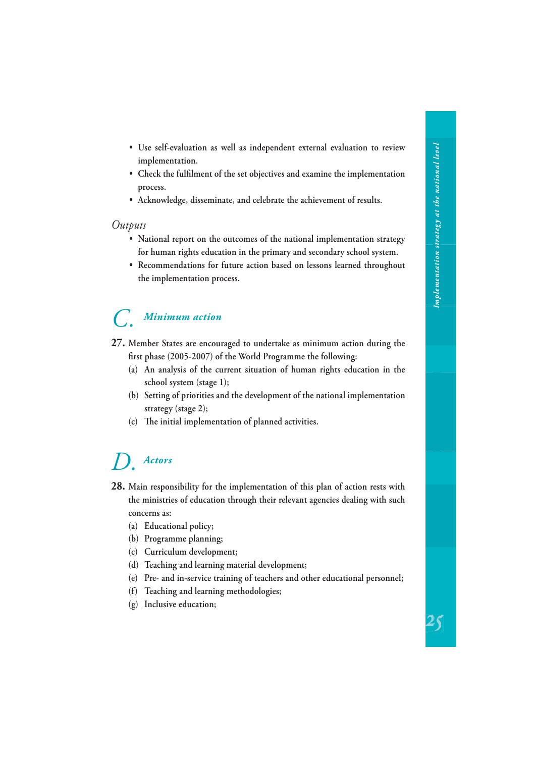- Use self-evaluation as well as independent external evaluation to review implementation.
- Check the fulfilment of the set objectives and examine the implementation process.
- Acknowledge, disseminate, and celebrate the achievement of results.

*Outputs*

- National report on the outcomes of the national implementation strategy for human rights education in the primary and secondary school system.
- Recommendations for future action based on lessons learned throughout the implementation process.

## C. *Minimum action*

**27.** Member States are encouraged to undertake as minimum action during the first phase (2005-2007) of the World Programme the following:

(a) An analysis of the current situation of human rights education in the school system (stage 1);

(b) Setting of priorities and the development of the national implementation strategy (stage 2);

(c) The initial implementation of planned activities.

## D. *Actors*

**28.** Main responsibility for the implementation of this plan of action rests with the ministries of education through their relevant agencies dealing with such concerns as:

(a) Educational policy;

(b) Programme planning;

(c) Curriculum development;

(d) Teaching and learning material development;

(e) Pre- and in-service training of teachers and other educational personnel;

(f) Teaching and learning methodologies;

(g) Inclusive education;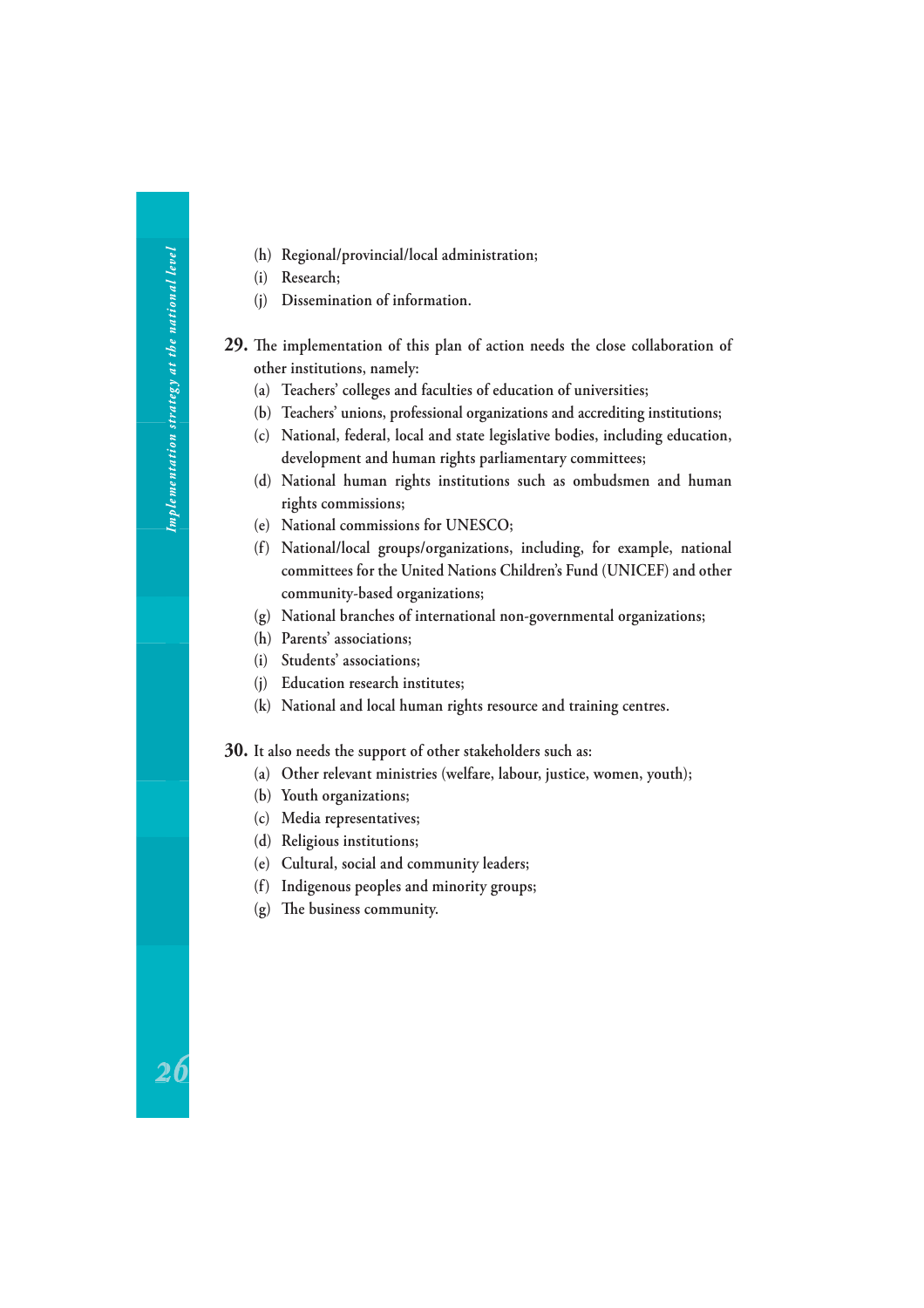(h) Regional/provincial/local administration;
(i) Research;
(j) Dissemination of information.

**29.** The implementation of this plan of action needs the close collaboration of other institutions, namely:

(a) Teachers' colleges and faculties of education of universities;
(b) Teachers' unions, professional organizations and accrediting institutions;
(c) National, federal, local and state legislative bodies, including education, development and human rights parliamentary committees;
(d) National human rights institutions such as ombudsmen and human rights commissions;
(e) National commissions for UNESCO;
(f) National/local groups/organizations, including, for example, national committees for the United Nations Children's Fund (UNICEF) and other community-based organizations;
(g) National branches of international non-governmental organizations;
(h) Parents' associations;
(i) Students' associations;
(j) Education research institutes;
(k) National and local human rights resource and training centres.

**30.** It also needs the support of other stakeholders such as:

(a) Other relevant ministries (welfare, labour, justice, women, youth);
(b) Youth organizations;
(c) Media representatives;
(d) Religious institutions;
(e) Cultural, social and community leaders;
(f) Indigenous peoples and minority groups;
(g) The business community.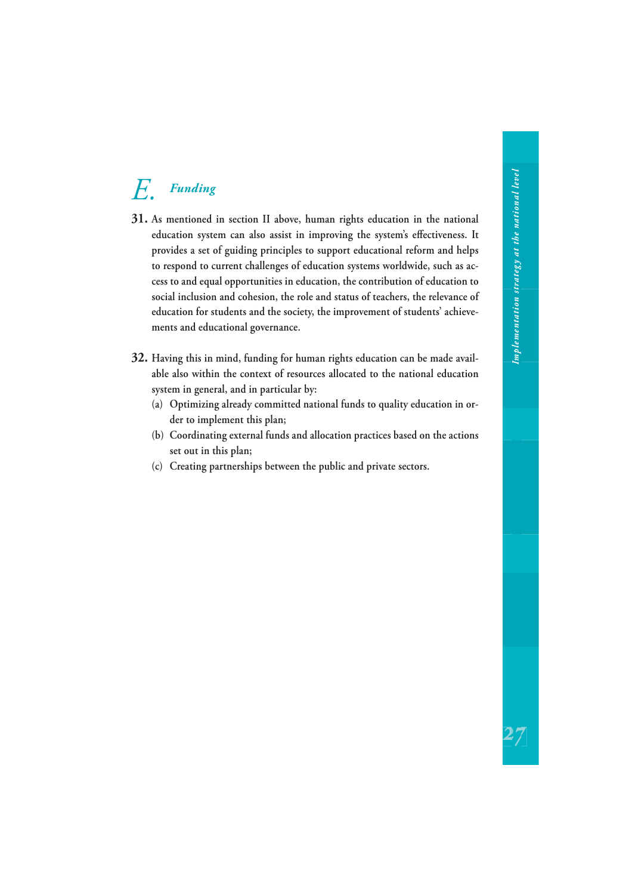## E. *Funding*

**31.** As mentioned in section II above, human rights education in the national education system can also assist in improving the system's effectiveness. It provides a set of guiding principles to support educational reform and helps to respond to current challenges of education systems worldwide, such as access to and equal opportunities in education, the contribution of education to social inclusion and cohesion, the role and status of teachers, the relevance of education for students and the society, the improvement of students' achievements and educational governance.

**32.** Having this in mind, funding for human rights education can be made available also within the context of resources allocated to the national education system in general, and in particular by:

(a) Optimizing already committed national funds to quality education in order to implement this plan;

(b) Coordinating external funds and allocation practices based on the actions set out in this plan;

(c) Creating partnerships between the public and private sectors.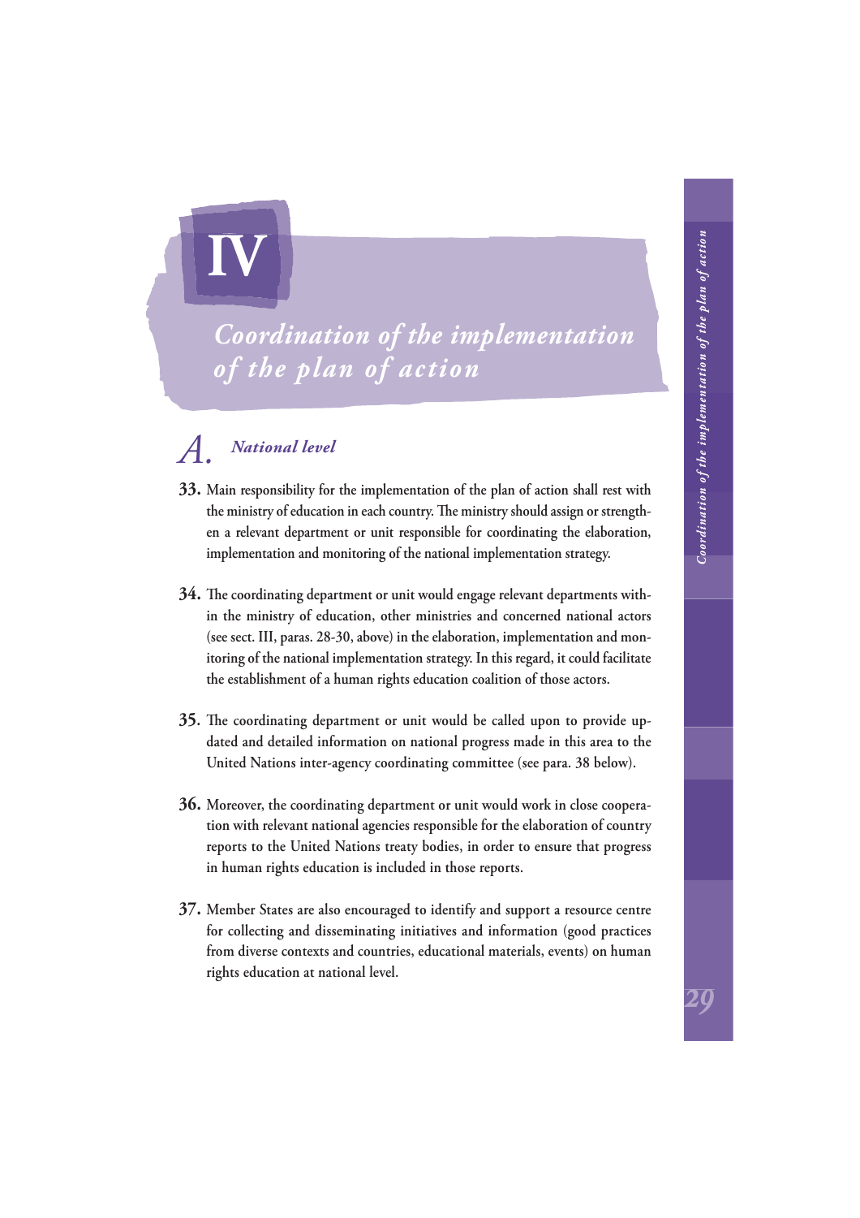# IV

# *Coordination of the implementation of the plan of action*

## A. *National level*

**33.** Main responsibility for the implementation of the plan of action shall rest with the ministry of education in each country. The ministry should assign or strengthen a relevant department or unit responsible for coordinating the elaboration, implementation and monitoring of the national implementation strategy.

**34.** The coordinating department or unit would engage relevant departments within the ministry of education, other ministries and concerned national actors (see sect. III, paras. 28-30, above) in the elaboration, implementation and monitoring of the national implementation strategy. In this regard, it could facilitate the establishment of a human rights education coalition of those actors.

**35.** The coordinating department or unit would be called upon to provide updated and detailed information on national progress made in this area to the United Nations inter-agency coordinating committee (see para. 38 below).

**36.** Moreover, the coordinating department or unit would work in close cooperation with relevant national agencies responsible for the elaboration of country reports to the United Nations treaty bodies, in order to ensure that progress in human rights education is included in those reports.

**37.** Member States are also encouraged to identify and support a resource centre for collecting and disseminating initiatives and information (good practices from diverse contexts and countries, educational materials, events) on human rights education at national level.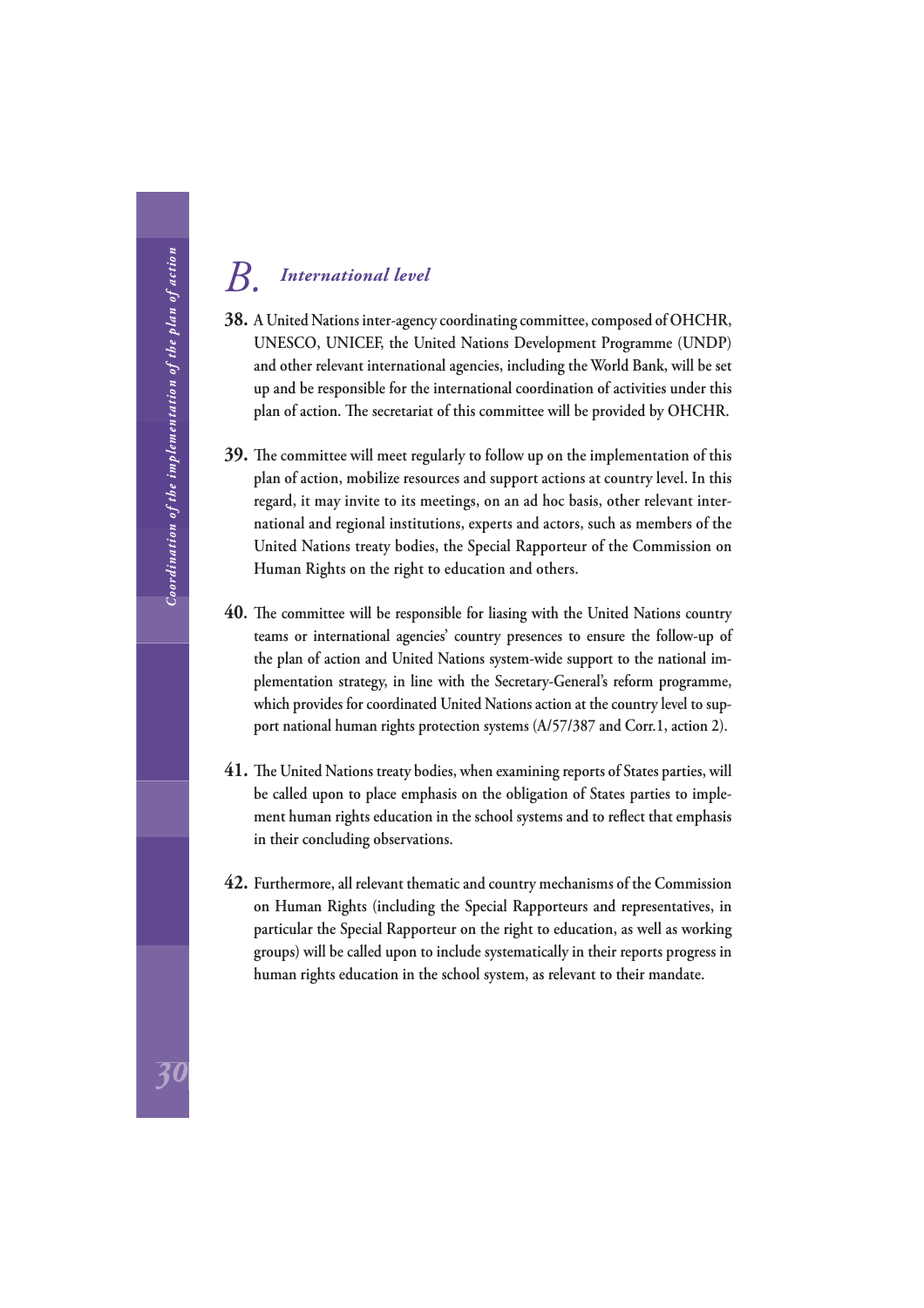## B. *International level*

**38.** A United Nations inter-agency coordinating committee, composed of OHCHR, UNESCO, UNICEF, the United Nations Development Programme (UNDP) and other relevant international agencies, including the World Bank, will be set up and be responsible for the international coordination of activities under this plan of action. The secretariat of this committee will be provided by OHCHR.

**39.** The committee will meet regularly to follow up on the implementation of this plan of action, mobilize resources and support actions at country level. In this regard, it may invite to its meetings, on an ad hoc basis, other relevant international and regional institutions, experts and actors, such as members of the United Nations treaty bodies, the Special Rapporteur of the Commission on Human Rights on the right to education and others.

**40.** The committee will be responsible for liasing with the United Nations country teams or international agencies' country presences to ensure the follow-up of the plan of action and United Nations system-wide support to the national implementation strategy, in line with the Secretary-General's reform programme, which provides for coordinated United Nations action at the country level to support national human rights protection systems (A/57/387 and Corr.1, action 2).

**41.** The United Nations treaty bodies, when examining reports of States parties, will be called upon to place emphasis on the obligation of States parties to implement human rights education in the school systems and to reflect that emphasis in their concluding observations.

**42.** Furthermore, all relevant thematic and country mechanisms of the Commission on Human Rights (including the Special Rapporteurs and representatives, in particular the Special Rapporteur on the right to education, as well as working groups) will be called upon to include systematically in their reports progress in human rights education in the school system, as relevant to their mandate.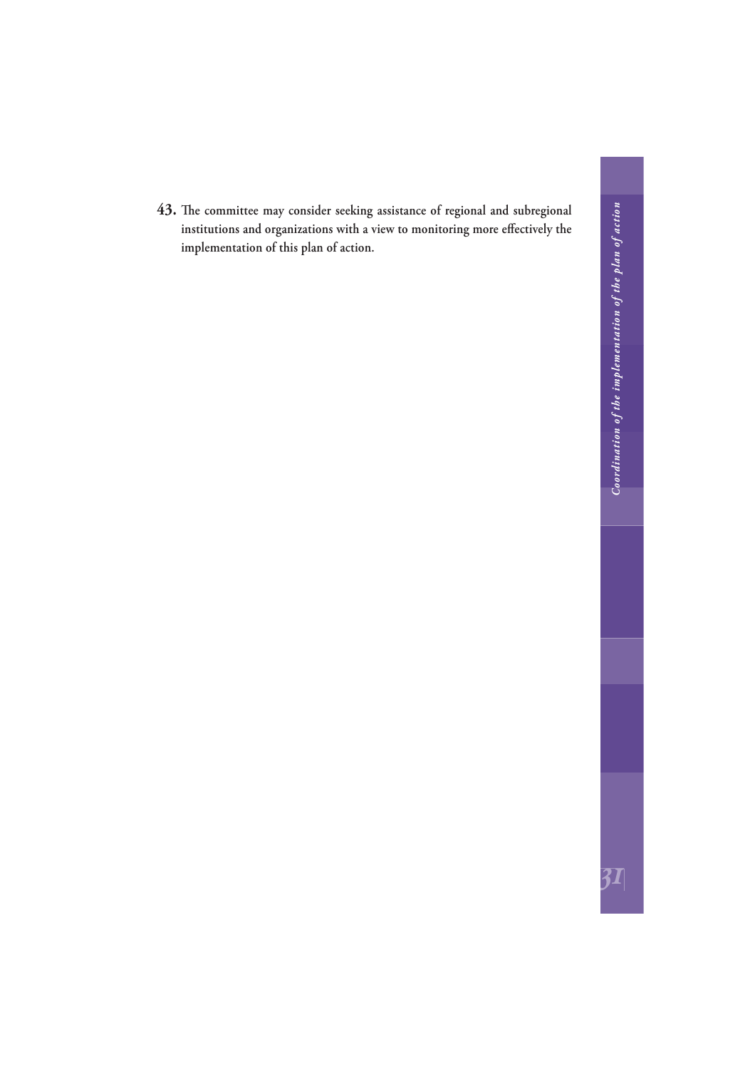**43.** The committee may consider seeking assistance of regional and subregional institutions and organizations with a view to monitoring more effectively the implementation of this plan of action.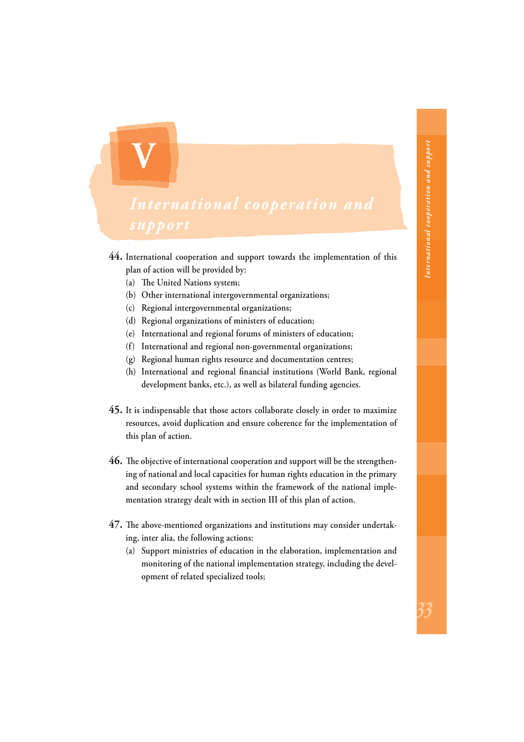# V International cooperation and support

**44.** International cooperation and support towards the implementation of this plan of action will be provided by:

(a) The United Nations system;
(b) Other international intergovernmental organizations;
(c) Regional intergovernmental organizations;
(d) Regional organizations of ministers of education;
(e) International and regional forums of ministers of education;
(f) International and regional non-governmental organizations;
(g) Regional human rights resource and documentation centres;
(h) International and regional financial institutions (World Bank, regional development banks, etc.), as well as bilateral funding agencies.

**45.** It is indispensable that those actors collaborate closely in order to maximize resources, avoid duplication and ensure coherence for the implementation of this plan of action.

**46.** The objective of international cooperation and support will be the strengthening of national and local capacities for human rights education in the primary and secondary school systems within the framework of the national implementation strategy dealt with in section III of this plan of action.

**47.** The above-mentioned organizations and institutions may consider undertaking, inter alia, the following actions:

(a) Support ministries of education in the elaboration, implementation and monitoring of the national implementation strategy, including the development of related specialized tools;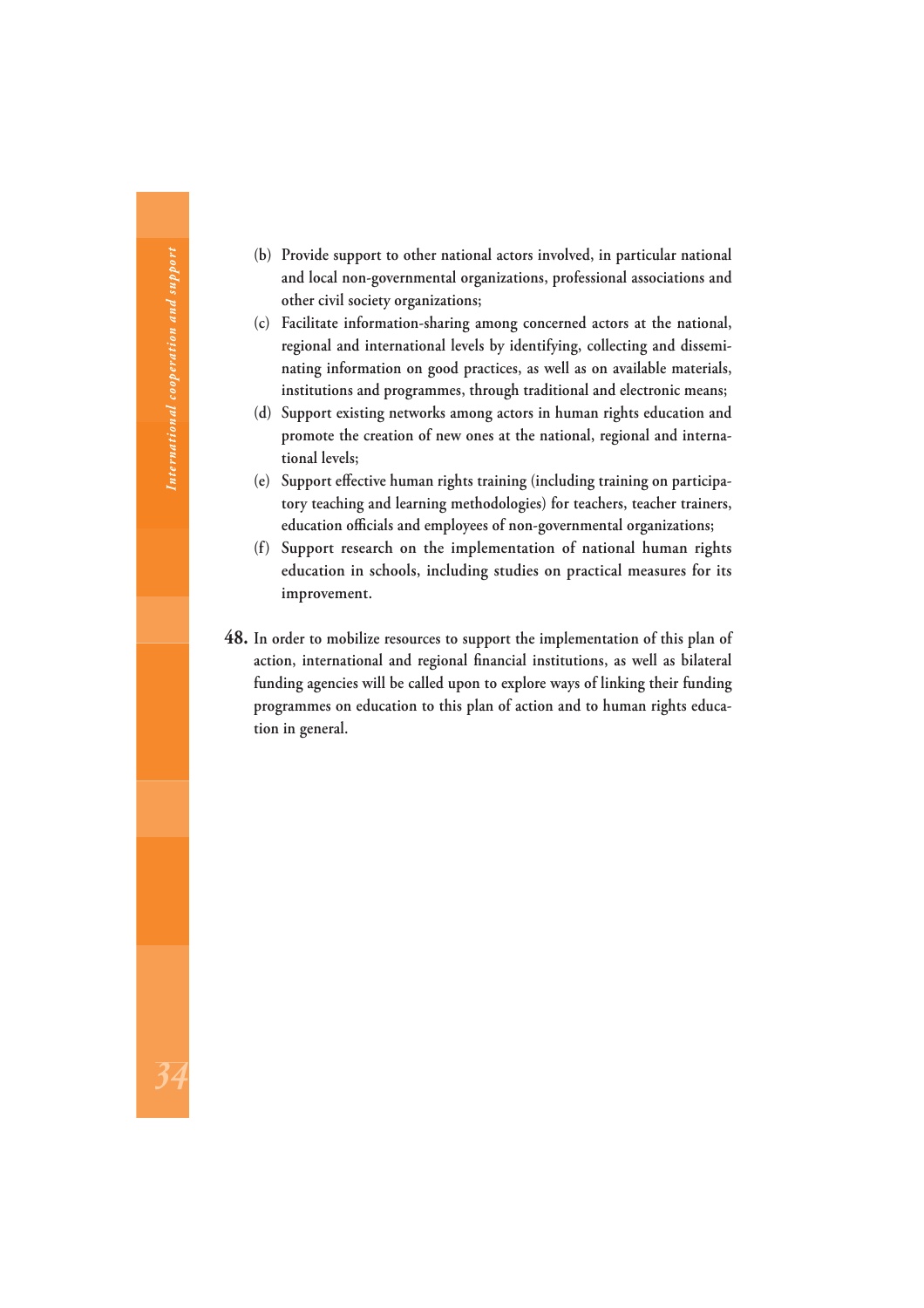(b) Provide support to other national actors involved, in particular national and local non-governmental organizations, professional associations and other civil society organizations;

(c) Facilitate information-sharing among concerned actors at the national, regional and international levels by identifying, collecting and disseminating information on good practices, as well as on available materials, institutions and programmes, through traditional and electronic means;

(d) Support existing networks among actors in human rights education and promote the creation of new ones at the national, regional and international levels;

(e) Support effective human rights training (including training on participatory teaching and learning methodologies) for teachers, teacher trainers, education officials and employees of non-governmental organizations;

(f) Support research on the implementation of national human rights education in schools, including studies on practical measures for its improvement.

**48.** In order to mobilize resources to support the implementation of this plan of action, international and regional financial institutions, as well as bilateral funding agencies will be called upon to explore ways of linking their funding programmes on education to this plan of action and to human rights education in general.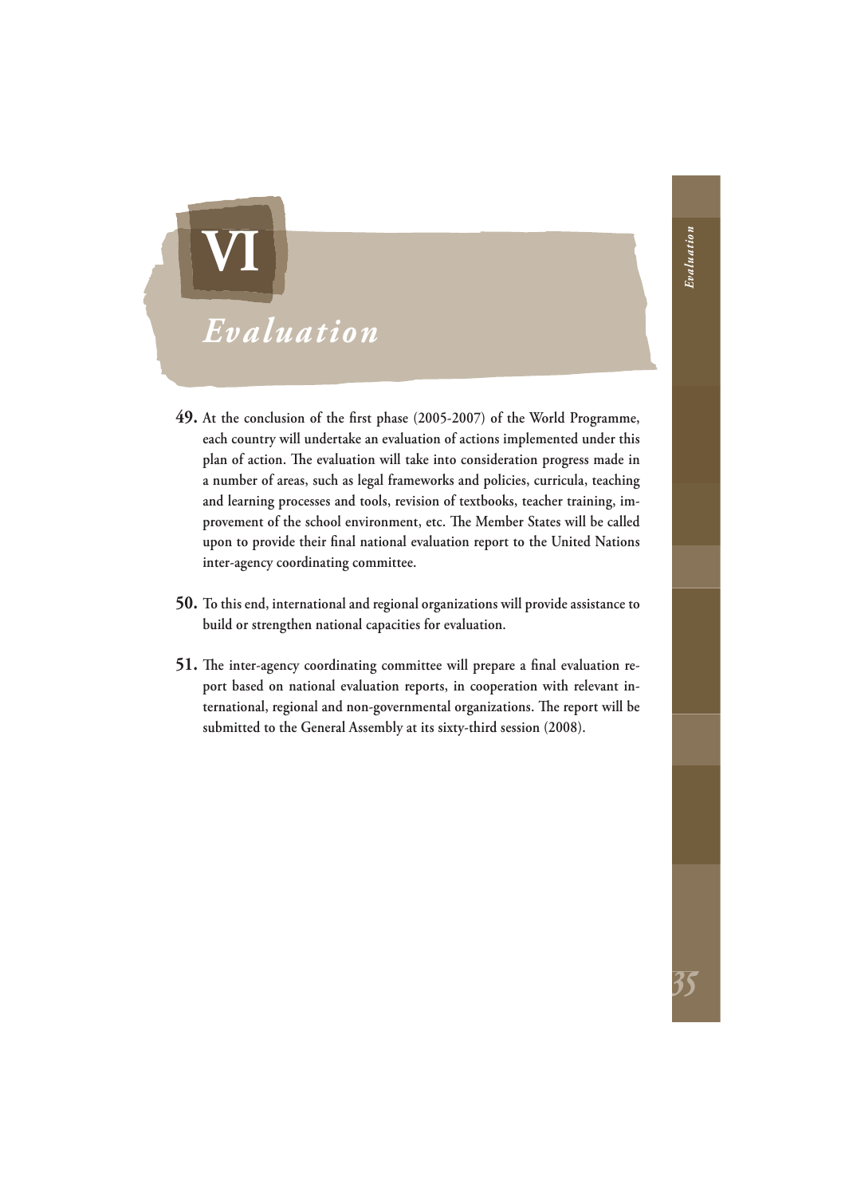# VI Evaluation

**49.** At the conclusion of the first phase (2005-2007) of the World Programme, each country will undertake an evaluation of actions implemented under this plan of action. The evaluation will take into consideration progress made in a number of areas, such as legal frameworks and policies, curricula, teaching and learning processes and tools, revision of textbooks, teacher training, improvement of the school environment, etc. The Member States will be called upon to provide their final national evaluation report to the United Nations inter-agency coordinating committee.

**50.** To this end, international and regional organizations will provide assistance to build or strengthen national capacities for evaluation.

**51.** The inter-agency coordinating committee will prepare a final evaluation report based on national evaluation reports, in cooperation with relevant international, regional and non-governmental organizations. The report will be submitted to the General Assembly at its sixty-third session (2008).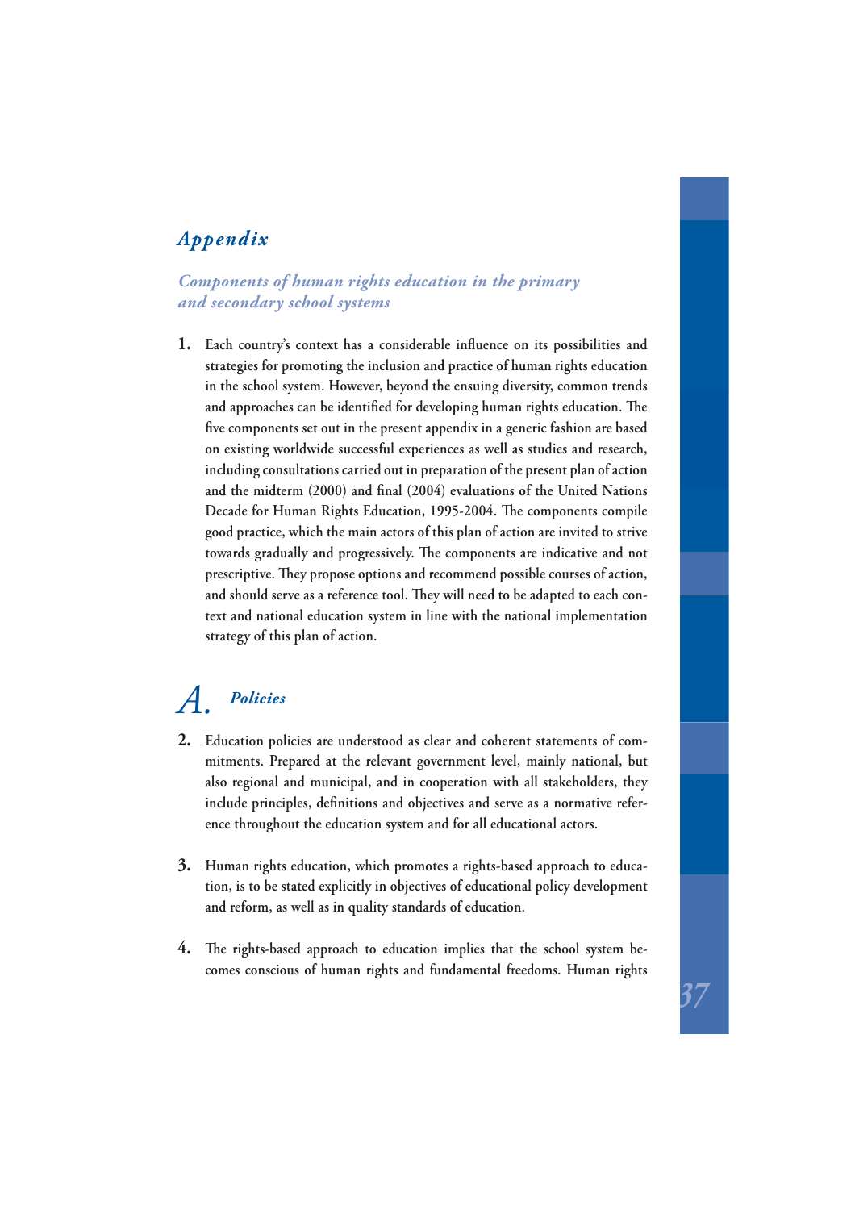# *Appendix*

## *Components of human rights education in the primary and secondary school systems*

**1.** Each country's context has a considerable influence on its possibilities and strategies for promoting the inclusion and practice of human rights education in the school system. However, beyond the ensuing diversity, common trends and approaches can be identified for developing human rights education. The five components set out in the present appendix in a generic fashion are based on existing worldwide successful experiences as well as studies and research, including consultations carried out in preparation of the present plan of action and the midterm (2000) and final (2004) evaluations of the United Nations Decade for Human Rights Education, 1995-2004. The components compile good practice, which the main actors of this plan of action are invited to strive towards gradually and progressively. The components are indicative and not prescriptive. They propose options and recommend possible courses of action, and should serve as a reference tool. They will need to be adapted to each context and national education system in line with the national implementation strategy of this plan of action.

## A. *Policies*

**2.** Education policies are understood as clear and coherent statements of commitments. Prepared at the relevant government level, mainly national, but also regional and municipal, and in cooperation with all stakeholders, they include principles, definitions and objectives and serve as a normative reference throughout the education system and for all educational actors.

**3.** Human rights education, which promotes a rights-based approach to education, is to be stated explicitly in objectives of educational policy development and reform, as well as in quality standards of education.

**4.** The rights-based approach to education implies that the school system becomes conscious of human rights and fundamental freedoms. Human rights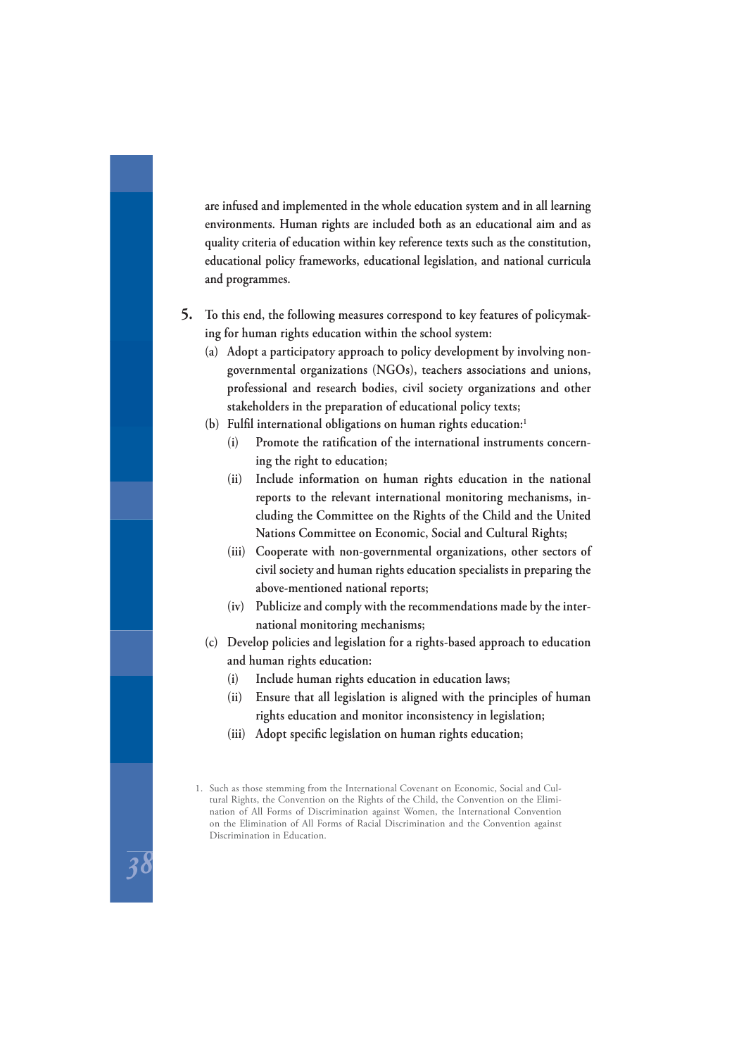are infused and implemented in the whole education system and in all learning environments. Human rights are included both as an educational aim and as quality criteria of education within key reference texts such as the constitution, educational policy frameworks, educational legislation, and national curricula and programmes.

**5.** To this end, the following measures correspond to key features of policymaking for human rights education within the school system:

(a) Adopt a participatory approach to policy development by involving non-governmental organizations (NGOs), teachers associations and unions, professional and research bodies, civil society organizations and other stakeholders in the preparation of educational policy texts;

(b) Fulfil international obligations on human rights education:[1]

  (i) Promote the ratification of the international instruments concerning the right to education;

  (ii) Include information on human rights education in the national reports to the relevant international monitoring mechanisms, including the Committee on the Rights of the Child and the United Nations Committee on Economic, Social and Cultural Rights;

  (iii) Cooperate with non-governmental organizations, other sectors of civil society and human rights education specialists in preparing the above-mentioned national reports;

  (iv) Publicize and comply with the recommendations made by the international monitoring mechanisms;

(c) Develop policies and legislation for a rights-based approach to education and human rights education:

  (i) Include human rights education in education laws;

  (ii) Ensure that all legislation is aligned with the principles of human rights education and monitor inconsistency in legislation;

  (iii) Adopt specific legislation on human rights education;

1. Such as those stemming from the International Covenant on Economic, Social and Cultural Rights, the Convention on the Rights of the Child, the Convention on the Elimination of All Forms of Discrimination against Women, the International Convention on the Elimination of All Forms of Racial Discrimination and the Convention against Discrimination in Education.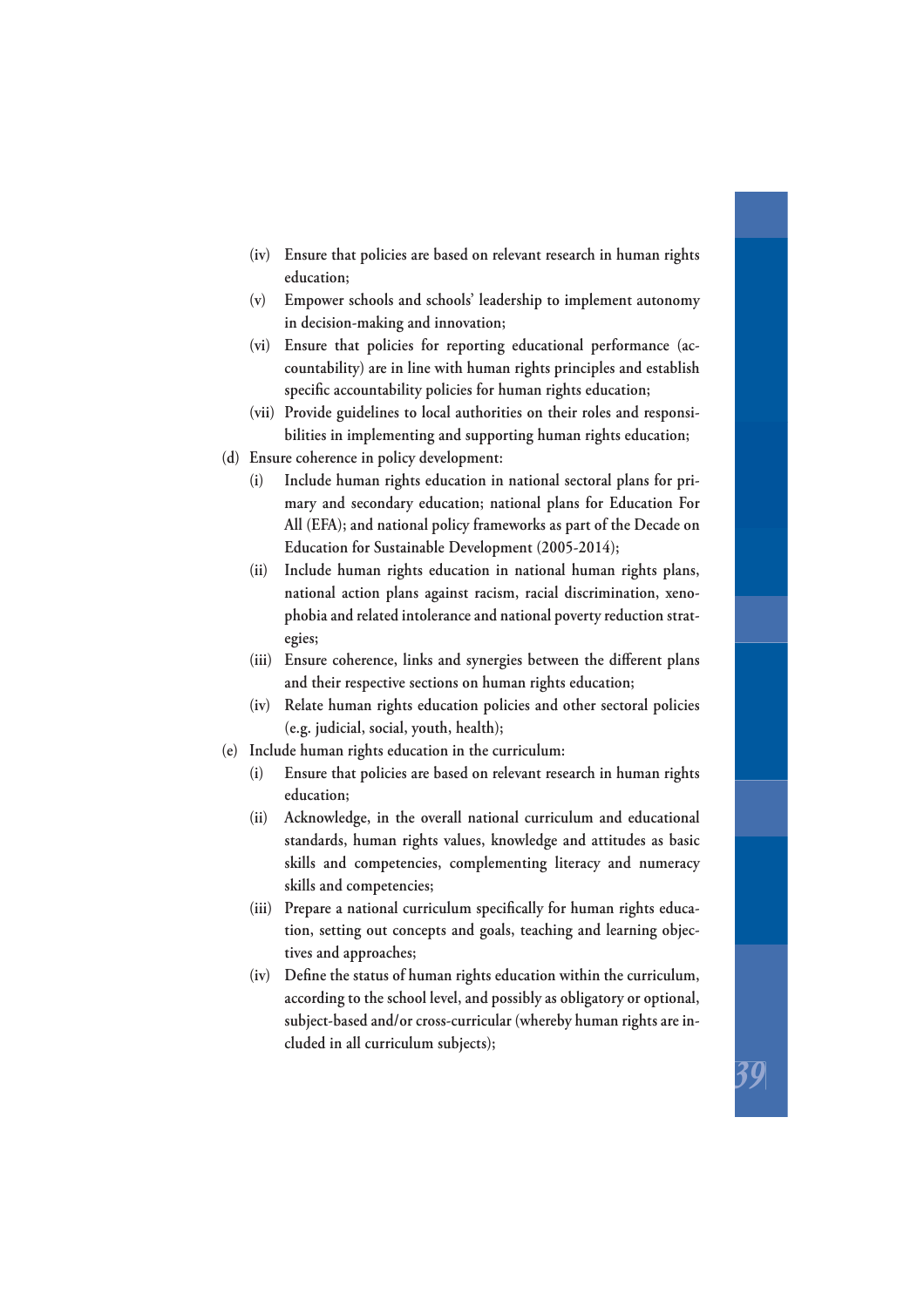- (iv) Ensure that policies are based on relevant research in human rights education;
   - (v) Empower schools and schools' leadership to implement autonomy in decision-making and innovation;
   - (vi) Ensure that policies for reporting educational performance (accountability) are in line with human rights principles and establish specific accountability policies for human rights education;
   - (vii) Provide guidelines to local authorities on their roles and responsibilities in implementing and supporting human rights education;

(d) Ensure coherence in policy development:
   - (i) Include human rights education in national sectoral plans for primary and secondary education; national plans for Education For All (EFA); and national policy frameworks as part of the Decade on Education for Sustainable Development (2005-2014);
   - (ii) Include human rights education in national human rights plans, national action plans against racism, racial discrimination, xenophobia and related intolerance and national poverty reduction strategies;
   - (iii) Ensure coherence, links and synergies between the different plans and their respective sections on human rights education;
   - (iv) Relate human rights education policies and other sectoral policies (e.g. judicial, social, youth, health);

(e) Include human rights education in the curriculum:
   - (i) Ensure that policies are based on relevant research in human rights education;
   - (ii) Acknowledge, in the overall national curriculum and educational standards, human rights values, knowledge and attitudes as basic skills and competencies, complementing literacy and numeracy skills and competencies;
   - (iii) Prepare a national curriculum specifically for human rights education, setting out concepts and goals, teaching and learning objectives and approaches;
   - (iv) Define the status of human rights education within the curriculum, according to the school level, and possibly as obligatory or optional, subject-based and/or cross-curricular (whereby human rights are included in all curriculum subjects);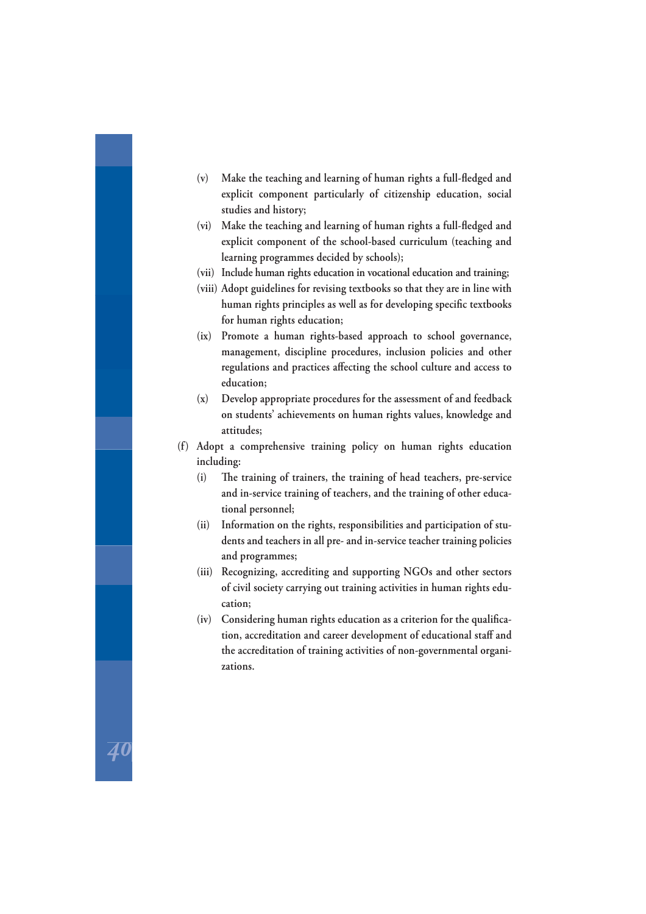- (v) Make the teaching and learning of human rights a full-fledged and explicit component particularly of citizenship education, social studies and history;
- (vi) Make the teaching and learning of human rights a full-fledged and explicit component of the school-based curriculum (teaching and learning programmes decided by schools);
- (vii) Include human rights education in vocational education and training;
- (viii) Adopt guidelines for revising textbooks so that they are in line with human rights principles as well as for developing specific textbooks for human rights education;
- (ix) Promote a human rights-based approach to school governance, management, discipline procedures, inclusion policies and other regulations and practices affecting the school culture and access to education;
- (x) Develop appropriate procedures for the assessment of and feedback on students' achievements on human rights values, knowledge and attitudes;

(f) Adopt a comprehensive training policy on human rights education including:

- (i) The training of trainers, the training of head teachers, pre-service and in-service training of teachers, and the training of other educational personnel;
- (ii) Information on the rights, responsibilities and participation of students and teachers in all pre- and in-service teacher training policies and programmes;
- (iii) Recognizing, accrediting and supporting NGOs and other sectors of civil society carrying out training activities in human rights education;
- (iv) Considering human rights education as a criterion for the qualification, accreditation and career development of educational staff and the accreditation of training activities of non-governmental organizations.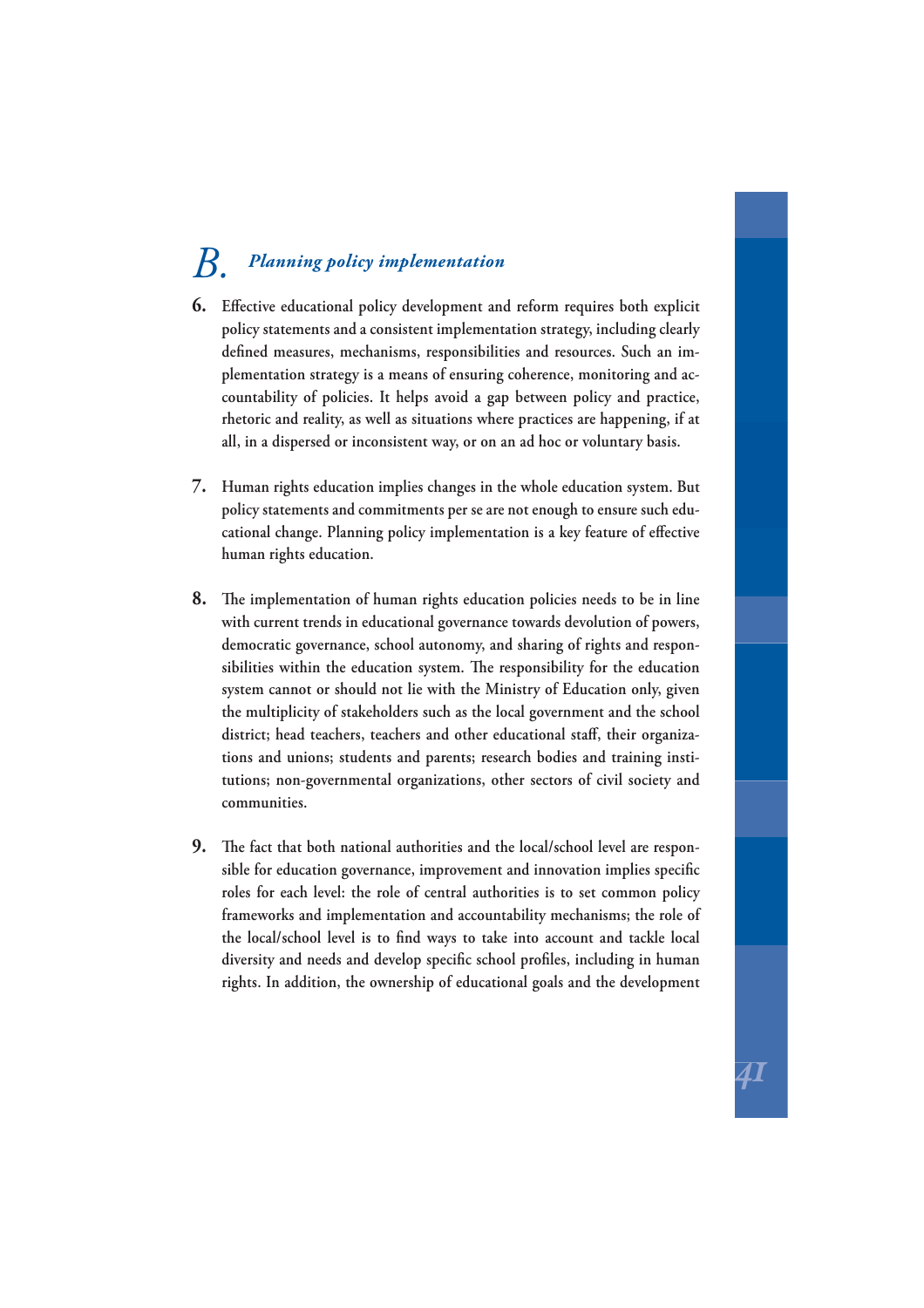## B. *Planning policy implementation*

**6.** Effective educational policy development and reform requires both explicit policy statements and a consistent implementation strategy, including clearly defined measures, mechanisms, responsibilities and resources. Such an implementation strategy is a means of ensuring coherence, monitoring and accountability of policies. It helps avoid a gap between policy and practice, rhetoric and reality, as well as situations where practices are happening, if at all, in a dispersed or inconsistent way, or on an ad hoc or voluntary basis.

**7.** Human rights education implies changes in the whole education system. But policy statements and commitments per se are not enough to ensure such educational change. Planning policy implementation is a key feature of effective human rights education.

**8.** The implementation of human rights education policies needs to be in line with current trends in educational governance towards devolution of powers, democratic governance, school autonomy, and sharing of rights and responsibilities within the education system. The responsibility for the education system cannot or should not lie with the Ministry of Education only, given the multiplicity of stakeholders such as the local government and the school district; head teachers, teachers and other educational staff, their organizations and unions; students and parents; research bodies and training institutions; non-governmental organizations, other sectors of civil society and communities.

**9.** The fact that both national authorities and the local/school level are responsible for education governance, improvement and innovation implies specific roles for each level: the role of central authorities is to set common policy frameworks and implementation and accountability mechanisms; the role of the local/school level is to find ways to take into account and tackle local diversity and needs and develop specific school profiles, including in human rights. In addition, the ownership of educational goals and the development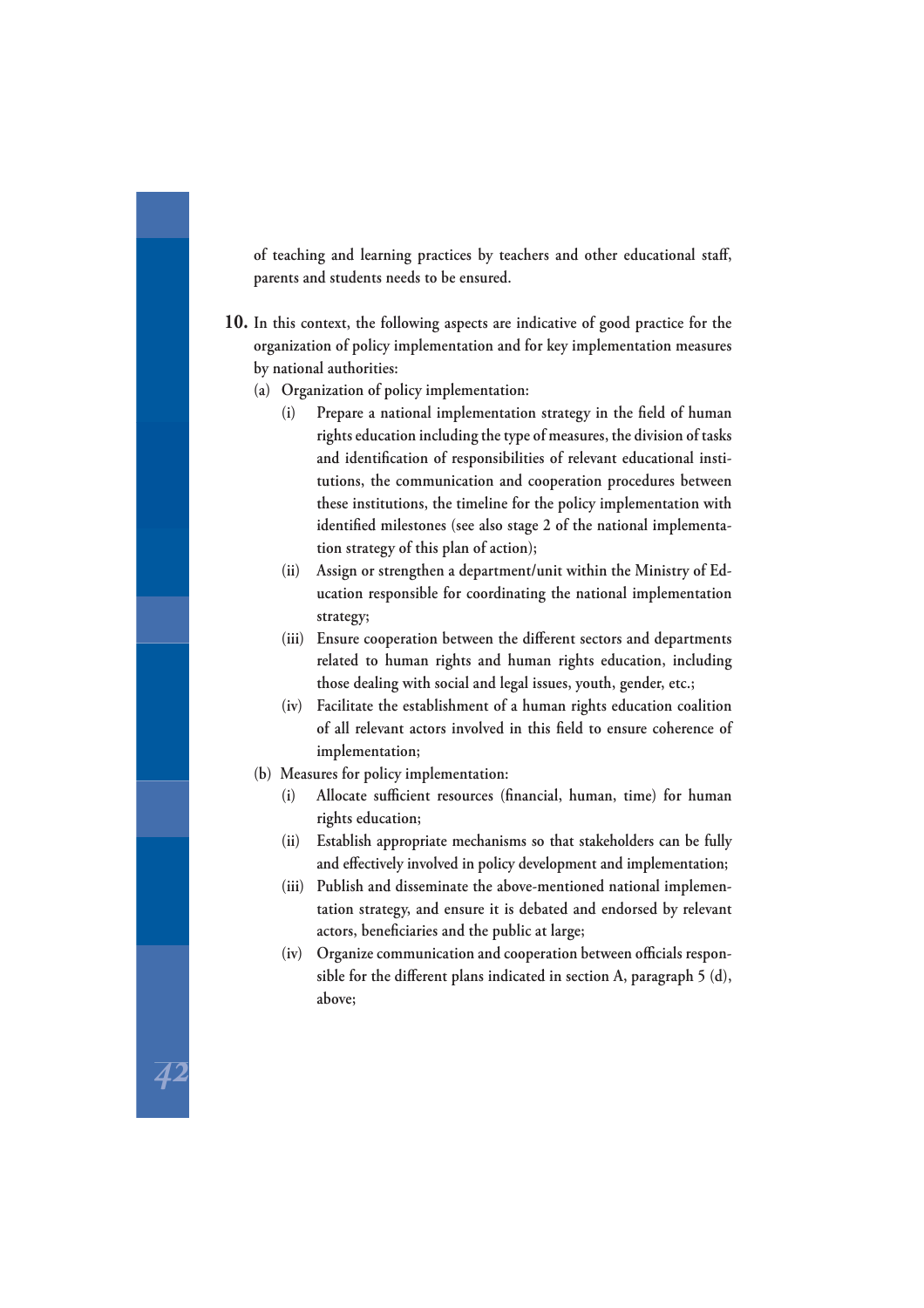of teaching and learning practices by teachers and other educational staff, parents and students needs to be ensured.

**10.** In this context, the following aspects are indicative of good practice for the organization of policy implementation and for key implementation measures by national authorities:

(a) Organization of policy implementation:

- (i) Prepare a national implementation strategy in the field of human rights education including the type of measures, the division of tasks and identification of responsibilities of relevant educational institutions, the communication and cooperation procedures between these institutions, the timeline for the policy implementation with identified milestones (see also stage 2 of the national implementation strategy of this plan of action);
- (ii) Assign or strengthen a department/unit within the Ministry of Education responsible for coordinating the national implementation strategy;
- (iii) Ensure cooperation between the different sectors and departments related to human rights and human rights education, including those dealing with social and legal issues, youth, gender, etc.;
- (iv) Facilitate the establishment of a human rights education coalition of all relevant actors involved in this field to ensure coherence of implementation;

(b) Measures for policy implementation:

- (i) Allocate sufficient resources (financial, human, time) for human rights education;
- (ii) Establish appropriate mechanisms so that stakeholders can be fully and effectively involved in policy development and implementation;
- (iii) Publish and disseminate the above-mentioned national implementation strategy, and ensure it is debated and endorsed by relevant actors, beneficiaries and the public at large;
- (iv) Organize communication and cooperation between officials responsible for the different plans indicated in section A, paragraph 5 (d), above;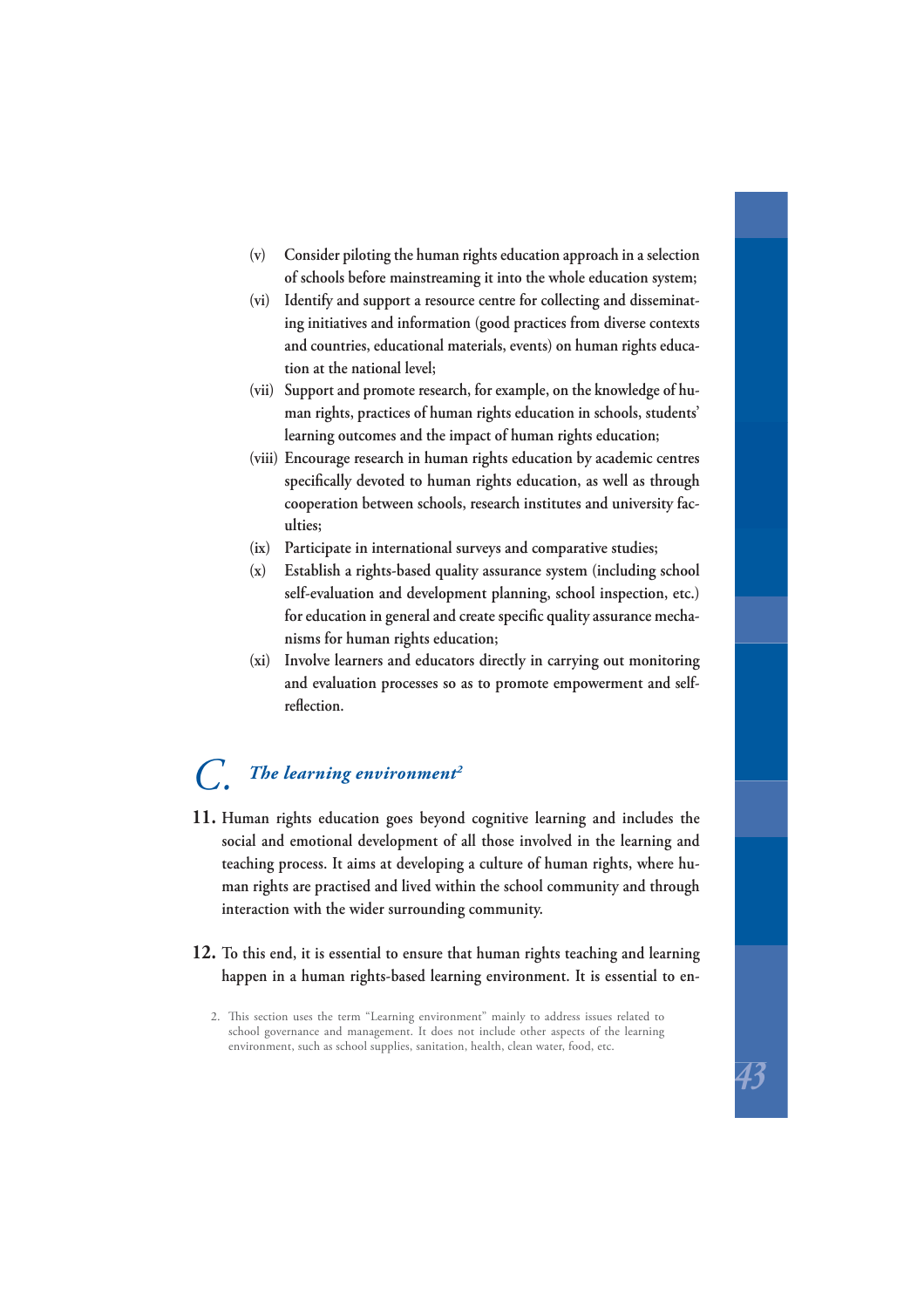(v) Consider piloting the human rights education approach in a selection of schools before mainstreaming it into the whole education system;

(vi) Identify and support a resource centre for collecting and disseminating initiatives and information (good practices from diverse contexts and countries, educational materials, events) on human rights education at the national level;

(vii) Support and promote research, for example, on the knowledge of human rights, practices of human rights education in schools, students' learning outcomes and the impact of human rights education;

(viii) Encourage research in human rights education by academic centres specifically devoted to human rights education, as well as through cooperation between schools, research institutes and university faculties;

(ix) Participate in international surveys and comparative studies;

(x) Establish a rights-based quality assurance system (including school self-evaluation and development planning, school inspection, etc.) for education in general and create specific quality assurance mechanisms for human rights education;

(xi) Involve learners and educators directly in carrying out monitoring and evaluation processes so as to promote empowerment and self-reflection.

## C. *The learning environment*[2]

**11.** Human rights education goes beyond cognitive learning and includes the social and emotional development of all those involved in the learning and teaching process. It aims at developing a culture of human rights, where human rights are practised and lived within the school community and through interaction with the wider surrounding community.

**12.** To this end, it is essential to ensure that human rights teaching and learning happen in a human rights-based learning environment. It is essential to en-

2. This section uses the term "Learning environment" mainly to address issues related to school governance and management. It does not include other aspects of the learning environment, such as school supplies, sanitation, health, clean water, food, etc.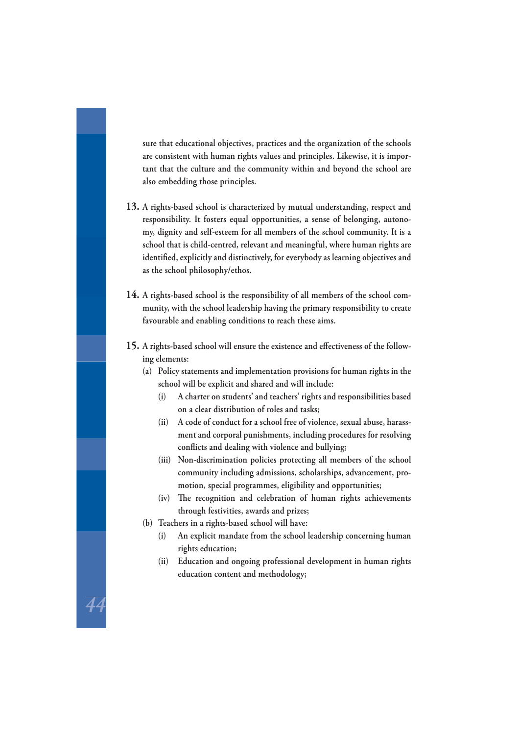sure that educational objectives, practices and the organization of the schools are consistent with human rights values and principles. Likewise, it is important that the culture and the community within and beyond the school are also embedding those principles.

**13.** A rights-based school is characterized by mutual understanding, respect and responsibility. It fosters equal opportunities, a sense of belonging, autonomy, dignity and self-esteem for all members of the school community. It is a school that is child-centred, relevant and meaningful, where human rights are identified, explicitly and distinctively, for everybody as learning objectives and as the school philosophy/ethos.

**14.** A rights-based school is the responsibility of all members of the school community, with the school leadership having the primary responsibility to create favourable and enabling conditions to reach these aims.

**15.** A rights-based school will ensure the existence and effectiveness of the following elements:

- (a) Policy statements and implementation provisions for human rights in the school will be explicit and shared and will include:
  - (i) A charter on students' and teachers' rights and responsibilities based on a clear distribution of roles and tasks;
  - (ii) A code of conduct for a school free of violence, sexual abuse, harassment and corporal punishments, including procedures for resolving conflicts and dealing with violence and bullying;
  - (iii) Non-discrimination policies protecting all members of the school community including admissions, scholarships, advancement, promotion, special programmes, eligibility and opportunities;
  - (iv) The recognition and celebration of human rights achievements through festivities, awards and prizes;
- (b) Teachers in a rights-based school will have:
  - (i) An explicit mandate from the school leadership concerning human rights education;
  - (ii) Education and ongoing professional development in human rights education content and methodology;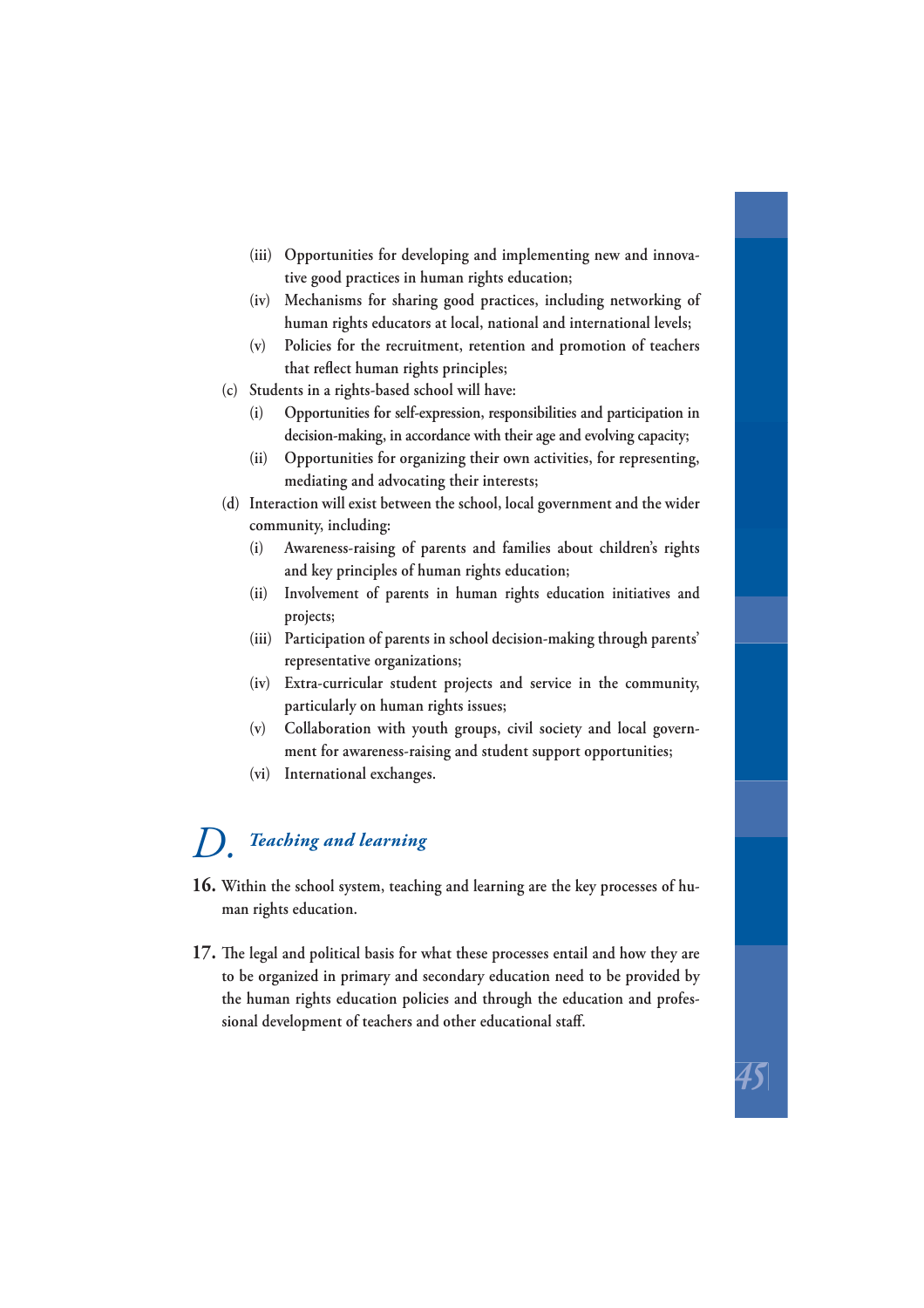- (iii) Opportunities for developing and implementing new and innovative good practices in human rights education;
- (iv) Mechanisms for sharing good practices, including networking of human rights educators at local, national and international levels;
- (v) Policies for the recruitment, retention and promotion of teachers that reflect human rights principles;

(c) Students in a rights-based school will have:

- (i) Opportunities for self-expression, responsibilities and participation in decision-making, in accordance with their age and evolving capacity;
- (ii) Opportunities for organizing their own activities, for representing, mediating and advocating their interests;

(d) Interaction will exist between the school, local government and the wider community, including:

- (i) Awareness-raising of parents and families about children's rights and key principles of human rights education;
- (ii) Involvement of parents in human rights education initiatives and projects;
- (iii) Participation of parents in school decision-making through parents' representative organizations;
- (iv) Extra-curricular student projects and service in the community, particularly on human rights issues;
- (v) Collaboration with youth groups, civil society and local government for awareness-raising and student support opportunities;
- (vi) International exchanges.

## D. *Teaching and learning*

**16.** Within the school system, teaching and learning are the key processes of human rights education.

**17.** The legal and political basis for what these processes entail and how they are to be organized in primary and secondary education need to be provided by the human rights education policies and through the education and professional development of teachers and other educational staff.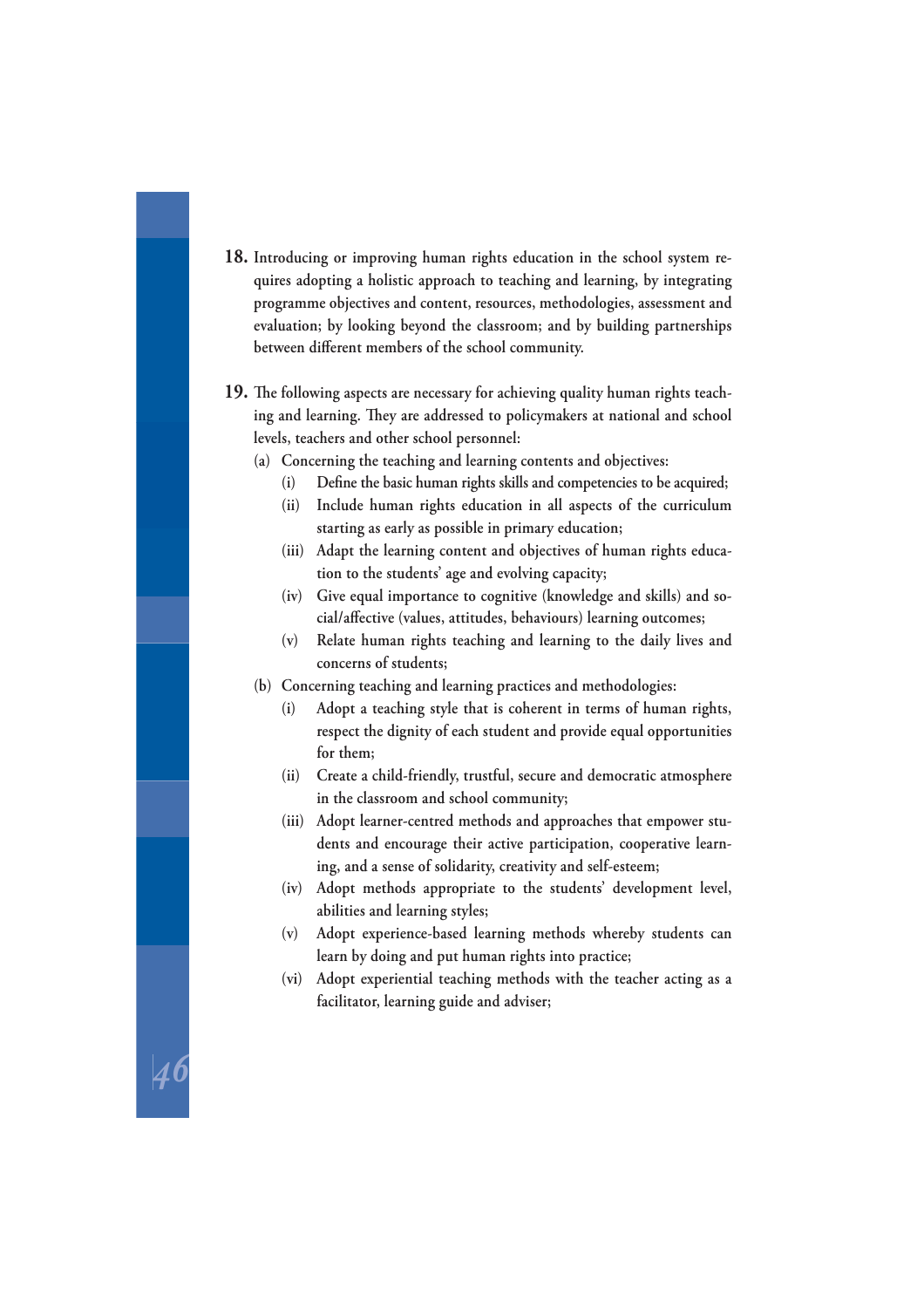**18.** Introducing or improving human rights education in the school system requires adopting a holistic approach to teaching and learning, by integrating programme objectives and content, resources, methodologies, assessment and evaluation; by looking beyond the classroom; and by building partnerships between different members of the school community.

**19.** The following aspects are necessary for achieving quality human rights teaching and learning. They are addressed to policymakers at national and school levels, teachers and other school personnel:

(a) Concerning the teaching and learning contents and objectives:

  (i) Define the basic human rights skills and competencies to be acquired;

  (ii) Include human rights education in all aspects of the curriculum starting as early as possible in primary education;

  (iii) Adapt the learning content and objectives of human rights education to the students' age and evolving capacity;

  (iv) Give equal importance to cognitive (knowledge and skills) and social/affective (values, attitudes, behaviours) learning outcomes;

  (v) Relate human rights teaching and learning to the daily lives and concerns of students;

(b) Concerning teaching and learning practices and methodologies:

  (i) Adopt a teaching style that is coherent in terms of human rights, respect the dignity of each student and provide equal opportunities for them;

  (ii) Create a child-friendly, trustful, secure and democratic atmosphere in the classroom and school community;

  (iii) Adopt learner-centred methods and approaches that empower students and encourage their active participation, cooperative learning, and a sense of solidarity, creativity and self-esteem;

  (iv) Adopt methods appropriate to the students' development level, abilities and learning styles;

  (v) Adopt experience-based learning methods whereby students can learn by doing and put human rights into practice;

  (vi) Adopt experiential teaching methods with the teacher acting as a facilitator, learning guide and adviser;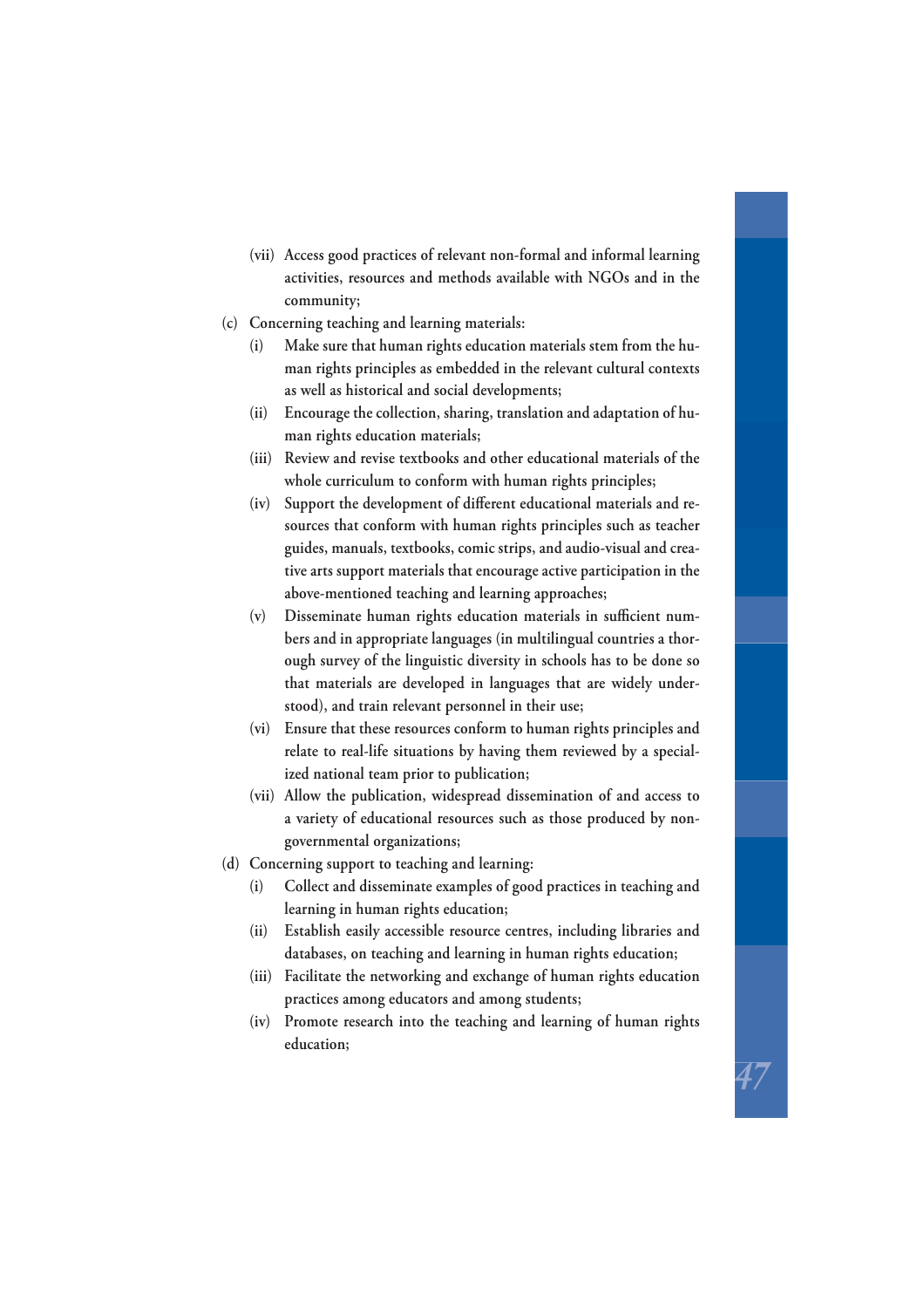(vii) Access good practices of relevant non-formal and informal learning activities, resources and methods available with NGOs and in the community;

(c) Concerning teaching and learning materials:

(i) Make sure that human rights education materials stem from the human rights principles as embedded in the relevant cultural contexts as well as historical and social developments;

(ii) Encourage the collection, sharing, translation and adaptation of human rights education materials;

(iii) Review and revise textbooks and other educational materials of the whole curriculum to conform with human rights principles;

(iv) Support the development of different educational materials and resources that conform with human rights principles such as teacher guides, manuals, textbooks, comic strips, and audio-visual and creative arts support materials that encourage active participation in the above-mentioned teaching and learning approaches;

(v) Disseminate human rights education materials in sufficient numbers and in appropriate languages (in multilingual countries a thorough survey of the linguistic diversity in schools has to be done so that materials are developed in languages that are widely understood), and train relevant personnel in their use;

(vi) Ensure that these resources conform to human rights principles and relate to real-life situations by having them reviewed by a specialized national team prior to publication;

(vii) Allow the publication, widespread dissemination of and access to a variety of educational resources such as those produced by non-governmental organizations;

(d) Concerning support to teaching and learning:

(i) Collect and disseminate examples of good practices in teaching and learning in human rights education;

(ii) Establish easily accessible resource centres, including libraries and databases, on teaching and learning in human rights education;

(iii) Facilitate the networking and exchange of human rights education practices among educators and among students;

(iv) Promote research into the teaching and learning of human rights education;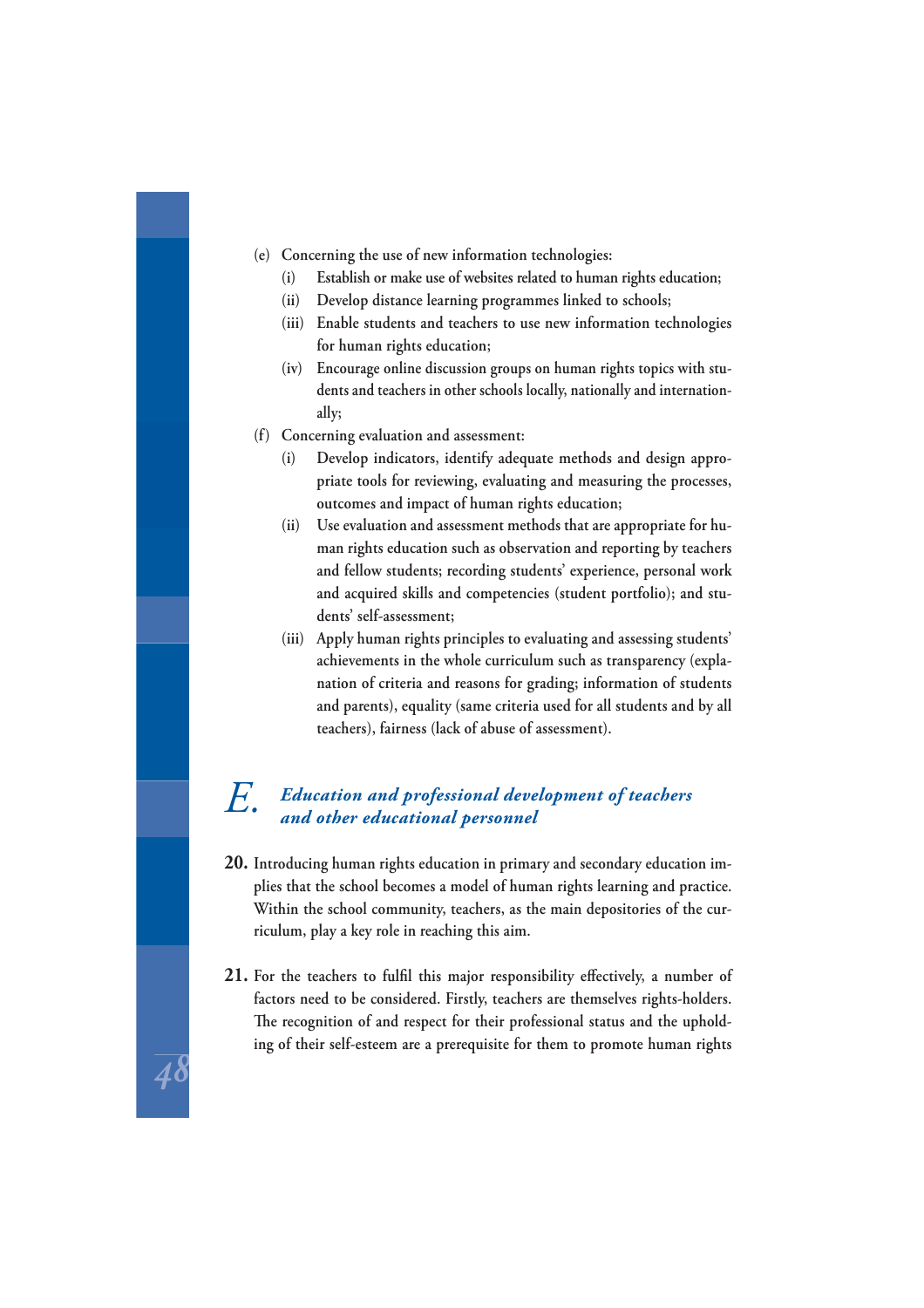(e) Concerning the use of new information technologies:

   (i) Establish or make use of websites related to human rights education;

   (ii) Develop distance learning programmes linked to schools;

   (iii) Enable students and teachers to use new information technologies for human rights education;

   (iv) Encourage online discussion groups on human rights topics with students and teachers in other schools locally, nationally and internationally;

(f) Concerning evaluation and assessment:

   (i) Develop indicators, identify adequate methods and design appropriate tools for reviewing, evaluating and measuring the processes, outcomes and impact of human rights education;

   (ii) Use evaluation and assessment methods that are appropriate for human rights education such as observation and reporting by teachers and fellow students; recording students' experience, personal work and acquired skills and competencies (student portfolio); and students' self-assessment;

   (iii) Apply human rights principles to evaluating and assessing students' achievements in the whole curriculum such as transparency (explanation of criteria and reasons for grading; information of students and parents), equality (same criteria used for all students and by all teachers), fairness (lack of abuse of assessment).

## E. *Education and professional development of teachers and other educational personnel*

**20.** Introducing human rights education in primary and secondary education implies that the school becomes a model of human rights learning and practice. Within the school community, teachers, as the main depositories of the curriculum, play a key role in reaching this aim.

**21.** For the teachers to fulfil this major responsibility effectively, a number of factors need to be considered. Firstly, teachers are themselves rights-holders. The recognition of and respect for their professional status and the upholding of their self-esteem are a prerequisite for them to promote human rights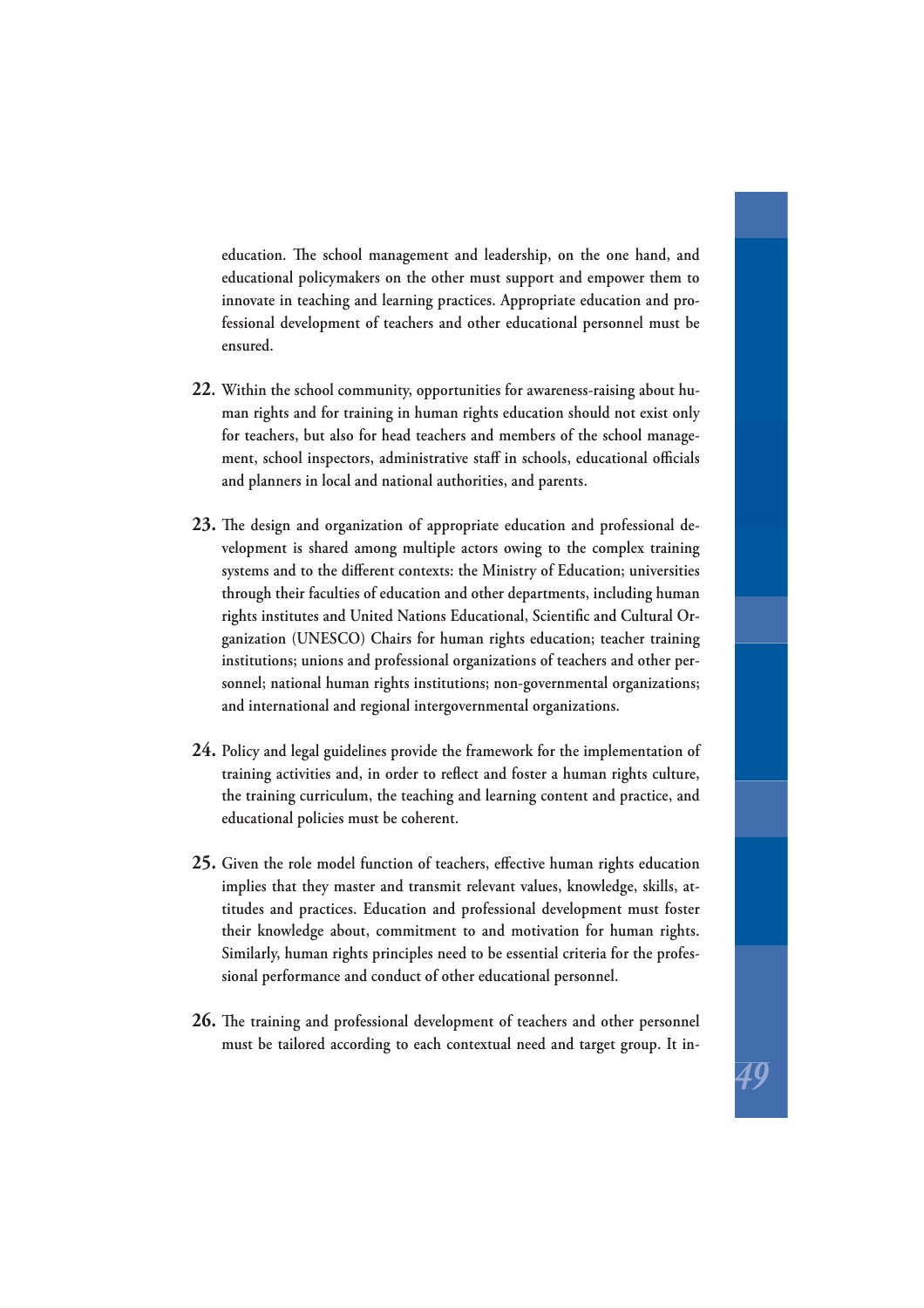education. The school management and leadership, on the one hand, and educational policymakers on the other must support and empower them to innovate in teaching and learning practices. Appropriate education and professional development of teachers and other educational personnel must be ensured.

**22.** Within the school community, opportunities for awareness-raising about human rights and for training in human rights education should not exist only for teachers, but also for head teachers and members of the school management, school inspectors, administrative staff in schools, educational officials and planners in local and national authorities, and parents.

**23.** The design and organization of appropriate education and professional development is shared among multiple actors owing to the complex training systems and to the different contexts: the Ministry of Education; universities through their faculties of education and other departments, including human rights institutes and United Nations Educational, Scientific and Cultural Organization (UNESCO) Chairs for human rights education; teacher training institutions; unions and professional organizations of teachers and other personnel; national human rights institutions; non-governmental organizations; and international and regional intergovernmental organizations.

**24.** Policy and legal guidelines provide the framework for the implementation of training activities and, in order to reflect and foster a human rights culture, the training curriculum, the teaching and learning content and practice, and educational policies must be coherent.

**25.** Given the role model function of teachers, effective human rights education implies that they master and transmit relevant values, knowledge, skills, attitudes and practices. Education and professional development must foster their knowledge about, commitment to and motivation for human rights. Similarly, human rights principles need to be essential criteria for the professional performance and conduct of other educational personnel.

**26.** The training and professional development of teachers and other personnel must be tailored according to each contextual need and target group. It in-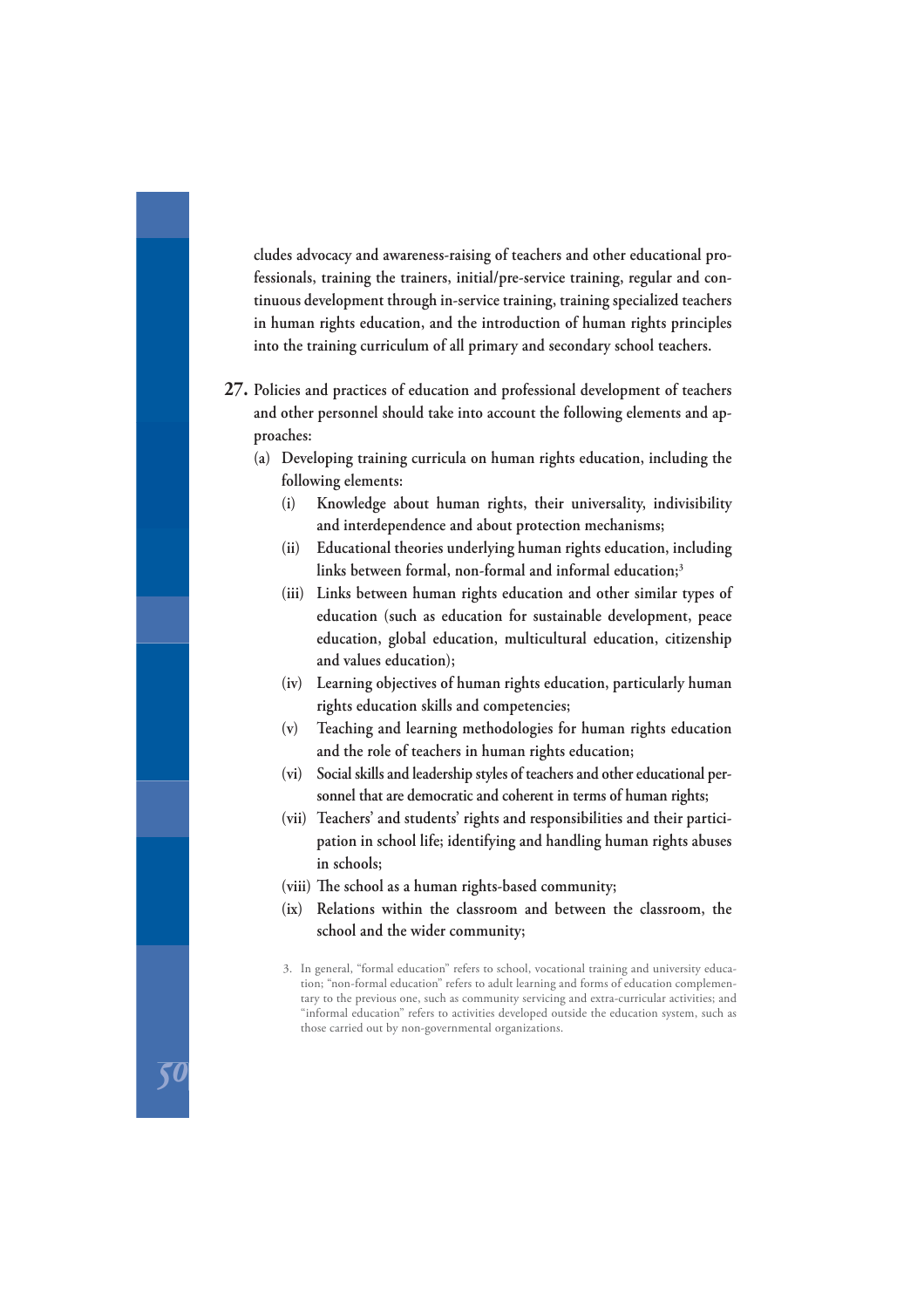cludes advocacy and awareness-raising of teachers and other educational professionals, training the trainers, initial/pre-service training, regular and continuous development through in-service training, training specialized teachers in human rights education, and the introduction of human rights principles into the training curriculum of all primary and secondary school teachers.

**27.** Policies and practices of education and professional development of teachers and other personnel should take into account the following elements and approaches:

(a) Developing training curricula on human rights education, including the following elements:

(i) Knowledge about human rights, their universality, indivisibility and interdependence and about protection mechanisms;

(ii) Educational theories underlying human rights education, including links between formal, non-formal and informal education;[3]

(iii) Links between human rights education and other similar types of education (such as education for sustainable development, peace education, global education, multicultural education, citizenship and values education);

(iv) Learning objectives of human rights education, particularly human rights education skills and competencies;

(v) Teaching and learning methodologies for human rights education and the role of teachers in human rights education;

(vi) Social skills and leadership styles of teachers and other educational personnel that are democratic and coherent in terms of human rights;

(vii) Teachers' and students' rights and responsibilities and their participation in school life; identifying and handling human rights abuses in schools;

(viii) The school as a human rights-based community;

(ix) Relations within the classroom and between the classroom, the school and the wider community;

3. In general, "formal education" refers to school, vocational training and university education; "non-formal education" refers to adult learning and forms of education complementary to the previous one, such as community servicing and extra-curricular activities; and "informal education" refers to activities developed outside the education system, such as those carried out by non-governmental organizations.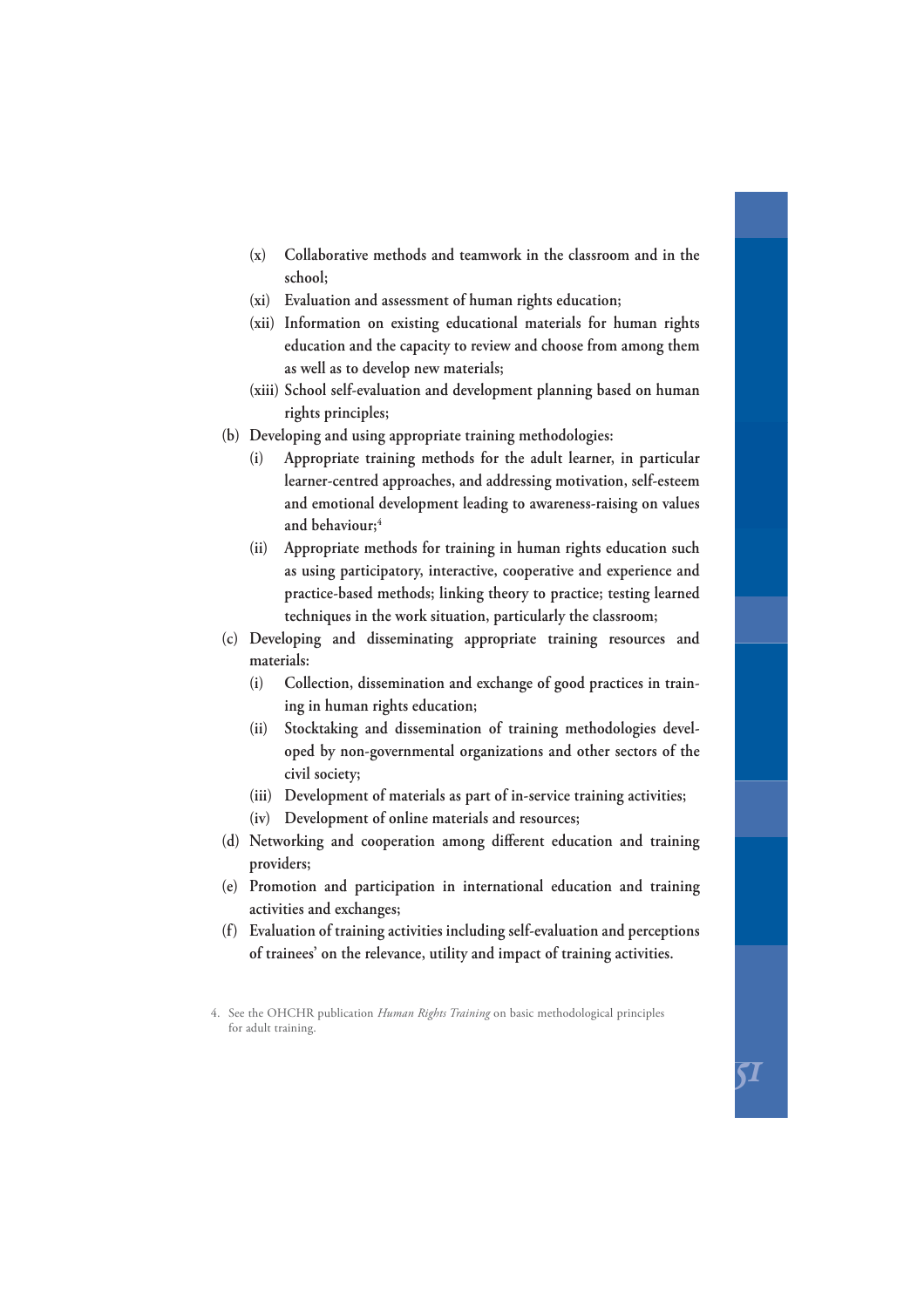- (x) Collaborative methods and teamwork in the classroom and in the school;
   - (xi) Evaluation and assessment of human rights education;
   - (xii) Information on existing educational materials for human rights education and the capacity to review and choose from among them as well as to develop new materials;
   - (xiii) School self-evaluation and development planning based on human rights principles;

- (b) Developing and using appropriate training methodologies:
   - (i) Appropriate training methods for the adult learner, in particular learner-centred approaches, and addressing motivation, self-esteem and emotional development leading to awareness-raising on values and behaviour;[4]
   - (ii) Appropriate methods for training in human rights education such as using participatory, interactive, cooperative and experience and practice-based methods; linking theory to practice; testing learned techniques in the work situation, particularly the classroom;

- (c) Developing and disseminating appropriate training resources and materials:
   - (i) Collection, dissemination and exchange of good practices in training in human rights education;
   - (ii) Stocktaking and dissemination of training methodologies developed by non-governmental organizations and other sectors of the civil society;
   - (iii) Development of materials as part of in-service training activities;
   - (iv) Development of online materials and resources;

- (d) Networking and cooperation among different education and training providers;
- (e) Promotion and participation in international education and training activities and exchanges;
- (f) Evaluation of training activities including self-evaluation and perceptions of trainees' on the relevance, utility and impact of training activities.

4. See the OHCHR publication *Human Rights Training* on basic methodological principles for adult training.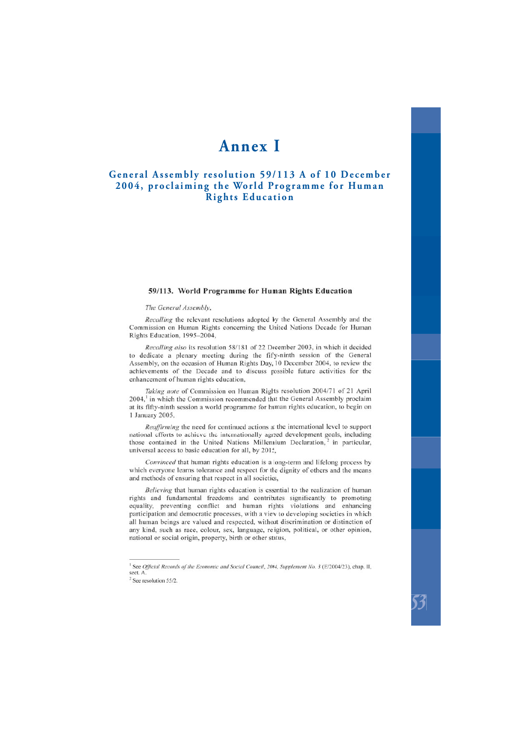# Annex I

## General Assembly resolution 59/113 A of 10 December 2004, proclaiming the World Programme for Human Rights Education

### 59/113. World Programme for Human Rights Education

*The General Assembly*,

*Recalling* the relevant resolutions adopted by the General Assembly and the Commission on Human Rights concerning the United Nations Decade for Human Rights Education, 1995–2004,

*Recalling also* its resolution 58/181 of 22 December 2003, in which it decided to dedicate a plenary meeting during the fifty-ninth session of the General Assembly, on the occasion of Human Rights Day, 10 December 2004, to review the achievements of the Decade and to discuss possible future activities for the enhancement of human rights education,

*Taking note* of Commission on Human Rights resolution 2004/71 of 21 April 2004,[1] in which the Commission recommended that the General Assembly proclaim at its fifty-ninth session a world programme for human rights education, to begin on 1 January 2005,

*Reaffirming* the need for continued actions at the international level to support national efforts to achieve the internationally agreed development goals, including those contained in the United Nations Millennium Declaration,[2] in particular, universal access to basic education for all, by 2015,

*Convinced* that human rights education is a long-term and lifelong process by which everyone learns tolerance and respect for the dignity of others and the means and methods of ensuring that respect in all societies,

*Believing* that human rights education is essential to the realization of human rights and fundamental freedoms and contributes significantly to promoting equality, preventing conflict and human rights violations and enhancing participation and democratic processes, with a view to developing societies in which all human beings are valued and respected, without discrimination or distinction of any kind, such as race, colour, sex, language, religion, political, or other opinion, national or social origin, property, birth or other status,

---

[1] See *Official Records of the Economic and Social Council, 2004, Supplement No. 3* (E/2004/23), chap. II, sect. A.

[2] See resolution 55/2.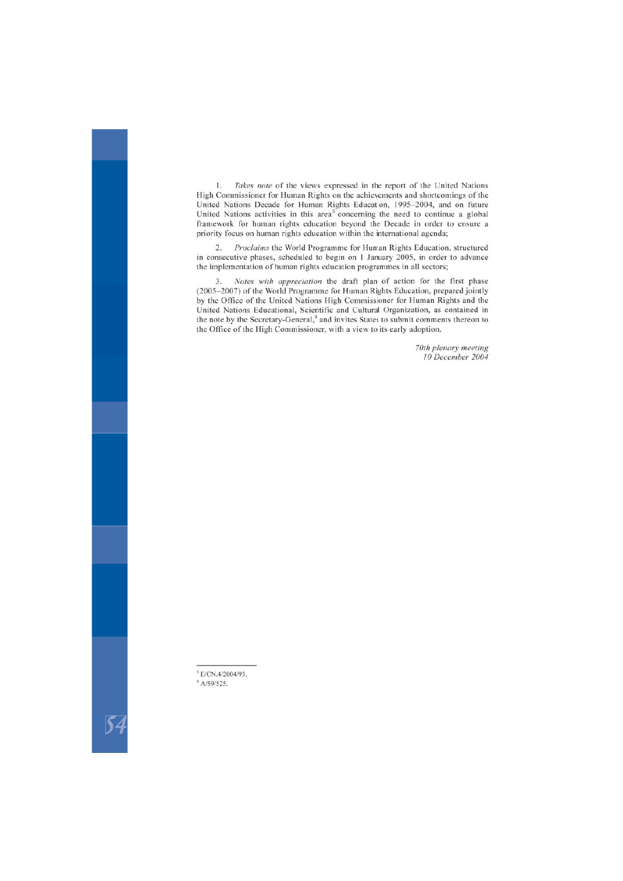1. *Takes note* of the views expressed in the report of the United Nations High Commissioner for Human Rights on the achievements and shortcomings of the United Nations Decade for Human Rights Education, 1995–2004, and on future United Nations activities in this area[3] concerning the need to continue a global framework for human rights education beyond the Decade in order to ensure a priority focus on human rights education within the international agenda;

2. *Proclaims* the World Programme for Human Rights Education, structured in consecutive phases, scheduled to begin on 1 January 2005, in order to advance the implementation of human rights education programmes in all sectors;

3. *Notes with appreciation* the draft plan of action for the first phase (2005–2007) of the World Programme for Human Rights Education, prepared jointly by the Office of the United Nations High Commissioner for Human Rights and the United Nations Educational, Scientific and Cultural Organization, as contained in the note by the Secretary-General,[4] and invites States to submit comments thereon to the Office of the High Commissioner, with a view to its early adoption.

*70th plenary meeting*
*10 December 2004*

---

[3] E/CN.4/2004/93.

[4] A/59/525.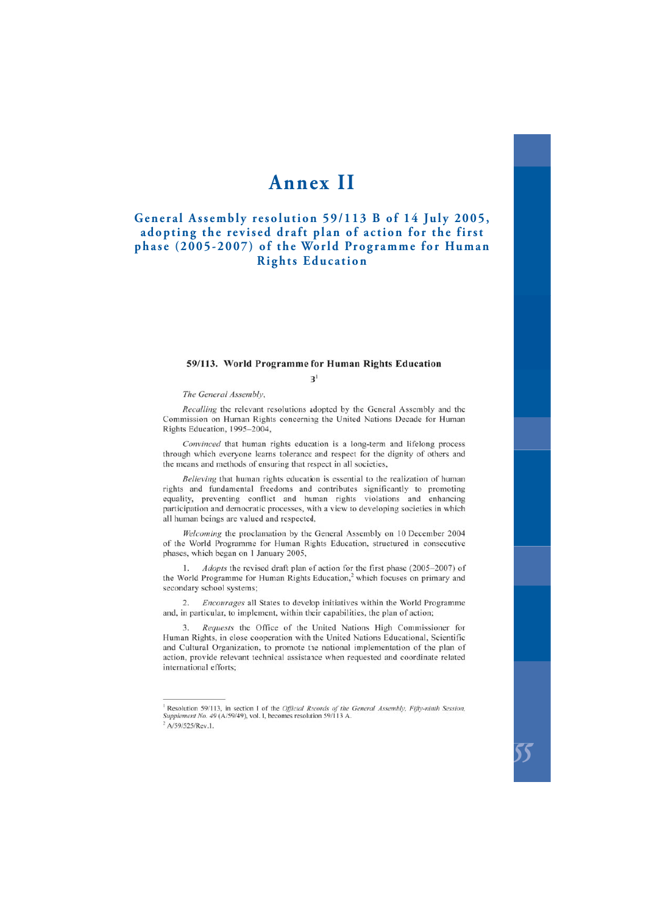# Annex II

## General Assembly resolution 59/113 B of 14 July 2005, adopting the revised draft plan of action for the first phase (2005-2007) of the World Programme for Human Rights Education

### 59/113. World Programme for Human Rights Education

B[1]

*The General Assembly*,

*Recalling* the relevant resolutions adopted by the General Assembly and the Commission on Human Rights concerning the United Nations Decade for Human Rights Education, 1995–2004,

*Convinced* that human rights education is a long-term and lifelong process through which everyone learns tolerance and respect for the dignity of others and the means and methods of ensuring that respect in all societies,

*Believing* that human rights education is essential to the realization of human rights and fundamental freedoms and contributes significantly to promoting equality, preventing conflict and human rights violations and enhancing participation and democratic processes, with a view to developing societies in which all human beings are valued and respected,

*Welcoming* the proclamation by the General Assembly on 10 December 2004 of the World Programme for Human Rights Education, structured in consecutive phases, which began on 1 January 2005,

1. *Adopts* the revised draft plan of action for the first phase (2005–2007) of the World Programme for Human Rights Education,[2] which focuses on primary and secondary school systems;

2. *Encourages* all States to develop initiatives within the World Programme and, in particular, to implement, within their capabilities, the plan of action;

3. *Requests* the Office of the United Nations High Commissioner for Human Rights, in close cooperation with the United Nations Educational, Scientific and Cultural Organization, to promote the national implementation of the plan of action, provide relevant technical assistance when requested and coordinate related international efforts;

---

[1] Resolution 59/113, in section I of the *Official Records of the General Assembly, Fifty-ninth Session, Supplement No. 49* (A/59/49), vol. I, becomes resolution 59/113 A.

[2] A/59/525/Rev.1.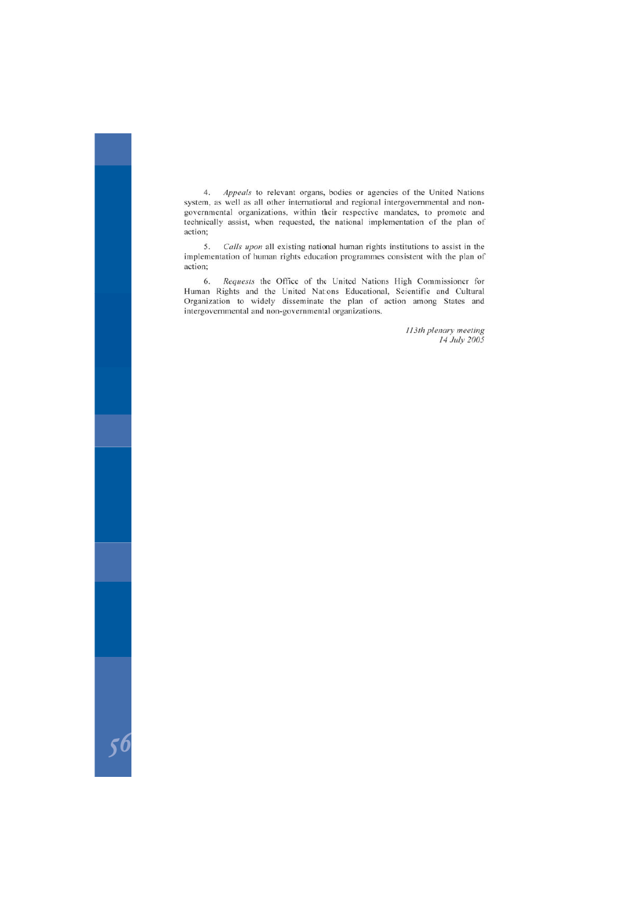4. *Appeals* to relevant organs, bodies or agencies of the United Nations system, as well as all other international and regional intergovernmental and non-governmental organizations, within their respective mandates, to promote and technically assist, when requested, the national implementation of the plan of action;

5. *Calls upon* all existing national human rights institutions to assist in the implementation of human rights education programmes consistent with the plan of action;

6. *Requests* the Office of the United Nations High Commissioner for Human Rights and the United Nations Educational, Scientific and Cultural Organization to widely disseminate the plan of action among States and intergovernmental and non-governmental organizations.

*113th plenary meeting*
*14 July 2005*